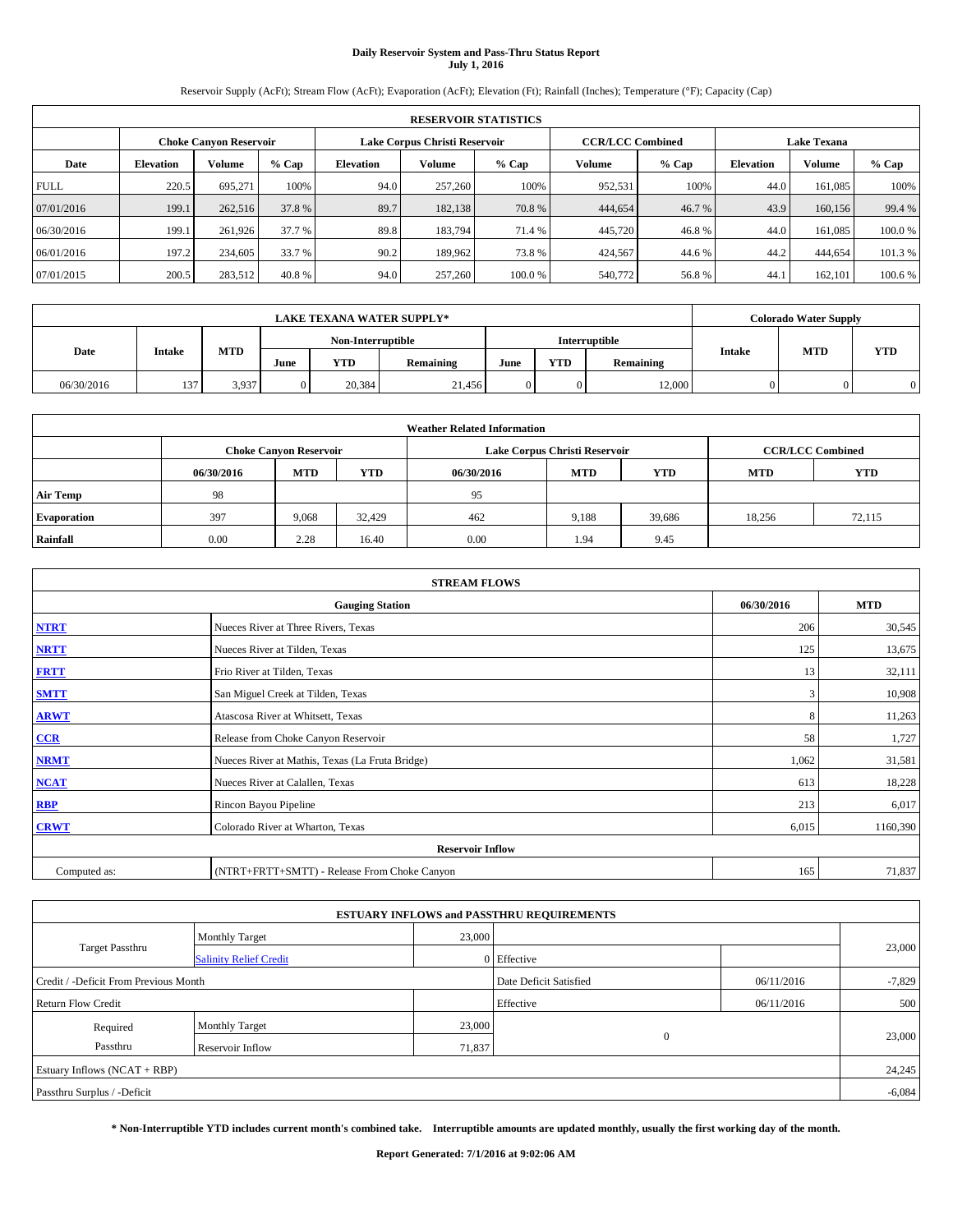# Daily Reservoir System and Pass-Thru Status Report
## July 1, 2016

Reservoir Supply (AcFt); Stream Flow (AcFt); Evaporation (AcFt); Elevation (Ft); Rainfall (Inches); Temperature (°F); Capacity (Cap)

| RESERVOIR STATISTICS | | | | | | | | | | | |
|---|---|---|---|---|---|---|---|---|---|---|---|
| | Choke Canyon Reservoir | | | Lake Corpus Christi Reservoir | | | CCR/LCC Combined | | Lake Texana | | |
| Date | Elevation | Volume | % Cap | Elevation | Volume | % Cap | Volume | % Cap | Elevation | Volume | % Cap |
| FULL | 220.5 | 695,271 | 100% | 94.0 | 257,260 | 100% | 952,531 | 100% | 44.0 | 161,085 | 100% |
| 07/01/2016 | 199.1 | 262,516 | 37.8 % | 89.7 | 182,138 | 70.8 % | 444,654 | 46.7 % | 43.9 | 160,156 | 99.4 % |
| 06/30/2016 | 199.1 | 261,926 | 37.7 % | 89.8 | 183,794 | 71.4 % | 445,720 | 46.8 % | 44.0 | 161,085 | 100.0 % |
| 06/01/2016 | 197.2 | 234,605 | 33.7 % | 90.2 | 189,962 | 73.8 % | 424,567 | 44.6 % | 44.2 | 444,654 | 101.3 % |
| 07/01/2015 | 200.5 | 283,512 | 40.8 % | 94.0 | 257,260 | 100.0 % | 540,772 | 56.8 % | 44.1 | 162,101 | 100.6 % |

| LAKE TEXANA WATER SUPPLY* | | | | | | | | | Colorado Water Supply | | |
|---|---|---|---|---|---|---|---|---|---|---|---|
| | | | Non-Interruptible | | | Interruptible | | | | | |
| Date | Intake | MTD | June | YTD | Remaining | June | YTD | Remaining | Intake | MTD | YTD |
| 06/30/2016 | 137 | 3,937 | 0 | 20,384 | 21,456 | 0 | 0 | 12,000 | 0 | 0 | 0 |

| Weather Related Information | | | | | | | | |
|---|---|---|---|---|---|---|---|---|
| | Choke Canyon Reservoir | | | Lake Corpus Christi Reservoir | | | CCR/LCC Combined | |
| | 06/30/2016 | MTD | YTD | 06/30/2016 | MTD | YTD | MTD | YTD |
| Air Temp | 98 | | | 95 | | | | |
| Evaporation | 397 | 9,068 | 32,429 | 462 | 9,188 | 39,686 | 18,256 | 72,115 |
| Rainfall | 0.00 | 2.28 | 16.40 | 0.00 | 1.94 | 9.45 | | |

| STREAM FLOWS | | | |
|---|---|---|---|
| Gauging Station | | 06/30/2016 | MTD |
| NTRT | Nueces River at Three Rivers, Texas | 206 | 30,545 |
| NRTT | Nueces River at Tilden, Texas | 125 | 13,675 |
| FRTT | Frio River at Tilden, Texas | 13 | 32,111 |
| SMTT | San Miguel Creek at Tilden, Texas | 3 | 10,908 |
| ARWT | Atascosa River at Whitsett, Texas | 8 | 11,263 |
| CCR | Release from Choke Canyon Reservoir | 58 | 1,727 |
| NRMT | Nueces River at Mathis, Texas (La Fruta Bridge) | 1,062 | 31,581 |
| NCAT | Nueces River at Calallen, Texas | 613 | 18,228 |
| RBP | Rincon Bayou Pipeline | 213 | 6,017 |
| CRWT | Colorado River at Wharton, Texas | 6,015 | 1160,390 |
| Reservoir Inflow | | | |
| Computed as: | (NTRT+FRTT+SMTT) - Release From Choke Canyon | 165 | 71,837 |

| ESTUARY INFLOWS and PASSTHRU REQUIREMENTS | | | | | |
|---|---|---|---|---|---|
| Target Passthru | Monthly Target | 23,000 | | | 23,000 |
| | Salinity Relief Credit | 0 | Effective | | |
| Credit / -Deficit From Previous Month | | | Date Deficit Satisfied | 06/11/2016 | -7,829 |
| Return Flow Credit | | | Effective | 06/11/2016 | 500 |
| Required Passthru | Monthly Target | 23,000 | 0 | | 23,000 |
| | Reservoir Inflow | 71,837 | | | |
| Estuary Inflows (NCAT + RBP) | | | | | 24,245 |
| Passthru Surplus / -Deficit | | | | | -6,084 |

**\* Non-Interruptible YTD includes current month's combined take. Interruptible amounts are updated monthly, usually the first working day of the month.**

**Report Generated: 7/1/2016 at 9:02:06 AM**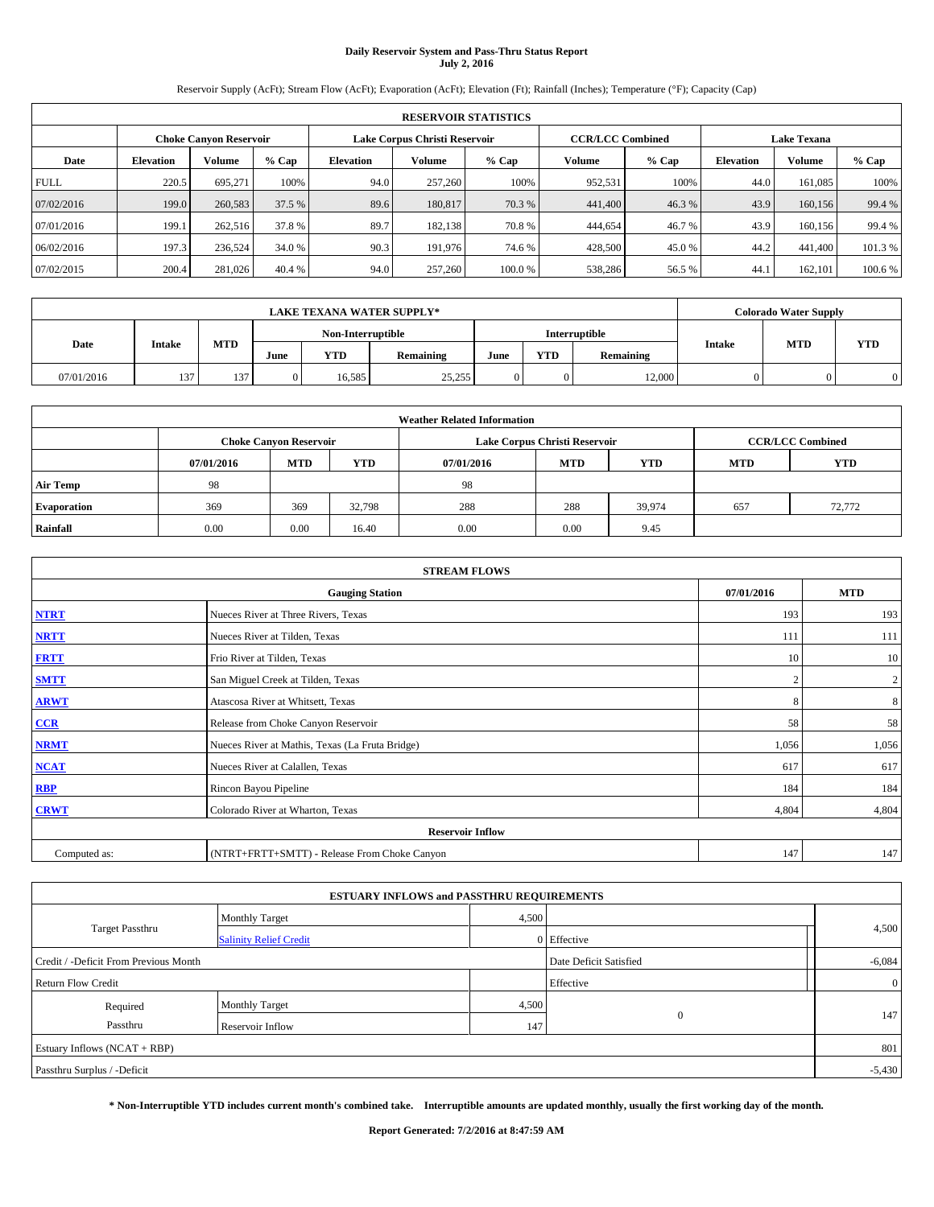# Daily Reservoir System and Pass-Thru Status Report
**July 2, 2016**

Reservoir Supply (AcFt); Stream Flow (AcFt); Evaporation (AcFt); Elevation (Ft); Rainfall (Inches); Temperature (°F); Capacity (Cap)

| RESERVOIR STATISTICS | | | | | | | | | | | |
|---|---|---|---|---|---|---|---|---|---|---|---|
| | Choke Canyon Reservoir | | | Lake Corpus Christi Reservoir | | | CCR/LCC Combined | | Lake Texana | | |
| Date | Elevation | Volume | % Cap | Elevation | Volume | % Cap | Volume | % Cap | Elevation | Volume | % Cap |
| FULL | 220.5 | 695,271 | 100% | 94.0 | 257,260 | 100% | 952,531 | 100% | 44.0 | 161,085 | 100% |
| 07/02/2016 | 199.0 | 260,583 | 37.5 % | 89.6 | 180,817 | 70.3 % | 441,400 | 46.3 % | 43.9 | 160,156 | 99.4 % |
| 07/01/2016 | 199.1 | 262,516 | 37.8 % | 89.7 | 182,138 | 70.8 % | 444,654 | 46.7 % | 43.9 | 160,156 | 99.4 % |
| 06/02/2016 | 197.3 | 236,524 | 34.0 % | 90.3 | 191,976 | 74.6 % | 428,500 | 45.0 % | 44.2 | 441,400 | 101.3 % |
| 07/02/2015 | 200.4 | 281,026 | 40.4 % | 94.0 | 257,260 | 100.0 % | 538,286 | 56.5 % | 44.1 | 162,101 | 100.6 % |

| LAKE TEXANA WATER SUPPLY* | | | | | | | | | Colorado Water Supply | | |
|---|---|---|---|---|---|---|---|---|---|---|---|
| Date | Intake | MTD | Non-Interruptible | | | Interruptible | | | Intake | MTD | YTD |
| | | | June | YTD | Remaining | June | YTD | Remaining | | | |
| 07/01/2016 | 137 | 137 | 0 | 16,585 | 25,255 | 0 | 0 | 12,000 | 0 | 0 | 0 |

| Weather Related Information | | | | | | | | |
|---|---|---|---|---|---|---|---|---|
| | Choke Canyon Reservoir | | | Lake Corpus Christi Reservoir | | | CCR/LCC Combined | |
| | 07/01/2016 | MTD | YTD | 07/01/2016 | MTD | YTD | MTD | YTD |
| Air Temp | 98 | | | 98 | | | | |
| Evaporation | 369 | 369 | 32,798 | 288 | 288 | 39,974 | 657 | 72,772 |
| Rainfall | 0.00 | 0.00 | 16.40 | 0.00 | 0.00 | 9.45 | | |

| STREAM FLOWS | | | |
|---|---|---|---|
| Gauging Station | | 07/01/2016 | MTD |
| NTRT | Nueces River at Three Rivers, Texas | 193 | 193 |
| NRTT | Nueces River at Tilden, Texas | 111 | 111 |
| FRTT | Frio River at Tilden, Texas | 10 | 10 |
| SMTT | San Miguel Creek at Tilden, Texas | 2 | 2 |
| ARWT | Atascosa River at Whitsett, Texas | 8 | 8 |
| CCR | Release from Choke Canyon Reservoir | 58 | 58 |
| NRMT | Nueces River at Mathis, Texas (La Fruta Bridge) | 1,056 | 1,056 |
| NCAT | Nueces River at Calallen, Texas | 617 | 617 |
| RBP | Rincon Bayou Pipeline | 184 | 184 |
| CRWT | Colorado River at Wharton, Texas | 4,804 | 4,804 |
| Reservoir Inflow | | | |
| Computed as: | (NTRT+FRTT+SMTT) - Release From Choke Canyon | 147 | 147 |

| ESTUARY INFLOWS and PASSTHRU REQUIREMENTS | | | | |
|---|---|---|---|---|
| Target Passthru | Monthly Target | 4,500 | | 4,500 |
| | Salinity Relief Credit | 0 | Effective | |
| Credit / -Deficit From Previous Month | | | Date Deficit Satisfied | -6,084 |
| Return Flow Credit | | | Effective | 0 |
| Required Passthru | Monthly Target | 4,500 | 0 | 147 |
| | Reservoir Inflow | 147 | | |
| Estuary Inflows (NCAT + RBP) | | | | 801 |
| Passthru Surplus / -Deficit | | | | -5,430 |

**\* Non-Interruptible YTD includes current month's combined take. Interruptible amounts are updated monthly, usually the first working day of the month.**

**Report Generated: 7/2/2016 at 8:47:59 AM**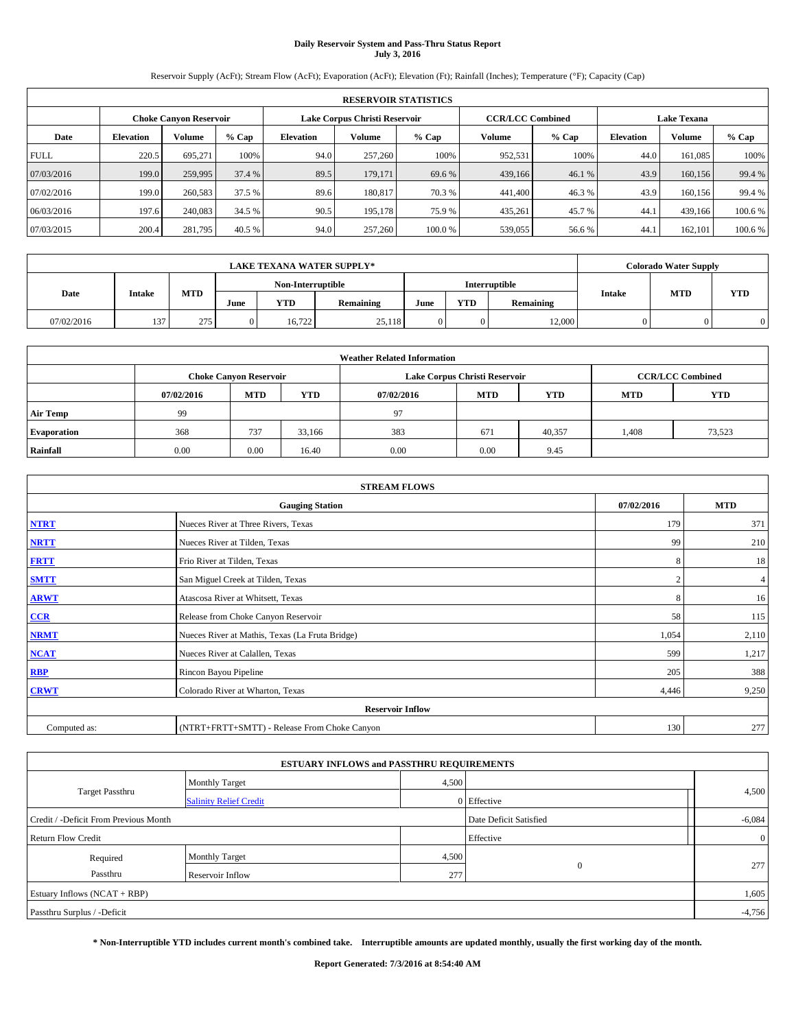# Daily Reservoir System and Pass-Thru Status Report
**July 3, 2016**

Reservoir Supply (AcFt); Stream Flow (AcFt); Evaporation (AcFt); Elevation (Ft); Rainfall (Inches); Temperature (°F); Capacity (Cap)

| RESERVOIR STATISTICS | | | | | | | | | | | |
|---|---|---|---|---|---|---|---|---|---|---|---|
| | Choke Canyon Reservoir | | | Lake Corpus Christi Reservoir | | | CCR/LCC Combined | | Lake Texana | | |
| Date | Elevation | Volume | % Cap | Elevation | Volume | % Cap | Volume | % Cap | Elevation | Volume | % Cap |
| FULL | 220.5 | 695,271 | 100% | 94.0 | 257,260 | 100% | 952,531 | 100% | 44.0 | 161,085 | 100% |
| 07/03/2016 | 199.0 | 259,995 | 37.4 % | 89.5 | 179,171 | 69.6 % | 439,166 | 46.1 % | 43.9 | 160,156 | 99.4 % |
| 07/02/2016 | 199.0 | 260,583 | 37.5 % | 89.6 | 180,817 | 70.3 % | 441,400 | 46.3 % | 43.9 | 160,156 | 99.4 % |
| 06/03/2016 | 197.6 | 240,083 | 34.5 % | 90.5 | 195,178 | 75.9 % | 435,261 | 45.7 % | 44.1 | 439,166 | 100.6 % |
| 07/03/2015 | 200.4 | 281,795 | 40.5 % | 94.0 | 257,260 | 100.0 % | 539,055 | 56.6 % | 44.1 | 162,101 | 100.6 % |

| LAKE TEXANA WATER SUPPLY* | | | | | | | | | Colorado Water Supply | | |
|---|---|---|---|---|---|---|---|---|---|---|---|
| Date | Intake | MTD | Non-Interruptible | | | Interruptible | | | Intake | MTD | YTD |
| | | | June | YTD | Remaining | June | YTD | Remaining | | | |
| 07/02/2016 | 137 | 275 | 0 | 16,722 | 25,118 | 0 | 0 | 12,000 | 0 | 0 | 0 |

| Weather Related Information | | | | | | | | |
|---|---|---|---|---|---|---|---|---|
| | Choke Canyon Reservoir | | | Lake Corpus Christi Reservoir | | | CCR/LCC Combined | |
| | 07/02/2016 | MTD | YTD | 07/02/2016 | MTD | YTD | MTD | YTD |
| Air Temp | 99 | | | 97 | | | | |
| Evaporation | 368 | 737 | 33,166 | 383 | 671 | 40,357 | 1,408 | 73,523 |
| Rainfall | 0.00 | 0.00 | 16.40 | 0.00 | 0.00 | 9.45 | | |

| STREAM FLOWS | | | |
|---|---|---|---|
| | Gauging Station | 07/02/2016 | MTD |
| NTRT | Nueces River at Three Rivers, Texas | 179 | 371 |
| NRTT | Nueces River at Tilden, Texas | 99 | 210 |
| FRTT | Frio River at Tilden, Texas | 8 | 18 |
| SMTT | San Miguel Creek at Tilden, Texas | 2 | 4 |
| ARWT | Atascosa River at Whitsett, Texas | 8 | 16 |
| CCR | Release from Choke Canyon Reservoir | 58 | 115 |
| NRMT | Nueces River at Mathis, Texas (La Fruta Bridge) | 1,054 | 2,110 |
| NCAT | Nueces River at Calallen, Texas | 599 | 1,217 |
| RBP | Rincon Bayou Pipeline | 205 | 388 |
| CRWT | Colorado River at Wharton, Texas | 4,446 | 9,250 |
| **Reservoir Inflow** | | | |
| Computed as: | (NTRT+FRTT+SMTT) - Release From Choke Canyon | 130 | 277 |

| ESTUARY INFLOWS and PASSTHRU REQUIREMENTS | | | | |
|---|---|---|---|---|
| Target Passthru | Monthly Target | 4,500 | | 4,500 |
| | Salinity Relief Credit | 0 | Effective | |
| Credit / -Deficit From Previous Month | | | Date Deficit Satisfied | -6,084 |
| Return Flow Credit | | | Effective | 0 |
| Required Passthru | Monthly Target | 4,500 | 0 | 277 |
| | Reservoir Inflow | 277 | | |
| Estuary Inflows (NCAT + RBP) | | | | 1,605 |
| Passthru Surplus / -Deficit | | | | -4,756 |

**\* Non-Interruptible YTD includes current month's combined take. Interruptible amounts are updated monthly, usually the first working day of the month.**

**Report Generated: 7/3/2016 at 8:54:40 AM**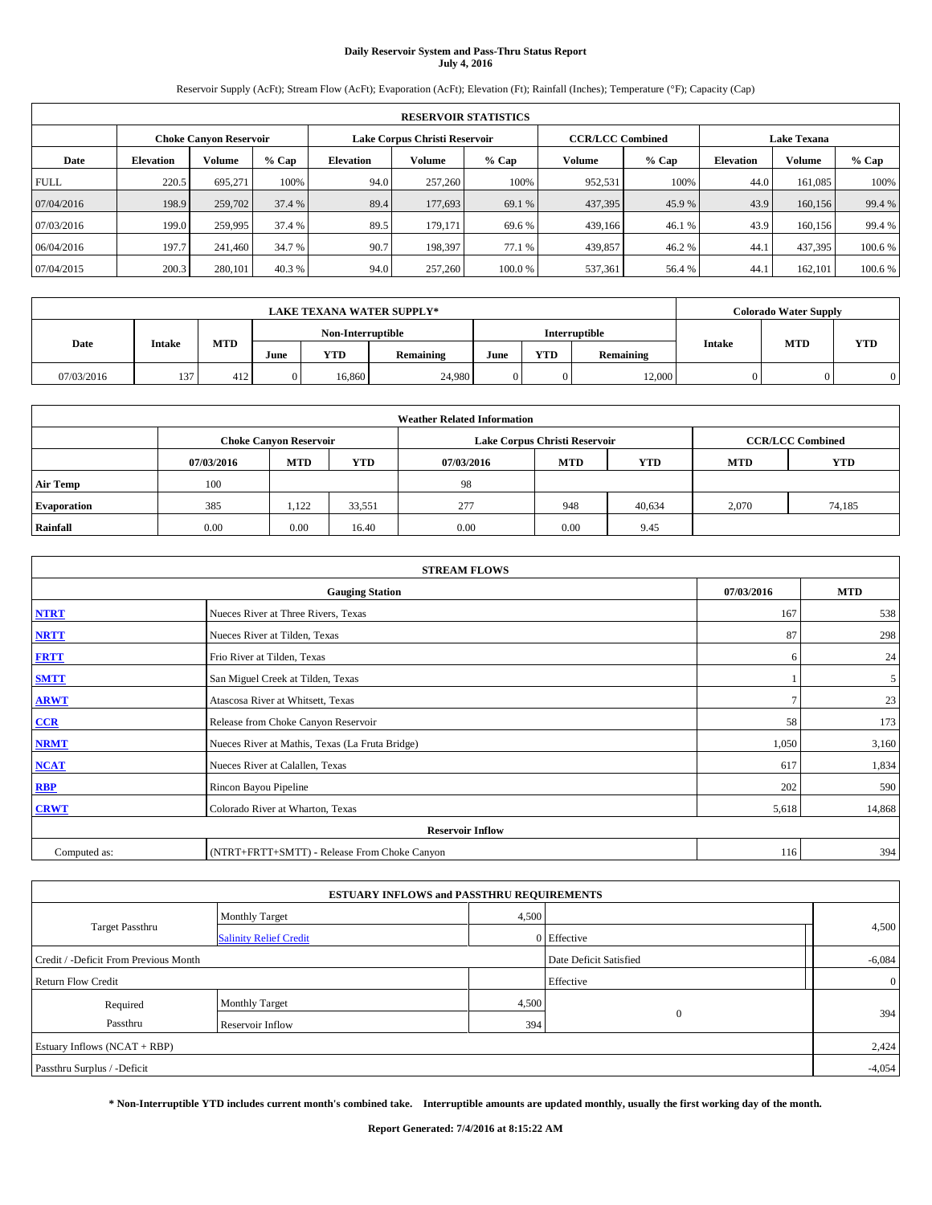# Daily Reservoir System and Pass-Thru Status Report
**July 4, 2016**

Reservoir Supply (AcFt); Stream Flow (AcFt); Evaporation (AcFt); Elevation (Ft); Rainfall (Inches); Temperature (°F); Capacity (Cap)

| RESERVOIR STATISTICS | | | | | | | | | | | |
|---|---|---|---|---|---|---|---|---|---|---|---|
| | Choke Canyon Reservoir | | | Lake Corpus Christi Reservoir | | | CCR/LCC Combined | | Lake Texana | | |
| Date | Elevation | Volume | % Cap | Elevation | Volume | % Cap | Volume | % Cap | Elevation | Volume | % Cap |
| FULL | 220.5 | 695,271 | 100% | 94.0 | 257,260 | 100% | 952,531 | 100% | 44.0 | 161,085 | 100% |
| 07/04/2016 | 198.9 | 259,702 | 37.4 % | 89.4 | 177,693 | 69.1 % | 437,395 | 45.9 % | 43.9 | 160,156 | 99.4 % |
| 07/03/2016 | 199.0 | 259,995 | 37.4 % | 89.5 | 179,171 | 69.6 % | 439,166 | 46.1 % | 43.9 | 160,156 | 99.4 % |
| 06/04/2016 | 197.7 | 241,460 | 34.7 % | 90.7 | 198,397 | 77.1 % | 439,857 | 46.2 % | 44.1 | 437,395 | 100.6 % |
| 07/04/2015 | 200.3 | 280,101 | 40.3 % | 94.0 | 257,260 | 100.0 % | 537,361 | 56.4 % | 44.1 | 162,101 | 100.6 % |

| LAKE TEXANA WATER SUPPLY* | | | | | | | | | Colorado Water Supply | | |
|---|---|---|---|---|---|---|---|---|---|---|---|
| | | | Non-Interruptible | | | Interruptible | | | | | |
| Date | Intake | MTD | June | YTD | Remaining | June | YTD | Remaining | Intake | MTD | YTD |
| 07/03/2016 | 137 | 412 | 0 | 16,860 | 24,980 | 0 | 0 | 12,000 | 0 | 0 | 0 |

| Weather Related Information | | | | | | | | |
|---|---|---|---|---|---|---|---|---|
| | Choke Canyon Reservoir | | | Lake Corpus Christi Reservoir | | | CCR/LCC Combined | |
| | 07/03/2016 | MTD | YTD | 07/03/2016 | MTD | YTD | MTD | YTD |
| Air Temp | 100 | | | 98 | | | | |
| Evaporation | 385 | 1,122 | 33,551 | 277 | 948 | 40,634 | 2,070 | 74,185 |
| Rainfall | 0.00 | 0.00 | 16.40 | 0.00 | 0.00 | 9.45 | | |

| STREAM FLOWS | | | |
|---|---|---|---|
| Gauging Station | | 07/03/2016 | MTD |
| NTRT | Nueces River at Three Rivers, Texas | 167 | 538 |
| NRTT | Nueces River at Tilden, Texas | 87 | 298 |
| FRTT | Frio River at Tilden, Texas | 6 | 24 |
| SMTT | San Miguel Creek at Tilden, Texas | 1 | 5 |
| ARWT | Atascosa River at Whitsett, Texas | 7 | 23 |
| CCR | Release from Choke Canyon Reservoir | 58 | 173 |
| NRMT | Nueces River at Mathis, Texas (La Fruta Bridge) | 1,050 | 3,160 |
| NCAT | Nueces River at Calallen, Texas | 617 | 1,834 |
| RBP | Rincon Bayou Pipeline | 202 | 590 |
| CRWT | Colorado River at Wharton, Texas | 5,618 | 14,868 |
| Reservoir Inflow | | | |
| Computed as: | (NTRT+FRTT+SMTT) - Release From Choke Canyon | 116 | 394 |

| ESTUARY INFLOWS and PASSTHRU REQUIREMENTS | | | | |
|---|---|---|---|---|
| Target Passthru | Monthly Target | 4,500 | | 4,500 |
| | Salinity Relief Credit | 0 | Effective | |
| Credit / -Deficit From Previous Month | | | Date Deficit Satisfied | -6,084 |
| Return Flow Credit | | | Effective | 0 |
| Required Passthru | Monthly Target | 4,500 | 0 | 394 |
| | Reservoir Inflow | 394 | | |
| Estuary Inflows (NCAT + RBP) | | | | 2,424 |
| Passthru Surplus / -Deficit | | | | -4,054 |

**\* Non-Interruptible YTD includes current month's combined take. Interruptible amounts are updated monthly, usually the first working day of the month.**

**Report Generated: 7/4/2016 at 8:15:22 AM**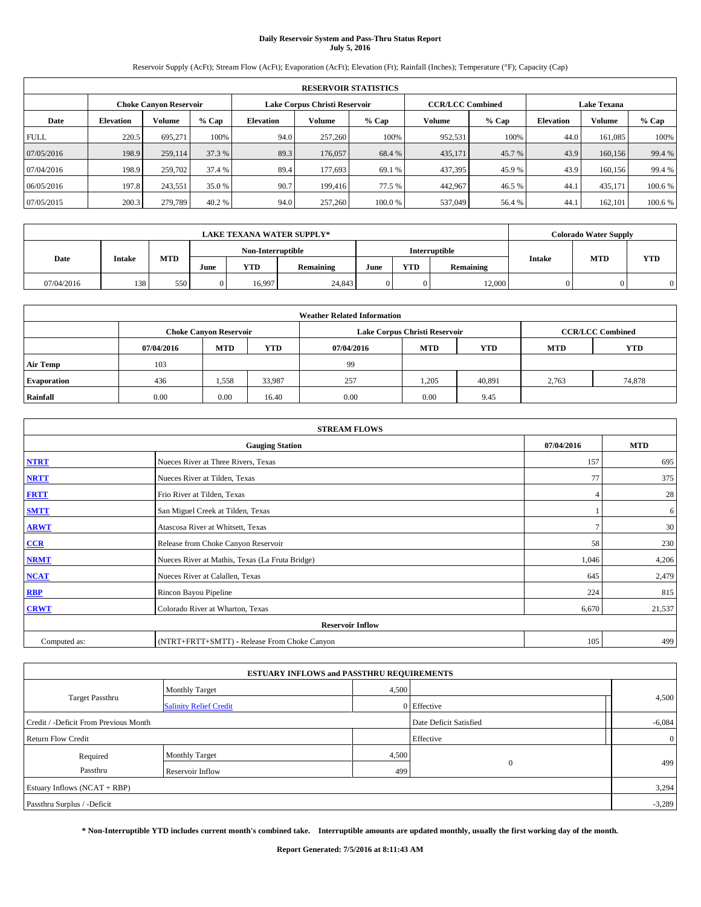# Daily Reservoir System and Pass-Thru Status Report
## July 5, 2016

Reservoir Supply (AcFt); Stream Flow (AcFt); Evaporation (AcFt); Elevation (Ft); Rainfall (Inches); Temperature (°F); Capacity (Cap)

| RESERVOIR STATISTICS | | | | | | | | | | | |
|---|---|---|---|---|---|---|---|---|---|---|---|
| | Choke Canyon Reservoir | | | Lake Corpus Christi Reservoir | | | CCR/LCC Combined | | Lake Texana | | |
| Date | Elevation | Volume | % Cap | Elevation | Volume | % Cap | Volume | % Cap | Elevation | Volume | % Cap |
| FULL | 220.5 | 695,271 | 100% | 94.0 | 257,260 | 100% | 952,531 | 100% | 44.0 | 161,085 | 100% |
| 07/05/2016 | 198.9 | 259,114 | 37.3 % | 89.3 | 176,057 | 68.4 % | 435,171 | 45.7 % | 43.9 | 160,156 | 99.4 % |
| 07/04/2016 | 198.9 | 259,702 | 37.4 % | 89.4 | 177,693 | 69.1 % | 437,395 | 45.9 % | 43.9 | 160,156 | 99.4 % |
| 06/05/2016 | 197.8 | 243,551 | 35.0 % | 90.7 | 199,416 | 77.5 % | 442,967 | 46.5 % | 44.1 | 435,171 | 100.6 % |
| 07/05/2015 | 200.3 | 279,789 | 40.2 % | 94.0 | 257,260 | 100.0 % | 537,049 | 56.4 % | 44.1 | 162,101 | 100.6 % |

| LAKE TEXANA WATER SUPPLY* | | | | | | | | | Colorado Water Supply | | |
|---|---|---|---|---|---|---|---|---|---|---|---|
| Date | Intake | MTD | Non-Interruptible | | | Interruptible | | | Intake | MTD | YTD |
| | | | June | YTD | Remaining | June | YTD | Remaining | | | |
| 07/04/2016 | 138 | 550 | 0 | 16,997 | 24,843 | 0 | 0 | 12,000 | 0 | 0 | 0 |

| Weather Related Information | | | | | | | | |
|---|---|---|---|---|---|---|---|---|
| | Choke Canyon Reservoir | | | Lake Corpus Christi Reservoir | | | CCR/LCC Combined | |
| | 07/04/2016 | MTD | YTD | 07/04/2016 | MTD | YTD | MTD | YTD |
| Air Temp | 103 | | | 99 | | | | |
| Evaporation | 436 | 1,558 | 33,987 | 257 | 1,205 | 40,891 | 2,763 | 74,878 |
| Rainfall | 0.00 | 0.00 | 16.40 | 0.00 | 0.00 | 9.45 | | |

| STREAM FLOWS | | | |
|---|---|---|---|
| | Gauging Station | 07/04/2016 | MTD |
| NTRT | Nueces River at Three Rivers, Texas | 157 | 695 |
| NRTT | Nueces River at Tilden, Texas | 77 | 375 |
| FRTT | Frio River at Tilden, Texas | 4 | 28 |
| SMTT | San Miguel Creek at Tilden, Texas | 1 | 6 |
| ARWT | Atascosa River at Whitsett, Texas | 7 | 30 |
| CCR | Release from Choke Canyon Reservoir | 58 | 230 |
| NRMT | Nueces River at Mathis, Texas (La Fruta Bridge) | 1,046 | 4,206 |
| NCAT | Nueces River at Calallen, Texas | 645 | 2,479 |
| RBP | Rincon Bayou Pipeline | 224 | 815 |
| CRWT | Colorado River at Wharton, Texas | 6,670 | 21,537 |
| | Reservoir Inflow | | |
| Computed as: | (NTRT+FRTT+SMTT) - Release From Choke Canyon | 105 | 499 |

| ESTUARY INFLOWS and PASSTHRU REQUIREMENTS | | | | |
|---|---|---|---|---|
| Target Passthru | Monthly Target | 4,500 | | 4,500 |
| | Salinity Relief Credit | 0 | Effective | |
| Credit / -Deficit From Previous Month | | | Date Deficit Satisfied | -6,084 |
| Return Flow Credit | | | Effective | 0 |
| Required Passthru | Monthly Target | 4,500 | 0 | 499 |
| | Reservoir Inflow | 499 | | |
| Estuary Inflows (NCAT + RBP) | | | | 3,294 |
| Passthru Surplus / -Deficit | | | | -3,289 |

**\* Non-Interruptible YTD includes current month's combined take. Interruptible amounts are updated monthly, usually the first working day of the month.**

**Report Generated: 7/5/2016 at 8:11:43 AM**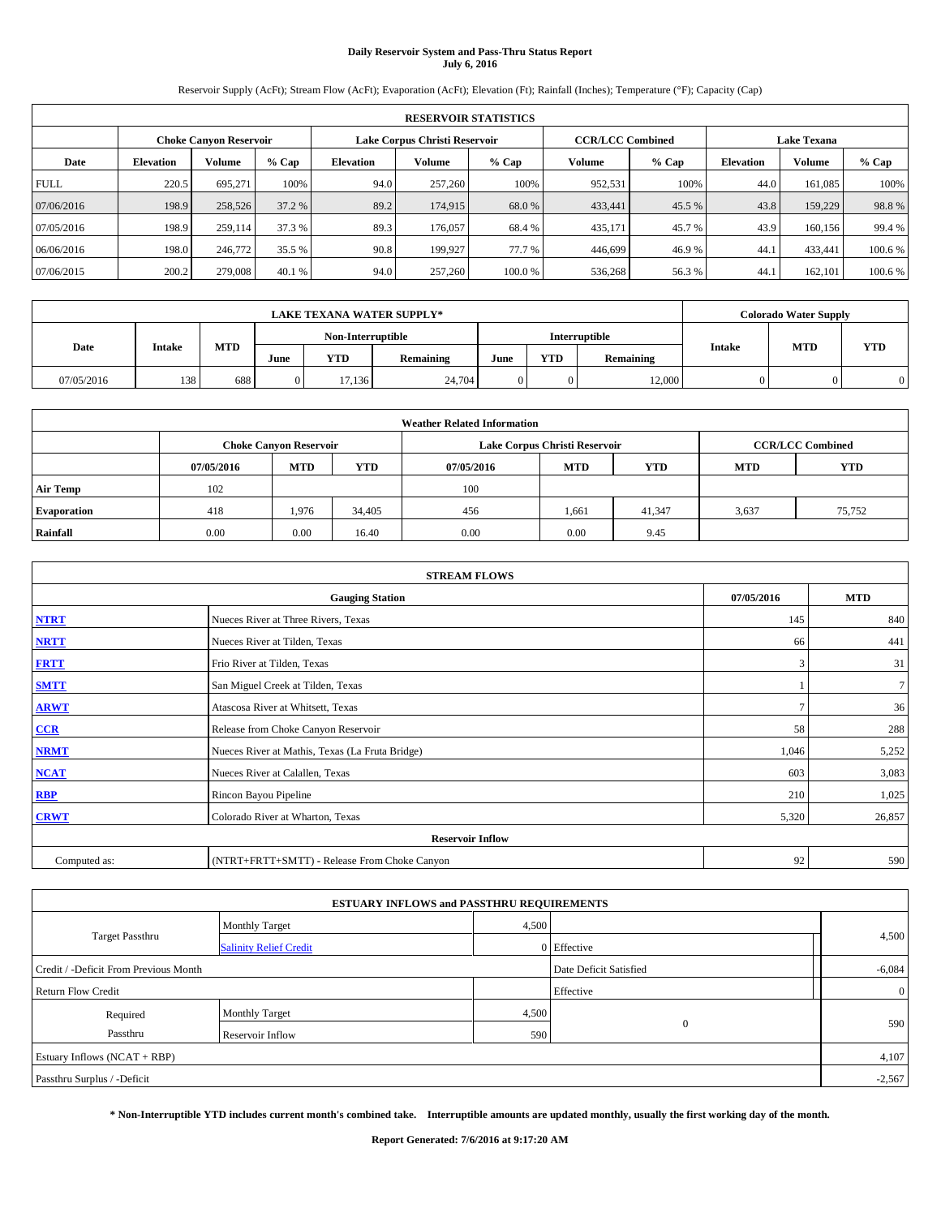# Daily Reservoir System and Pass-Thru Status Report
## July 6, 2016

Reservoir Supply (AcFt); Stream Flow (AcFt); Evaporation (AcFt); Elevation (Ft); Rainfall (Inches); Temperature (°F); Capacity (Cap)

| RESERVOIR STATISTICS | | | | | | | | | | | |
|---|---|---|---|---|---|---|---|---|---|---|---|
| | Choke Canyon Reservoir | | | Lake Corpus Christi Reservoir | | | CCR/LCC Combined | | Lake Texana | | |
| Date | Elevation | Volume | % Cap | Elevation | Volume | % Cap | Volume | % Cap | Elevation | Volume | % Cap |
| FULL | 220.5 | 695,271 | 100% | 94.0 | 257,260 | 100% | 952,531 | 100% | 44.0 | 161,085 | 100% |
| 07/06/2016 | 198.9 | 258,526 | 37.2 % | 89.2 | 174,915 | 68.0 % | 433,441 | 45.5 % | 43.8 | 159,229 | 98.8 % |
| 07/05/2016 | 198.9 | 259,114 | 37.3 % | 89.3 | 176,057 | 68.4 % | 435,171 | 45.7 % | 43.9 | 160,156 | 99.4 % |
| 06/06/2016 | 198.0 | 246,772 | 35.5 % | 90.8 | 199,927 | 77.7 % | 446,699 | 46.9 % | 44.1 | 433,441 | 100.6 % |
| 07/06/2015 | 200.2 | 279,008 | 40.1 % | 94.0 | 257,260 | 100.0 % | 536,268 | 56.3 % | 44.1 | 162,101 | 100.6 % |

| LAKE TEXANA WATER SUPPLY* | | | | | | | | | Colorado Water Supply | | |
|---|---|---|---|---|---|---|---|---|---|---|---|
| Date | Intake | MTD | Non-Interruptible | | | Interruptible | | | Intake | MTD | YTD |
| | | | June | YTD | Remaining | June | YTD | Remaining | | | |
| 07/05/2016 | 138 | 688 | 0 | 17,136 | 24,704 | 0 | 0 | 12,000 | 0 | 0 | 0 |

| Weather Related Information | | | | | | | | |
|---|---|---|---|---|---|---|---|---|
| | Choke Canyon Reservoir | | | Lake Corpus Christi Reservoir | | | CCR/LCC Combined | |
| | 07/05/2016 | MTD | YTD | 07/05/2016 | MTD | YTD | MTD | YTD |
| Air Temp | 102 | | | 100 | | | | |
| Evaporation | 418 | 1,976 | 34,405 | 456 | 1,661 | 41,347 | 3,637 | 75,752 |
| Rainfall | 0.00 | 0.00 | 16.40 | 0.00 | 0.00 | 9.45 | | |

| STREAM FLOWS | | | |
|---|---|---|---|
| | Gauging Station | 07/05/2016 | MTD |
| NTRT | Nueces River at Three Rivers, Texas | 145 | 840 |
| NRTT | Nueces River at Tilden, Texas | 66 | 441 |
| FRTT | Frio River at Tilden, Texas | 3 | 31 |
| SMTT | San Miguel Creek at Tilden, Texas | 1 | 7 |
| ARWT | Atascosa River at Whitsett, Texas | 7 | 36 |
| CCR | Release from Choke Canyon Reservoir | 58 | 288 |
| NRMT | Nueces River at Mathis, Texas (La Fruta Bridge) | 1,046 | 5,252 |
| NCAT | Nueces River at Calallen, Texas | 603 | 3,083 |
| RBP | Rincon Bayou Pipeline | 210 | 1,025 |
| CRWT | Colorado River at Wharton, Texas | 5,320 | 26,857 |
| Reservoir Inflow | | | |
| Computed as: | (NTRT+FRTT+SMTT) - Release From Choke Canyon | 92 | 590 |

| ESTUARY INFLOWS and PASSTHRU REQUIREMENTS | | | | |
|---|---|---|---|---|
| Target Passthru | Monthly Target | 4,500 | | 4,500 |
| | Salinity Relief Credit | 0 | Effective | |
| Credit / -Deficit From Previous Month | | | Date Deficit Satisfied | -6,084 |
| Return Flow Credit | | | Effective | 0 |
| Required Passthru | Monthly Target | 4,500 | 0 | 590 |
| | Reservoir Inflow | 590 | | |
| Estuary Inflows (NCAT + RBP) | | | | 4,107 |
| Passthru Surplus / -Deficit | | | | -2,567 |

**\* Non-Interruptible YTD includes current month's combined take. Interruptible amounts are updated monthly, usually the first working day of the month.**

**Report Generated: 7/6/2016 at 9:17:20 AM**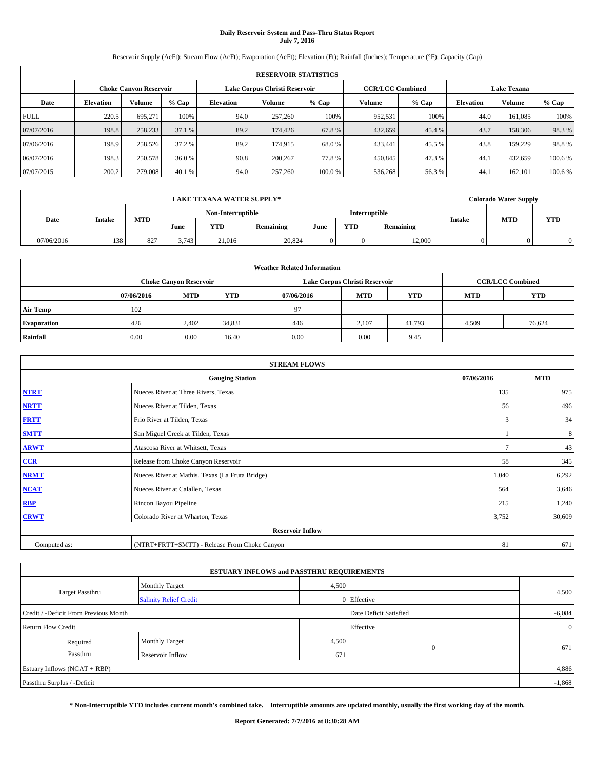**Daily Reservoir System and Pass-Thru Status Report**
**July 7, 2016**

Reservoir Supply (AcFt); Stream Flow (AcFt); Evaporation (AcFt); Elevation (Ft); Rainfall (Inches); Temperature (°F); Capacity (Cap)

| RESERVOIR STATISTICS | | | | | | | | | | | |
|---|---|---|---|---|---|---|---|---|---|---|---|
| | Choke Canyon Reservoir | | | Lake Corpus Christi Reservoir | | | CCR/LCC Combined | | Lake Texana | | |
| Date | Elevation | Volume | % Cap | Elevation | Volume | % Cap | Volume | % Cap | Elevation | Volume | % Cap |
| FULL | 220.5 | 695,271 | 100% | 94.0 | 257,260 | 100% | 952,531 | 100% | 44.0 | 161,085 | 100% |
| 07/07/2016 | 198.8 | 258,233 | 37.1 % | 89.2 | 174,426 | 67.8 % | 432,659 | 45.4 % | 43.7 | 158,306 | 98.3 % |
| 07/06/2016 | 198.9 | 258,526 | 37.2 % | 89.2 | 174,915 | 68.0 % | 433,441 | 45.5 % | 43.8 | 159,229 | 98.8 % |
| 06/07/2016 | 198.3 | 250,578 | 36.0 % | 90.8 | 200,267 | 77.8 % | 450,845 | 47.3 % | 44.1 | 432,659 | 100.6 % |
| 07/07/2015 | 200.2 | 279,008 | 40.1 % | 94.0 | 257,260 | 100.0 % | 536,268 | 56.3 % | 44.1 | 162,101 | 100.6 % |

| LAKE TEXANA WATER SUPPLY* | | | | | | | | | Colorado Water Supply | | |
|---|---|---|---|---|---|---|---|---|---|---|---|
| Date | Intake | MTD | Non-Interruptible | | | Interruptible | | | Intake | MTD | YTD |
| | | | June | YTD | Remaining | June | YTD | Remaining | | | |
| 07/06/2016 | 138 | 827 | 3,743 | 21,016 | 20,824 | 0 | 0 | 12,000 | 0 | 0 | 0 |

| Weather Related Information | | | | | | | | |
|---|---|---|---|---|---|---|---|---|
| | Choke Canyon Reservoir | | | Lake Corpus Christi Reservoir | | | CCR/LCC Combined | |
| | 07/06/2016 | MTD | YTD | 07/06/2016 | MTD | YTD | MTD | YTD |
| Air Temp | 102 | | | 97 | | | | |
| Evaporation | 426 | 2,402 | 34,831 | 446 | 2,107 | 41,793 | 4,509 | 76,624 |
| Rainfall | 0.00 | 0.00 | 16.40 | 0.00 | 0.00 | 9.45 | | |

| STREAM FLOWS | | | |
|---|---|---|---|
| Gauging Station | | 07/06/2016 | MTD |
| NTRT | Nueces River at Three Rivers, Texas | 135 | 975 |
| NRTT | Nueces River at Tilden, Texas | 56 | 496 |
| FRTT | Frio River at Tilden, Texas | 3 | 34 |
| SMTT | San Miguel Creek at Tilden, Texas | 1 | 8 |
| ARWT | Atascosa River at Whitsett, Texas | 7 | 43 |
| CCR | Release from Choke Canyon Reservoir | 58 | 345 |
| NRMT | Nueces River at Mathis, Texas (La Fruta Bridge) | 1,040 | 6,292 |
| NCAT | Nueces River at Calallen, Texas | 564 | 3,646 |
| RBP | Rincon Bayou Pipeline | 215 | 1,240 |
| CRWT | Colorado River at Wharton, Texas | 3,752 | 30,609 |
| Reservoir Inflow | | | |
| Computed as: | (NTRT+FRTT+SMTT) - Release From Choke Canyon | 81 | 671 |

| ESTUARY INFLOWS and PASSTHRU REQUIREMENTS | | | | |
|---|---|---|---|---|
| Target Passthru | Monthly Target | 4,500 | | 4,500 |
| | Salinity Relief Credit | 0 | Effective | |
| Credit / -Deficit From Previous Month | | | Date Deficit Satisfied | -6,084 |
| Return Flow Credit | | | Effective | 0 |
| Required Passthru | Monthly Target | 4,500 | 0 | 671 |
| | Reservoir Inflow | 671 | | |
| Estuary Inflows (NCAT + RBP) | | | | 4,886 |
| Passthru Surplus / -Deficit | | | | -1,868 |

**\* Non-Interruptible YTD includes current month's combined take. Interruptible amounts are updated monthly, usually the first working day of the month.**

**Report Generated: 7/7/2016 at 8:30:28 AM**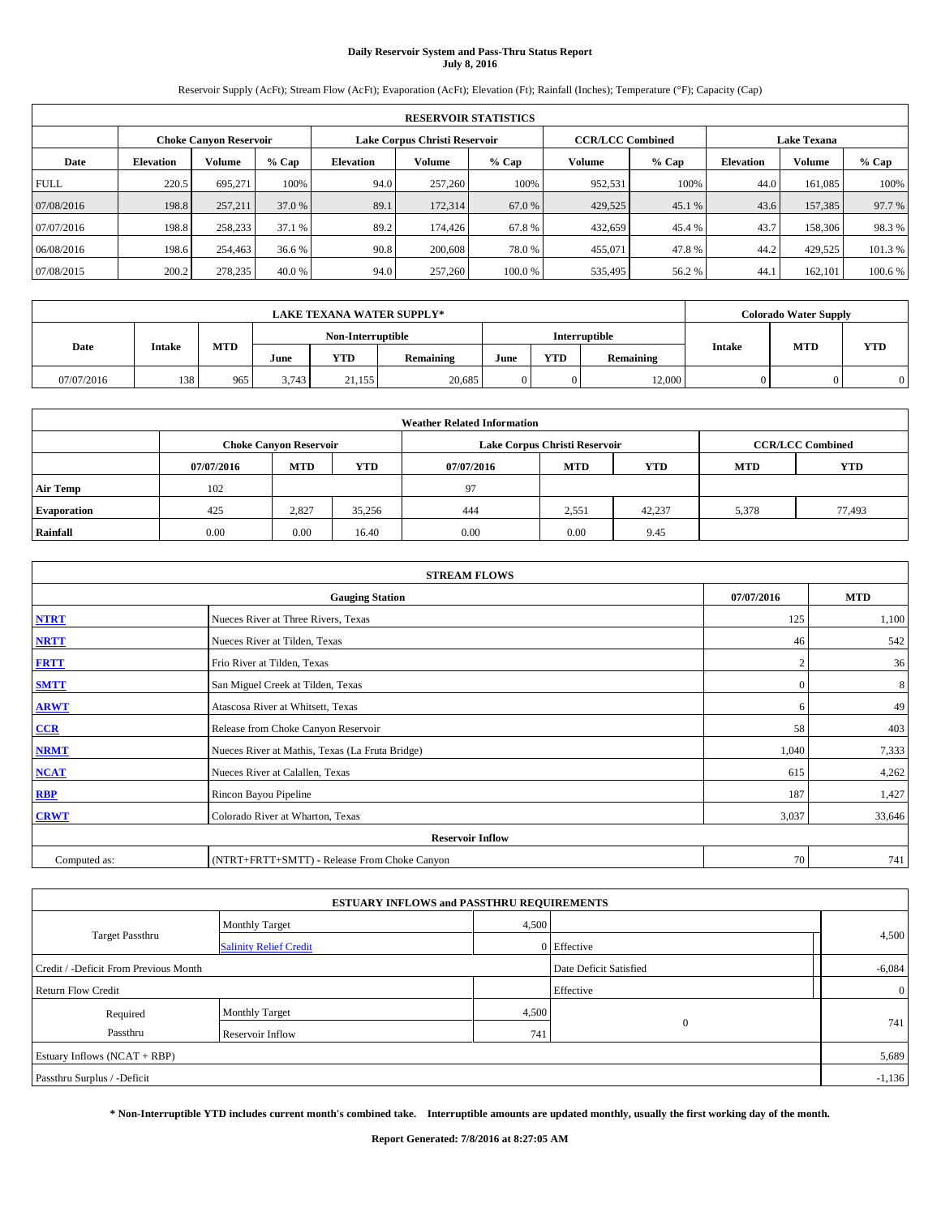# Daily Reservoir System and Pass-Thru Status Report
**July 8, 2016**

Reservoir Supply (AcFt); Stream Flow (AcFt); Evaporation (AcFt); Elevation (Ft); Rainfall (Inches); Temperature (°F); Capacity (Cap)

| RESERVOIR STATISTICS | | | | | | | | | | | |
|---|---|---|---|---|---|---|---|---|---|---|---|
| | Choke Canyon Reservoir | | | Lake Corpus Christi Reservoir | | | CCR/LCC Combined | | Lake Texana | | |
| Date | Elevation | Volume | % Cap | Elevation | Volume | % Cap | Volume | % Cap | Elevation | Volume | % Cap |
| FULL | 220.5 | 695,271 | 100% | 94.0 | 257,260 | 100% | 952,531 | 100% | 44.0 | 161,085 | 100% |
| 07/08/2016 | 198.8 | 257,211 | 37.0 % | 89.1 | 172,314 | 67.0 % | 429,525 | 45.1 % | 43.6 | 157,385 | 97.7 % |
| 07/07/2016 | 198.8 | 258,233 | 37.1 % | 89.2 | 174,426 | 67.8 % | 432,659 | 45.4 % | 43.7 | 158,306 | 98.3 % |
| 06/08/2016 | 198.6 | 254,463 | 36.6 % | 90.8 | 200,608 | 78.0 % | 455,071 | 47.8 % | 44.2 | 429,525 | 101.3 % |
| 07/08/2015 | 200.2 | 278,235 | 40.0 % | 94.0 | 257,260 | 100.0 % | 535,495 | 56.2 % | 44.1 | 162,101 | 100.6 % |

| LAKE TEXANA WATER SUPPLY* | | | | | | | | | Colorado Water Supply | | |
|---|---|---|---|---|---|---|---|---|---|---|---|
| | | | Non-Interruptible | | | Interruptible | | | | | |
| Date | Intake | MTD | June | YTD | Remaining | June | YTD | Remaining | Intake | MTD | YTD |
| 07/07/2016 | 138 | 965 | 3,743 | 21,155 | 20,685 | 0 | 0 | 12,000 | 0 | 0 | 0 |

| Weather Related Information | | | | | | | | |
|---|---|---|---|---|---|---|---|---|
| | Choke Canyon Reservoir | | | Lake Corpus Christi Reservoir | | | CCR/LCC Combined | |
| | 07/07/2016 | MTD | YTD | 07/07/2016 | MTD | YTD | MTD | YTD |
| Air Temp | 102 | | | 97 | | | | |
| Evaporation | 425 | 2,827 | 35,256 | 444 | 2,551 | 42,237 | 5,378 | 77,493 |
| Rainfall | 0.00 | 0.00 | 16.40 | 0.00 | 0.00 | 9.45 | | |

| STREAM FLOWS | | | |
|---|---|---|---|
| Gauging Station | | 07/07/2016 | MTD |
| NTRT | Nueces River at Three Rivers, Texas | 125 | 1,100 |
| NRTT | Nueces River at Tilden, Texas | 46 | 542 |
| FRTT | Frio River at Tilden, Texas | 2 | 36 |
| SMTT | San Miguel Creek at Tilden, Texas | 0 | 8 |
| ARWT | Atascosa River at Whitsett, Texas | 6 | 49 |
| CCR | Release from Choke Canyon Reservoir | 58 | 403 |
| NRMT | Nueces River at Mathis, Texas (La Fruta Bridge) | 1,040 | 7,333 |
| NCAT | Nueces River at Calallen, Texas | 615 | 4,262 |
| RBP | Rincon Bayou Pipeline | 187 | 1,427 |
| CRWT | Colorado River at Wharton, Texas | 3,037 | 33,646 |
| Reservoir Inflow | | | |
| Computed as: | (NTRT+FRTT+SMTT) - Release From Choke Canyon | 70 | 741 |

| ESTUARY INFLOWS and PASSTHRU REQUIREMENTS | | | | |
|---|---|---|---|---|
| Target Passthru | Monthly Target | 4,500 | | 4,500 |
| | Salinity Relief Credit | 0 | Effective | |
| Credit / -Deficit From Previous Month | | | Date Deficit Satisfied | -6,084 |
| Return Flow Credit | | | Effective | 0 |
| Required Passthru | Monthly Target | 4,500 | 0 | 741 |
| | Reservoir Inflow | 741 | | |
| Estuary Inflows (NCAT + RBP) | | | | 5,689 |
| Passthru Surplus / -Deficit | | | | -1,136 |

**\* Non-Interruptible YTD includes current month's combined take. Interruptible amounts are updated monthly, usually the first working day of the month.**

**Report Generated: 7/8/2016 at 8:27:05 AM**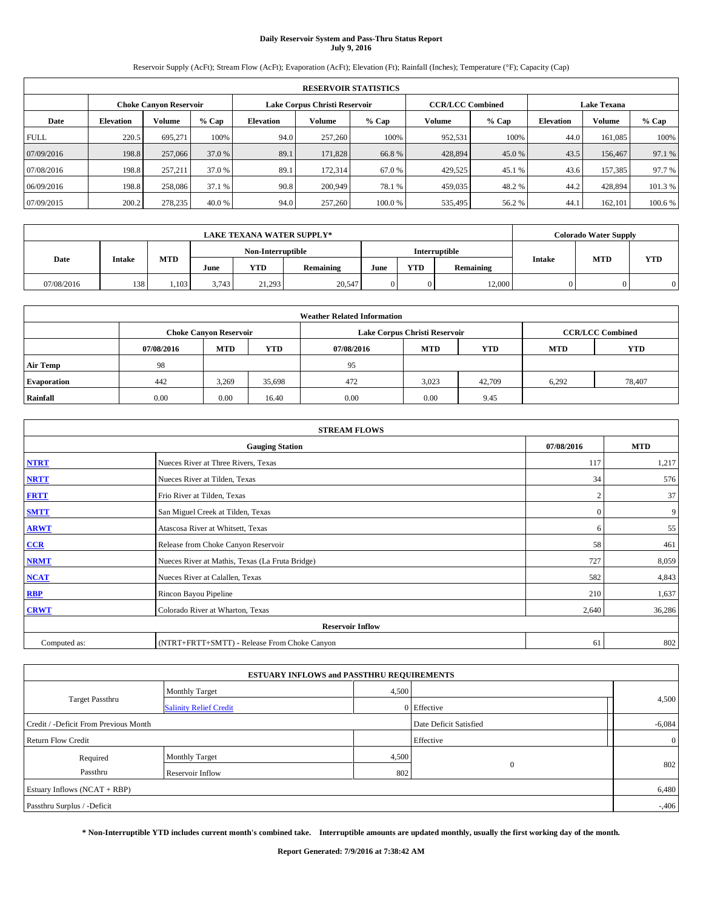# Daily Reservoir System and Pass-Thru Status Report
**July 9, 2016**

Reservoir Supply (AcFt); Stream Flow (AcFt); Evaporation (AcFt); Elevation (Ft); Rainfall (Inches); Temperature (°F); Capacity (Cap)

| RESERVOIR STATISTICS | | | | | | | | | | | |
|---|---|---|---|---|---|---|---|---|---|---|---|
| | Choke Canyon Reservoir | | | Lake Corpus Christi Reservoir | | | CCR/LCC Combined | | Lake Texana | | |
| Date | Elevation | Volume | % Cap | Elevation | Volume | % Cap | Volume | % Cap | Elevation | Volume | % Cap |
| FULL | 220.5 | 695,271 | 100% | 94.0 | 257,260 | 100% | 952,531 | 100% | 44.0 | 161,085 | 100% |
| 07/09/2016 | 198.8 | 257,066 | 37.0 % | 89.1 | 171,828 | 66.8 % | 428,894 | 45.0 % | 43.5 | 156,467 | 97.1 % |
| 07/08/2016 | 198.8 | 257,211 | 37.0 % | 89.1 | 172,314 | 67.0 % | 429,525 | 45.1 % | 43.6 | 157,385 | 97.7 % |
| 06/09/2016 | 198.8 | 258,086 | 37.1 % | 90.8 | 200,949 | 78.1 % | 459,035 | 48.2 % | 44.2 | 428,894 | 101.3 % |
| 07/09/2015 | 200.2 | 278,235 | 40.0 % | 94.0 | 257,260 | 100.0 % | 535,495 | 56.2 % | 44.1 | 162,101 | 100.6 % |

| LAKE TEXANA WATER SUPPLY* | | | | | | | | | Colorado Water Supply | | |
|---|---|---|---|---|---|---|---|---|---|---|---|
| Date | Intake | MTD | Non-Interruptible | | | Interruptible | | | Intake | MTD | YTD |
| | | | June | YTD | Remaining | June | YTD | Remaining | | | |
| 07/08/2016 | 138 | 1,103 | 3,743 | 21,293 | 20,547 | 0 | 0 | 12,000 | 0 | 0 | 0 |

| Weather Related Information | | | | | | | | |
|---|---|---|---|---|---|---|---|---|
| | Choke Canyon Reservoir | | | Lake Corpus Christi Reservoir | | | CCR/LCC Combined | |
| | 07/08/2016 | MTD | YTD | 07/08/2016 | MTD | YTD | MTD | YTD |
| Air Temp | 98 | | | 95 | | | | |
| Evaporation | 442 | 3,269 | 35,698 | 472 | 3,023 | 42,709 | 6,292 | 78,407 |
| Rainfall | 0.00 | 0.00 | 16.40 | 0.00 | 0.00 | 9.45 | | |

| STREAM FLOWS | | | |
|---|---|---|---|
| | Gauging Station | 07/08/2016 | MTD |
| NTRT | Nueces River at Three Rivers, Texas | 117 | 1,217 |
| NRTT | Nueces River at Tilden, Texas | 34 | 576 |
| FRTT | Frio River at Tilden, Texas | 2 | 37 |
| SMTT | San Miguel Creek at Tilden, Texas | 0 | 9 |
| ARWT | Atascosa River at Whitsett, Texas | 6 | 55 |
| CCR | Release from Choke Canyon Reservoir | 58 | 461 |
| NRMT | Nueces River at Mathis, Texas (La Fruta Bridge) | 727 | 8,059 |
| NCAT | Nueces River at Calallen, Texas | 582 | 4,843 |
| RBP | Rincon Bayou Pipeline | 210 | 1,637 |
| CRWT | Colorado River at Wharton, Texas | 2,640 | 36,286 |
| | Reservoir Inflow | | |
| Computed as: | (NTRT+FRTT+SMTT) - Release From Choke Canyon | 61 | 802 |

| ESTUARY INFLOWS and PASSTHRU REQUIREMENTS | | | | |
|---|---|---|---|---|
| Target Passthru | Monthly Target | 4,500 | | 4,500 |
| | Salinity Relief Credit | 0 | Effective | |
| Credit / -Deficit From Previous Month | | | Date Deficit Satisfied | -6,084 |
| Return Flow Credit | | | Effective | 0 |
| Required Passthru | Monthly Target | 4,500 | 0 | 802 |
| | Reservoir Inflow | 802 | | |
| Estuary Inflows (NCAT + RBP) | | | | 6,480 |
| Passthru Surplus / -Deficit | | | | -406 |

**\* Non-Interruptible YTD includes current month's combined take. Interruptible amounts are updated monthly, usually the first working day of the month.**

**Report Generated: 7/9/2016 at 7:38:42 AM**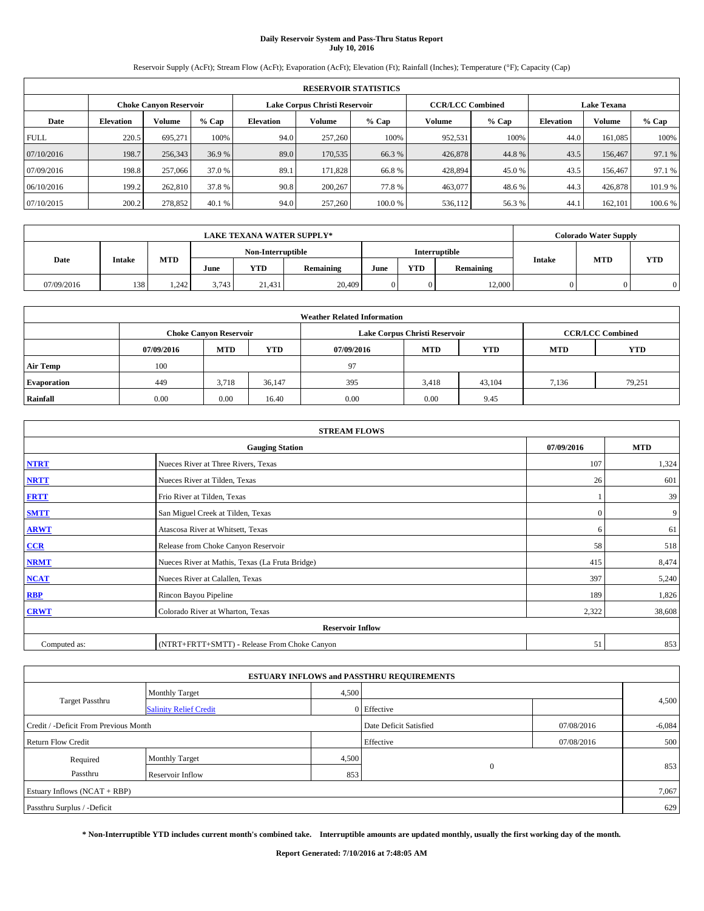# Daily Reservoir System and Pass-Thru Status Report
## July 10, 2016

Reservoir Supply (AcFt); Stream Flow (AcFt); Evaporation (AcFt); Elevation (Ft); Rainfall (Inches); Temperature (°F); Capacity (Cap)

| RESERVOIR STATISTICS | | | | | | | | | | | |
|---|---|---|---|---|---|---|---|---|---|---|---|
| | Choke Canyon Reservoir | | | Lake Corpus Christi Reservoir | | | CCR/LCC Combined | | Lake Texana | | |
| Date | Elevation | Volume | % Cap | Elevation | Volume | % Cap | Volume | % Cap | Elevation | Volume | % Cap |
| FULL | 220.5 | 695,271 | 100% | 94.0 | 257,260 | 100% | 952,531 | 100% | 44.0 | 161,085 | 100% |
| 07/10/2016 | 198.7 | 256,343 | 36.9 % | 89.0 | 170,535 | 66.3 % | 426,878 | 44.8 % | 43.5 | 156,467 | 97.1 % |
| 07/09/2016 | 198.8 | 257,066 | 37.0 % | 89.1 | 171,828 | 66.8 % | 428,894 | 45.0 % | 43.5 | 156,467 | 97.1 % |
| 06/10/2016 | 199.2 | 262,810 | 37.8 % | 90.8 | 200,267 | 77.8 % | 463,077 | 48.6 % | 44.3 | 426,878 | 101.9 % |
| 07/10/2015 | 200.2 | 278,852 | 40.1 % | 94.0 | 257,260 | 100.0 % | 536,112 | 56.3 % | 44.1 | 162,101 | 100.6 % |

| LAKE TEXANA WATER SUPPLY* | | | | | | | | | Colorado Water Supply | | |
|---|---|---|---|---|---|---|---|---|---|---|---|
| Date | Intake | MTD | Non-Interruptible | | | Interruptible | | | Intake | MTD | YTD |
| | | | June | YTD | Remaining | June | YTD | Remaining | | | |
| 07/09/2016 | 138 | 1,242 | 3,743 | 21,431 | 20,409 | 0 | 0 | 12,000 | 0 | 0 | 0 |

| Weather Related Information | | | | | | | | |
|---|---|---|---|---|---|---|---|---|
| | Choke Canyon Reservoir | | | Lake Corpus Christi Reservoir | | | CCR/LCC Combined | |
| | 07/09/2016 | MTD | YTD | 07/09/2016 | MTD | YTD | MTD | YTD |
| Air Temp | 100 | | | 97 | | | | |
| Evaporation | 449 | 3,718 | 36,147 | 395 | 3,418 | 43,104 | 7,136 | 79,251 |
| Rainfall | 0.00 | 0.00 | 16.40 | 0.00 | 0.00 | 9.45 | | |

| STREAM FLOWS | | | |
|---|---|---|---|
| | Gauging Station | 07/09/2016 | MTD |
| NTRT | Nueces River at Three Rivers, Texas | 107 | 1,324 |
| NRTT | Nueces River at Tilden, Texas | 26 | 601 |
| FRTT | Frio River at Tilden, Texas | 1 | 39 |
| SMTT | San Miguel Creek at Tilden, Texas | 0 | 9 |
| ARWT | Atascosa River at Whitsett, Texas | 6 | 61 |
| CCR | Release from Choke Canyon Reservoir | 58 | 518 |
| NRMT | Nueces River at Mathis, Texas (La Fruta Bridge) | 415 | 8,474 |
| NCAT | Nueces River at Calallen, Texas | 397 | 5,240 |
| RBP | Rincon Bayou Pipeline | 189 | 1,826 |
| CRWT | Colorado River at Wharton, Texas | 2,322 | 38,608 |
| Reservoir Inflow | | | |
| Computed as: | (NTRT+FRTT+SMTT) - Release From Choke Canyon | 51 | 853 |

| ESTUARY INFLOWS and PASSTHRU REQUIREMENTS | | | | | |
|---|---|---|---|---|---|
| Target Passthru | Monthly Target | 4,500 | | | 4,500 |
| | Salinity Relief Credit | 0 | Effective | | |
| Credit / -Deficit From Previous Month | | | Date Deficit Satisfied | 07/08/2016 | -6,084 |
| Return Flow Credit | | | Effective | 07/08/2016 | 500 |
| Required Passthru | Monthly Target | 4,500 | 0 | | 853 |
| | Reservoir Inflow | 853 | | | |
| Estuary Inflows (NCAT + RBP) | | | | | 7,067 |
| Passthru Surplus / -Deficit | | | | | 629 |

**\* Non-Interruptible YTD includes current month's combined take. Interruptible amounts are updated monthly, usually the first working day of the month.**

**Report Generated: 7/10/2016 at 7:48:05 AM**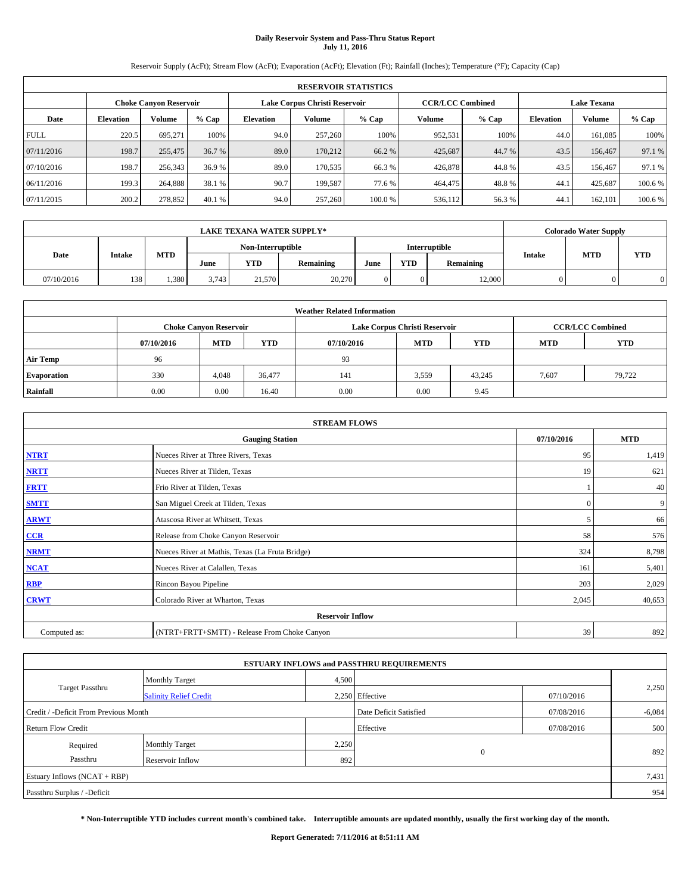# Daily Reservoir System and Pass-Thru Status Report
## July 11, 2016

Reservoir Supply (AcFt); Stream Flow (AcFt); Evaporation (AcFt); Elevation (Ft); Rainfall (Inches); Temperature (°F); Capacity (Cap)

| RESERVOIR STATISTICS | | | | | | | | | | | |
|---|---|---|---|---|---|---|---|---|---|---|---|
| | Choke Canyon Reservoir | | | Lake Corpus Christi Reservoir | | | CCR/LCC Combined | | Lake Texana | | |
| Date | Elevation | Volume | % Cap | Elevation | Volume | % Cap | Volume | % Cap | Elevation | Volume | % Cap |
| FULL | 220.5 | 695,271 | 100% | 94.0 | 257,260 | 100% | 952,531 | 100% | 44.0 | 161,085 | 100% |
| 07/11/2016 | 198.7 | 255,475 | 36.7 % | 89.0 | 170,212 | 66.2 % | 425,687 | 44.7 % | 43.5 | 156,467 | 97.1 % |
| 07/10/2016 | 198.7 | 256,343 | 36.9 % | 89.0 | 170,535 | 66.3 % | 426,878 | 44.8 % | 43.5 | 156,467 | 97.1 % |
| 06/11/2016 | 199.3 | 264,888 | 38.1 % | 90.7 | 199,587 | 77.6 % | 464,475 | 48.8 % | 44.1 | 425,687 | 100.6 % |
| 07/11/2015 | 200.2 | 278,852 | 40.1 % | 94.0 | 257,260 | 100.0 % | 536,112 | 56.3 % | 44.1 | 162,101 | 100.6 % |

| LAKE TEXANA WATER SUPPLY* | | | | | | | | | Colorado Water Supply | | |
|---|---|---|---|---|---|---|---|---|---|---|---|
| Date | Intake | MTD | Non-Interruptible | | | Interruptible | | | Intake | MTD | YTD |
| | | | June | YTD | Remaining | June | YTD | Remaining | | | |
| 07/10/2016 | 138 | 1,380 | 3,743 | 21,570 | 20,270 | 0 | 0 | 12,000 | 0 | 0 | 0 |

| Weather Related Information | | | | | | | | |
|---|---|---|---|---|---|---|---|---|
| | Choke Canyon Reservoir | | | Lake Corpus Christi Reservoir | | | CCR/LCC Combined | |
| | 07/10/2016 | MTD | YTD | 07/10/2016 | MTD | YTD | MTD | YTD |
| Air Temp | 96 | | | 93 | | | | |
| Evaporation | 330 | 4,048 | 36,477 | 141 | 3,559 | 43,245 | 7,607 | 79,722 |
| Rainfall | 0.00 | 0.00 | 16.40 | 0.00 | 0.00 | 9.45 | | |

| STREAM FLOWS | | | |
|---|---|---|---|
| | Gauging Station | 07/10/2016 | MTD |
| NTRT | Nueces River at Three Rivers, Texas | 95 | 1,419 |
| NRTT | Nueces River at Tilden, Texas | 19 | 621 |
| FRTT | Frio River at Tilden, Texas | 1 | 40 |
| SMTT | San Miguel Creek at Tilden, Texas | 0 | 9 |
| ARWT | Atascosa River at Whitsett, Texas | 5 | 66 |
| CCR | Release from Choke Canyon Reservoir | 58 | 576 |
| NRMT | Nueces River at Mathis, Texas (La Fruta Bridge) | 324 | 8,798 |
| NCAT | Nueces River at Calallen, Texas | 161 | 5,401 |
| RBP | Rincon Bayou Pipeline | 203 | 2,029 |
| CRWT | Colorado River at Wharton, Texas | 2,045 | 40,653 |
| | Reservoir Inflow | | |
| Computed as: | (NTRT+FRTT+SMTT) - Release From Choke Canyon | 39 | 892 |

| ESTUARY INFLOWS and PASSTHRU REQUIREMENTS | | | | | |
|---|---|---|---|---|---|
| Target Passthru | Monthly Target | 4,500 | | | 2,250 |
| | Salinity Relief Credit | 2,250 | Effective | 07/10/2016 | |
| Credit / -Deficit From Previous Month | | | Date Deficit Satisfied | 07/08/2016 | -6,084 |
| Return Flow Credit | | | Effective | 07/08/2016 | 500 |
| Required Passthru | Monthly Target | 2,250 | 0 | | 892 |
| | Reservoir Inflow | 892 | | | |
| Estuary Inflows (NCAT + RBP) | | | | | 7,431 |
| Passthru Surplus / -Deficit | | | | | 954 |

**\* Non-Interruptible YTD includes current month's combined take. Interruptible amounts are updated monthly, usually the first working day of the month.**

**Report Generated: 7/11/2016 at 8:51:11 AM**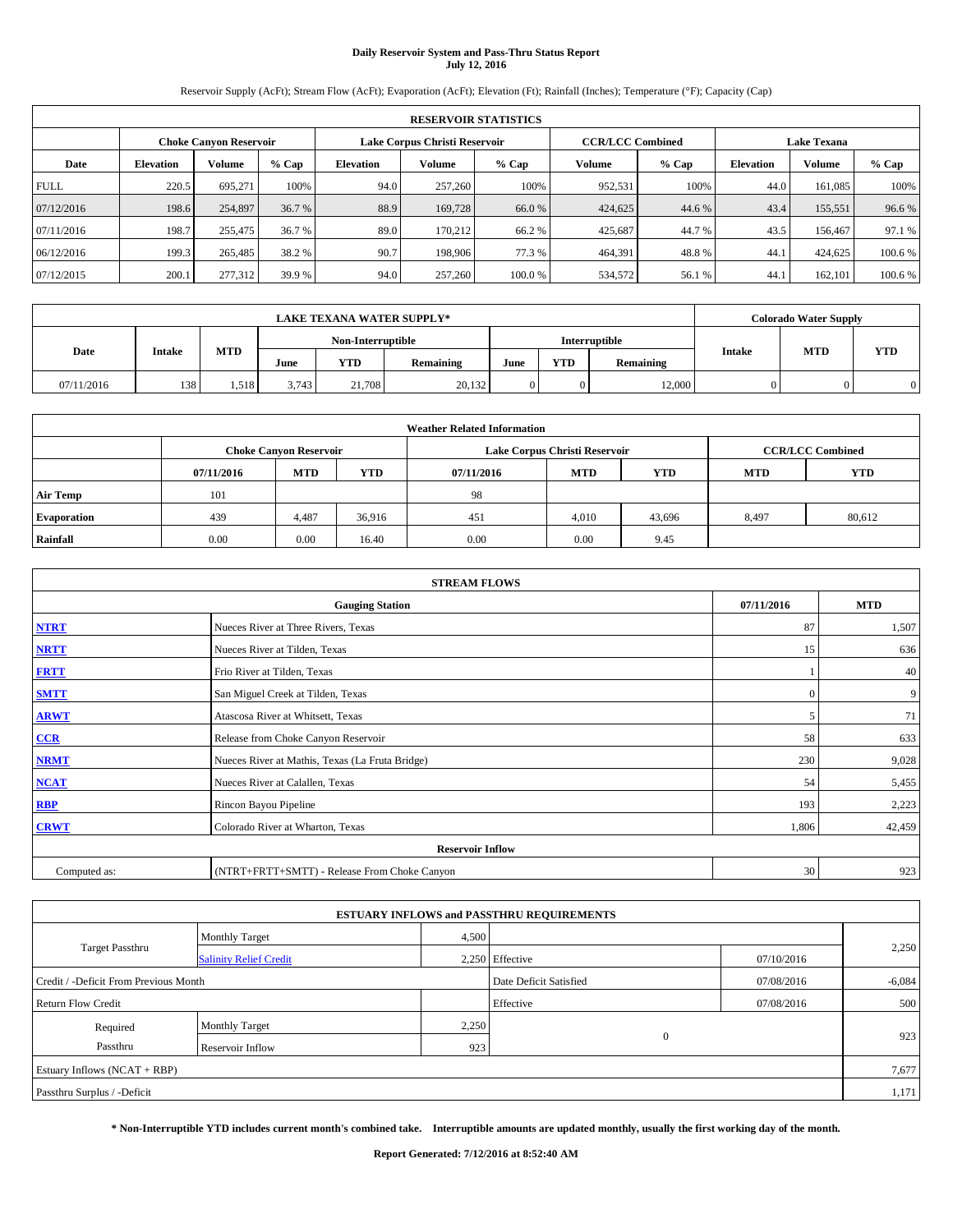# Daily Reservoir System and Pass-Thru Status Report
**July 12, 2016**

Reservoir Supply (AcFt); Stream Flow (AcFt); Evaporation (AcFt); Elevation (Ft); Rainfall (Inches); Temperature (°F); Capacity (Cap)

| RESERVOIR STATISTICS | | | | | | | | | | | |
|---|---|---|---|---|---|---|---|---|---|---|---|
| | Choke Canyon Reservoir | | | Lake Corpus Christi Reservoir | | | CCR/LCC Combined | | Lake Texana | | |
| Date | Elevation | Volume | % Cap | Elevation | Volume | % Cap | Volume | % Cap | Elevation | Volume | % Cap |
| FULL | 220.5 | 695,271 | 100% | 94.0 | 257,260 | 100% | 952,531 | 100% | 44.0 | 161,085 | 100% |
| 07/12/2016 | 198.6 | 254,897 | 36.7 % | 88.9 | 169,728 | 66.0 % | 424,625 | 44.6 % | 43.4 | 155,551 | 96.6 % |
| 07/11/2016 | 198.7 | 255,475 | 36.7 % | 89.0 | 170,212 | 66.2 % | 425,687 | 44.7 % | 43.5 | 156,467 | 97.1 % |
| 06/12/2016 | 199.3 | 265,485 | 38.2 % | 90.7 | 198,906 | 77.3 % | 464,391 | 48.8 % | 44.1 | 424,625 | 100.6 % |
| 07/12/2015 | 200.1 | 277,312 | 39.9 % | 94.0 | 257,260 | 100.0 % | 534,572 | 56.1 % | 44.1 | 162,101 | 100.6 % |

| LAKE TEXANA WATER SUPPLY* | | | | | | | | | Colorado Water Supply | | |
|---|---|---|---|---|---|---|---|---|---|---|---|
| Date | Intake | MTD | Non-Interruptible | | | Interruptible | | | Intake | MTD | YTD |
| | | | June | YTD | Remaining | June | YTD | Remaining | | | |
| 07/11/2016 | 138 | 1,518 | 3,743 | 21,708 | 20,132 | 0 | 0 | 12,000 | 0 | 0 | 0 |

| Weather Related Information | | | | | | | | |
|---|---|---|---|---|---|---|---|---|
| | Choke Canyon Reservoir | | | Lake Corpus Christi Reservoir | | | CCR/LCC Combined | |
| | 07/11/2016 | MTD | YTD | 07/11/2016 | MTD | YTD | MTD | YTD |
| Air Temp | 101 | | | 98 | | | | |
| Evaporation | 439 | 4,487 | 36,916 | 451 | 4,010 | 43,696 | 8,497 | 80,612 |
| Rainfall | 0.00 | 0.00 | 16.40 | 0.00 | 0.00 | 9.45 | | |

| STREAM FLOWS | | | |
|---|---|---|---|
| | Gauging Station | 07/11/2016 | MTD |
| NTRT | Nueces River at Three Rivers, Texas | 87 | 1,507 |
| NRTT | Nueces River at Tilden, Texas | 15 | 636 |
| FRTT | Frio River at Tilden, Texas | 1 | 40 |
| SMTT | San Miguel Creek at Tilden, Texas | 0 | 9 |
| ARWT | Atascosa River at Whitsett, Texas | 5 | 71 |
| CCR | Release from Choke Canyon Reservoir | 58 | 633 |
| NRMT | Nueces River at Mathis, Texas (La Fruta Bridge) | 230 | 9,028 |
| NCAT | Nueces River at Calallen, Texas | 54 | 5,455 |
| RBP | Rincon Bayou Pipeline | 193 | 2,223 |
| CRWT | Colorado River at Wharton, Texas | 1,806 | 42,459 |
| | **Reservoir Inflow** | | |
| Computed as: | (NTRT+FRTT+SMTT) - Release From Choke Canyon | 30 | 923 |

| ESTUARY INFLOWS and PASSTHRU REQUIREMENTS | | | | | |
|---|---|---|---|---|---|
| Target Passthru | Monthly Target | 4,500 | | | 2,250 |
| | Salinity Relief Credit | 2,250 | Effective | 07/10/2016 | |
| Credit / -Deficit From Previous Month | | | Date Deficit Satisfied | 07/08/2016 | -6,084 |
| Return Flow Credit | | | Effective | 07/08/2016 | 500 |
| Required Passthru | Monthly Target | 2,250 | 0 | | 923 |
| | Reservoir Inflow | 923 | | | |
| Estuary Inflows (NCAT + RBP) | | | | | 7,677 |
| Passthru Surplus / -Deficit | | | | | 1,171 |

**\* Non-Interruptible YTD includes current month's combined take. Interruptible amounts are updated monthly, usually the first working day of the month.**

**Report Generated: 7/12/2016 at 8:52:40 AM**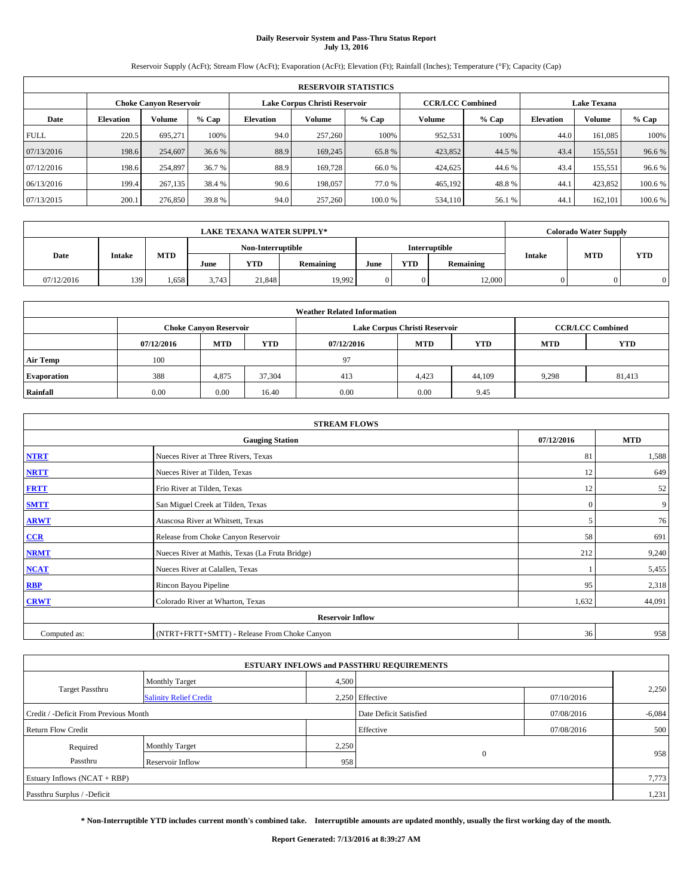# Daily Reservoir System and Pass-Thru Status Report
## July 13, 2016

Reservoir Supply (AcFt); Stream Flow (AcFt); Evaporation (AcFt); Elevation (Ft); Rainfall (Inches); Temperature (°F); Capacity (Cap)

| RESERVOIR STATISTICS | | | | | | | | | | | |
|---|---|---|---|---|---|---|---|---|---|---|---|
| | Choke Canyon Reservoir | | | Lake Corpus Christi Reservoir | | | CCR/LCC Combined | | Lake Texana | | |
| Date | Elevation | Volume | % Cap | Elevation | Volume | % Cap | Volume | % Cap | Elevation | Volume | % Cap |
| FULL | 220.5 | 695,271 | 100% | 94.0 | 257,260 | 100% | 952,531 | 100% | 44.0 | 161,085 | 100% |
| 07/13/2016 | 198.6 | 254,607 | 36.6 % | 88.9 | 169,245 | 65.8 % | 423,852 | 44.5 % | 43.4 | 155,551 | 96.6 % |
| 07/12/2016 | 198.6 | 254,897 | 36.7 % | 88.9 | 169,728 | 66.0 % | 424,625 | 44.6 % | 43.4 | 155,551 | 96.6 % |
| 06/13/2016 | 199.4 | 267,135 | 38.4 % | 90.6 | 198,057 | 77.0 % | 465,192 | 48.8 % | 44.1 | 423,852 | 100.6 % |
| 07/13/2015 | 200.1 | 276,850 | 39.8 % | 94.0 | 257,260 | 100.0 % | 534,110 | 56.1 % | 44.1 | 162,101 | 100.6 % |

| LAKE TEXANA WATER SUPPLY* | | | | | | | | | Colorado Water Supply | | |
|---|---|---|---|---|---|---|---|---|---|---|---|
| | | | Non-Interruptible | | | Interruptible | | | | | |
| Date | Intake | MTD | June | YTD | Remaining | June | YTD | Remaining | Intake | MTD | YTD |
| 07/12/2016 | 139 | 1,658 | 3,743 | 21,848 | 19,992 | 0 | 0 | 12,000 | 0 | 0 | 0 |

| Weather Related Information | | | | | | | | |
|---|---|---|---|---|---|---|---|---|
| | Choke Canyon Reservoir | | | Lake Corpus Christi Reservoir | | | CCR/LCC Combined | |
| | 07/12/2016 | MTD | YTD | 07/12/2016 | MTD | YTD | MTD | YTD |
| Air Temp | 100 | | | 97 | | | | |
| Evaporation | 388 | 4,875 | 37,304 | 413 | 4,423 | 44,109 | 9,298 | 81,413 |
| Rainfall | 0.00 | 0.00 | 16.40 | 0.00 | 0.00 | 9.45 | | |

| STREAM FLOWS | | | |
|---|---|---|---|
| | Gauging Station | 07/12/2016 | MTD |
| NTRT | Nueces River at Three Rivers, Texas | 81 | 1,588 |
| NRTT | Nueces River at Tilden, Texas | 12 | 649 |
| FRTT | Frio River at Tilden, Texas | 12 | 52 |
| SMTT | San Miguel Creek at Tilden, Texas | 0 | 9 |
| ARWT | Atascosa River at Whitsett, Texas | 5 | 76 |
| CCR | Release from Choke Canyon Reservoir | 58 | 691 |
| NRMT | Nueces River at Mathis, Texas (La Fruta Bridge) | 212 | 9,240 |
| NCAT | Nueces River at Calallen, Texas | 1 | 5,455 |
| RBP | Rincon Bayou Pipeline | 95 | 2,318 |
| CRWT | Colorado River at Wharton, Texas | 1,632 | 44,091 |
| | Reservoir Inflow | | |
| Computed as: | (NTRT+FRTT+SMTT) - Release From Choke Canyon | 36 | 958 |

| ESTUARY INFLOWS and PASSTHRU REQUIREMENTS | | | | | |
|---|---|---|---|---|---|
| Target Passthru | Monthly Target | 4,500 | | | 2,250 |
| | Salinity Relief Credit | 2,250 | Effective | 07/10/2016 | |
| Credit / -Deficit From Previous Month | | | Date Deficit Satisfied | 07/08/2016 | -6,084 |
| Return Flow Credit | | | Effective | 07/08/2016 | 500 |
| Required Passthru | Monthly Target | 2,250 | 0 | | 958 |
| | Reservoir Inflow | 958 | | | |
| Estuary Inflows (NCAT + RBP) | | | | | 7,773 |
| Passthru Surplus / -Deficit | | | | | 1,231 |

**\* Non-Interruptible YTD includes current month's combined take. Interruptible amounts are updated monthly, usually the first working day of the month.**

**Report Generated: 7/13/2016 at 8:39:27 AM**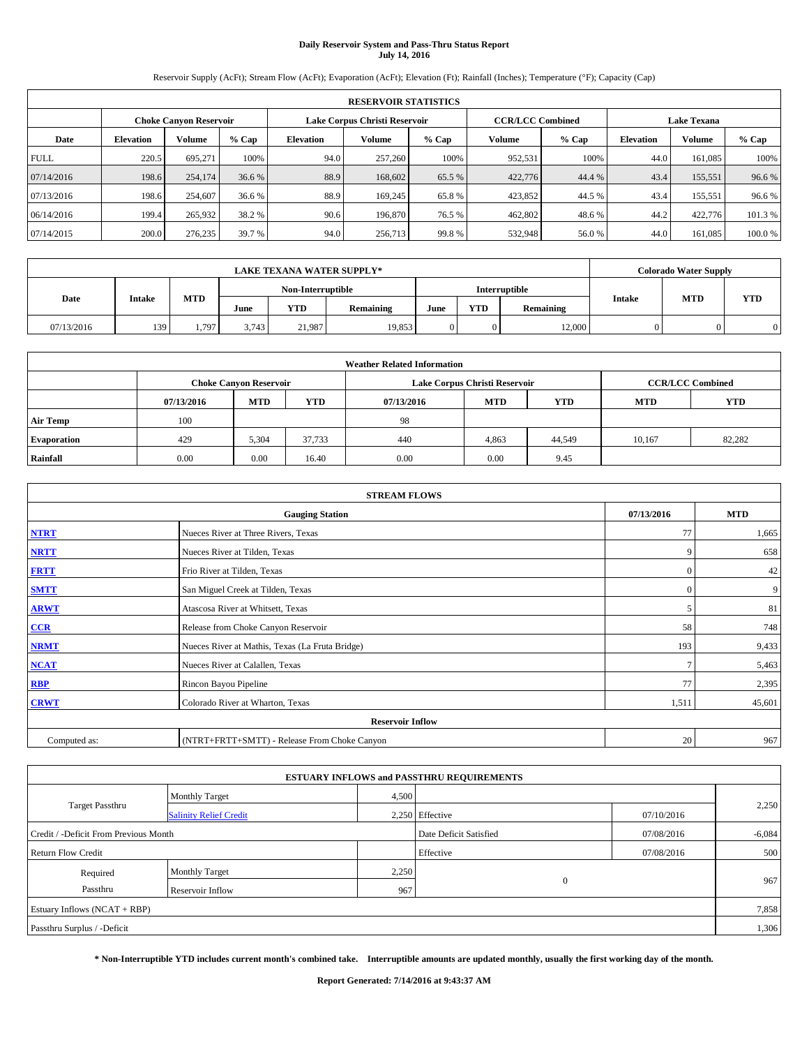# Daily Reservoir System and Pass-Thru Status Report
## July 14, 2016

Reservoir Supply (AcFt); Stream Flow (AcFt); Evaporation (AcFt); Elevation (Ft); Rainfall (Inches); Temperature (°F); Capacity (Cap)

| RESERVOIR STATISTICS | | | | | | | | | | | |
|---|---|---|---|---|---|---|---|---|---|---|---|
| | Choke Canyon Reservoir | | | Lake Corpus Christi Reservoir | | | CCR/LCC Combined | | Lake Texana | | |
| Date | Elevation | Volume | % Cap | Elevation | Volume | % Cap | Volume | % Cap | Elevation | Volume | % Cap |
| FULL | 220.5 | 695,271 | 100% | 94.0 | 257,260 | 100% | 952,531 | 100% | 44.0 | 161,085 | 100% |
| 07/14/2016 | 198.6 | 254,174 | 36.6 % | 88.9 | 168,602 | 65.5 % | 422,776 | 44.4 % | 43.4 | 155,551 | 96.6 % |
| 07/13/2016 | 198.6 | 254,607 | 36.6 % | 88.9 | 169,245 | 65.8 % | 423,852 | 44.5 % | 43.4 | 155,551 | 96.6 % |
| 06/14/2016 | 199.4 | 265,932 | 38.2 % | 90.6 | 196,870 | 76.5 % | 462,802 | 48.6 % | 44.2 | 422,776 | 101.3 % |
| 07/14/2015 | 200.0 | 276,235 | 39.7 % | 94.0 | 256,713 | 99.8 % | 532,948 | 56.0 % | 44.0 | 161,085 | 100.0 % |

| LAKE TEXANA WATER SUPPLY* | | | | | | | | | Colorado Water Supply | | |
|---|---|---|---|---|---|---|---|---|---|---|---|
| Date | Intake | MTD | Non-Interruptible | | | Interruptible | | | Intake | MTD | YTD |
| | | | June | YTD | Remaining | June | YTD | Remaining | | | |
| 07/13/2016 | 139 | 1,797 | 3,743 | 21,987 | 19,853 | 0 | 0 | 12,000 | 0 | 0 | 0 |

| Weather Related Information | | | | | | | | |
|---|---|---|---|---|---|---|---|---|
| | Choke Canyon Reservoir | | | Lake Corpus Christi Reservoir | | | CCR/LCC Combined | |
| | 07/13/2016 | MTD | YTD | 07/13/2016 | MTD | YTD | MTD | YTD |
| Air Temp | 100 | | | 98 | | | | |
| Evaporation | 429 | 5,304 | 37,733 | 440 | 4,863 | 44,549 | 10,167 | 82,282 |
| Rainfall | 0.00 | 0.00 | 16.40 | 0.00 | 0.00 | 9.45 | | |

| STREAM FLOWS | | | |
|---|---|---|---|
| | Gauging Station | 07/13/2016 | MTD |
| NTRT | Nueces River at Three Rivers, Texas | 77 | 1,665 |
| NRTT | Nueces River at Tilden, Texas | 9 | 658 |
| FRTT | Frio River at Tilden, Texas | 0 | 42 |
| SMTT | San Miguel Creek at Tilden, Texas | 0 | 9 |
| ARWT | Atascosa River at Whitsett, Texas | 5 | 81 |
| CCR | Release from Choke Canyon Reservoir | 58 | 748 |
| NRMT | Nueces River at Mathis, Texas (La Fruta Bridge) | 193 | 9,433 |
| NCAT | Nueces River at Calallen, Texas | 7 | 5,463 |
| RBP | Rincon Bayou Pipeline | 77 | 2,395 |
| CRWT | Colorado River at Wharton, Texas | 1,511 | 45,601 |
| Reservoir Inflow | | | |
| Computed as: | (NTRT+FRTT+SMTT) - Release From Choke Canyon | 20 | 967 |

| ESTUARY INFLOWS and PASSTHRU REQUIREMENTS | | | | | |
|---|---|---|---|---|---|
| Target Passthru | Monthly Target | 4,500 | | | 2,250 |
| | Salinity Relief Credit | 2,250 | Effective | 07/10/2016 | |
| Credit / -Deficit From Previous Month | | | Date Deficit Satisfied | 07/08/2016 | -6,084 |
| Return Flow Credit | | | Effective | 07/08/2016 | 500 |
| Required Passthru | Monthly Target | 2,250 | 0 | | 967 |
| | Reservoir Inflow | 967 | | | |
| Estuary Inflows (NCAT + RBP) | | | | | 7,858 |
| Passthru Surplus / -Deficit | | | | | 1,306 |

**\* Non-Interruptible YTD includes current month's combined take. Interruptible amounts are updated monthly, usually the first working day of the month.**

**Report Generated: 7/14/2016 at 9:43:37 AM**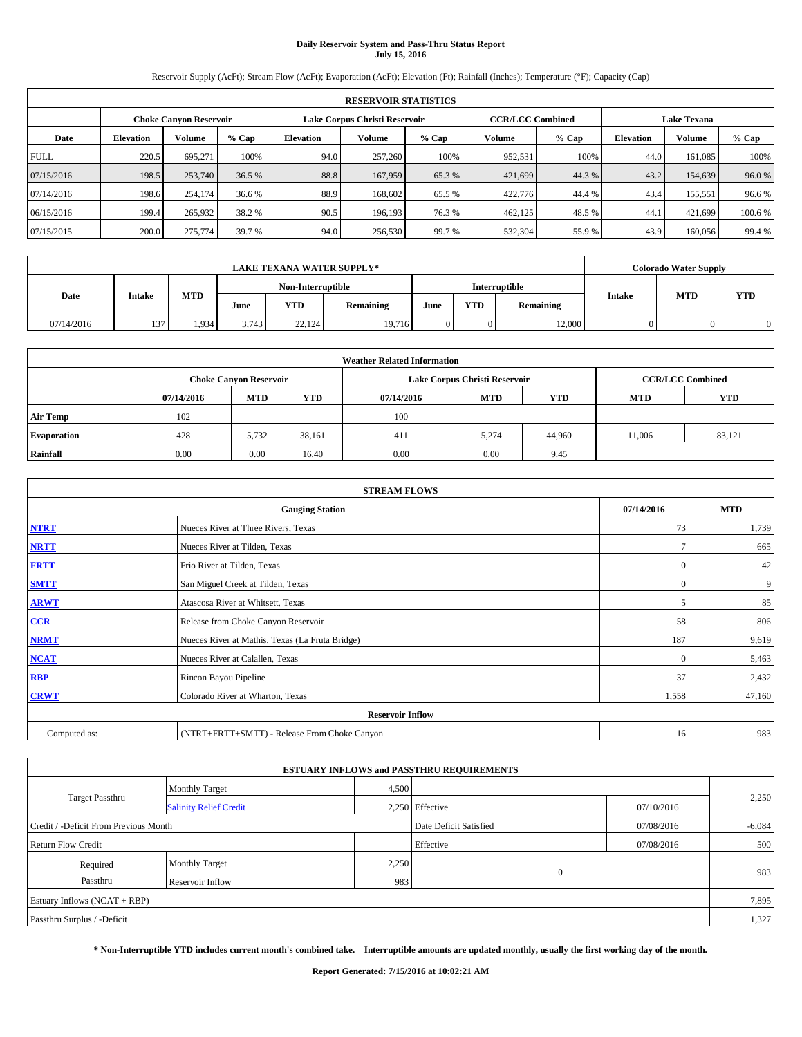# Daily Reservoir System and Pass-Thru Status Report
**July 15, 2016**

Reservoir Supply (AcFt); Stream Flow (AcFt); Evaporation (AcFt); Elevation (Ft); Rainfall (Inches); Temperature (°F); Capacity (Cap)

| RESERVOIR STATISTICS | | | | | | | | | | | |
|---|---|---|---|---|---|---|---|---|---|---|---|
| | Choke Canyon Reservoir | | | Lake Corpus Christi Reservoir | | | CCR/LCC Combined | | Lake Texana | | |
| Date | Elevation | Volume | % Cap | Elevation | Volume | % Cap | Volume | % Cap | Elevation | Volume | % Cap |
| FULL | 220.5 | 695,271 | 100% | 94.0 | 257,260 | 100% | 952,531 | 100% | 44.0 | 161,085 | 100% |
| 07/15/2016 | 198.5 | 253,740 | 36.5 % | 88.8 | 167,959 | 65.3 % | 421,699 | 44.3 % | 43.2 | 154,639 | 96.0 % |
| 07/14/2016 | 198.6 | 254,174 | 36.6 % | 88.9 | 168,602 | 65.5 % | 422,776 | 44.4 % | 43.4 | 155,551 | 96.6 % |
| 06/15/2016 | 199.4 | 265,932 | 38.2 % | 90.5 | 196,193 | 76.3 % | 462,125 | 48.5 % | 44.1 | 421,699 | 100.6 % |
| 07/15/2015 | 200.0 | 275,774 | 39.7 % | 94.0 | 256,530 | 99.7 % | 532,304 | 55.9 % | 43.9 | 160,056 | 99.4 % |

| LAKE TEXANA WATER SUPPLY* | | | | | | | | | Colorado Water Supply | | |
|---|---|---|---|---|---|---|---|---|---|---|---|
| Date | Intake | MTD | Non-Interruptible | | | Interruptible | | | Intake | MTD | YTD |
| | | | June | YTD | Remaining | June | YTD | Remaining | | | |
| 07/14/2016 | 137 | 1,934 | 3,743 | 22,124 | 19,716 | 0 | 0 | 12,000 | 0 | 0 | 0 |

| Weather Related Information | | | | | | | | |
|---|---|---|---|---|---|---|---|---|
| | Choke Canyon Reservoir | | | Lake Corpus Christi Reservoir | | | CCR/LCC Combined | |
| | 07/14/2016 | MTD | YTD | 07/14/2016 | MTD | YTD | MTD | YTD |
| Air Temp | 102 | | | 100 | | | | |
| Evaporation | 428 | 5,732 | 38,161 | 411 | 5,274 | 44,960 | 11,006 | 83,121 |
| Rainfall | 0.00 | 0.00 | 16.40 | 0.00 | 0.00 | 9.45 | | |

| STREAM FLOWS | | | |
|---|---|---|---|
| Gauging Station | | 07/14/2016 | MTD |
| NTRT | Nueces River at Three Rivers, Texas | 73 | 1,739 |
| NRTT | Nueces River at Tilden, Texas | 7 | 665 |
| FRTT | Frio River at Tilden, Texas | 0 | 42 |
| SMTT | San Miguel Creek at Tilden, Texas | 0 | 9 |
| ARWT | Atascosa River at Whitsett, Texas | 5 | 85 |
| CCR | Release from Choke Canyon Reservoir | 58 | 806 |
| NRMT | Nueces River at Mathis, Texas (La Fruta Bridge) | 187 | 9,619 |
| NCAT | Nueces River at Calallen, Texas | 0 | 5,463 |
| RBP | Rincon Bayou Pipeline | 37 | 2,432 |
| CRWT | Colorado River at Wharton, Texas | 1,558 | 47,160 |
| Reservoir Inflow | | | |
| Computed as: | (NTRT+FRTT+SMTT) - Release From Choke Canyon | 16 | 983 |

| ESTUARY INFLOWS and PASSTHRU REQUIREMENTS | | | | | |
|---|---|---|---|---|---|
| Target Passthru | Monthly Target | 4,500 | | | 2,250 |
| | Salinity Relief Credit | 2,250 | Effective | 07/10/2016 | |
| Credit / -Deficit From Previous Month | | | Date Deficit Satisfied | 07/08/2016 | -6,084 |
| Return Flow Credit | | | Effective | 07/08/2016 | 500 |
| Required Passthru | Monthly Target | 2,250 | 0 | | 983 |
| | Reservoir Inflow | 983 | | | |
| Estuary Inflows (NCAT + RBP) | | | | | 7,895 |
| Passthru Surplus / -Deficit | | | | | 1,327 |

**\* Non-Interruptible YTD includes current month's combined take. Interruptible amounts are updated monthly, usually the first working day of the month.**

**Report Generated: 7/15/2016 at 10:02:21 AM**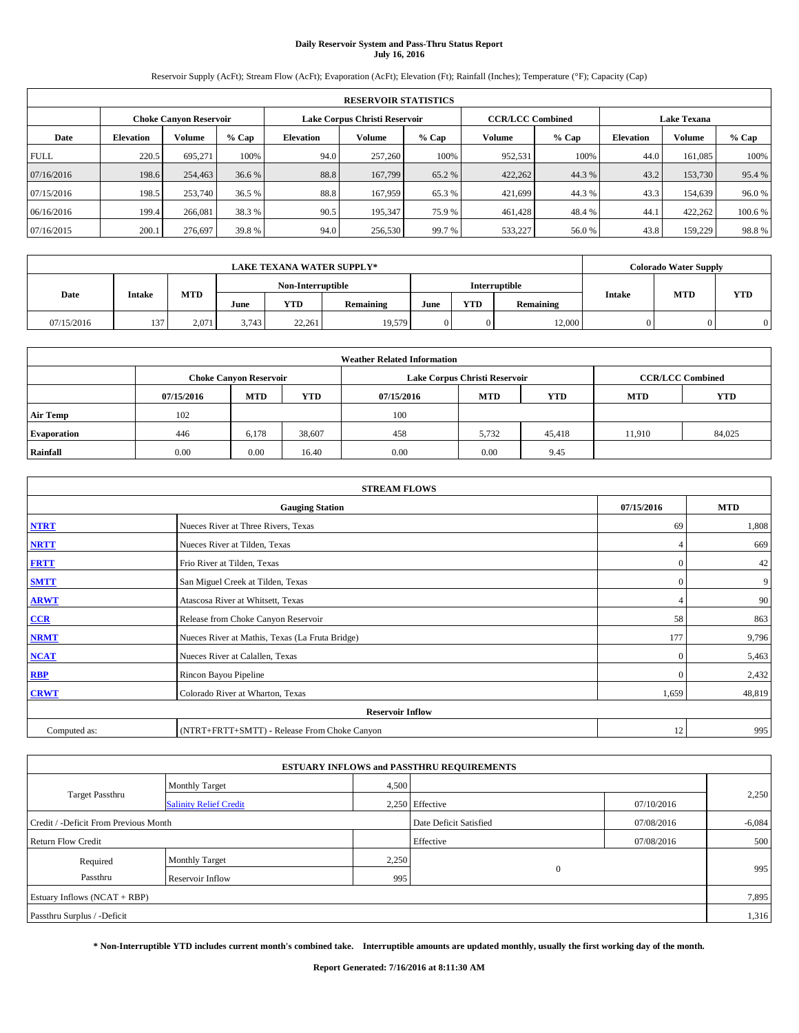# Daily Reservoir System and Pass-Thru Status Report
## July 16, 2016

Reservoir Supply (AcFt); Stream Flow (AcFt); Evaporation (AcFt); Elevation (Ft); Rainfall (Inches); Temperature (°F); Capacity (Cap)

| RESERVOIR STATISTICS | | | | | | | | | | | |
|---|---|---|---|---|---|---|---|---|---|---|---|
| | Choke Canyon Reservoir | | | Lake Corpus Christi Reservoir | | | CCR/LCC Combined | | Lake Texana | | |
| Date | Elevation | Volume | % Cap | Elevation | Volume | % Cap | Volume | % Cap | Elevation | Volume | % Cap |
| FULL | 220.5 | 695,271 | 100% | 94.0 | 257,260 | 100% | 952,531 | 100% | 44.0 | 161,085 | 100% |
| 07/16/2016 | 198.6 | 254,463 | 36.6 % | 88.8 | 167,799 | 65.2 % | 422,262 | 44.3 % | 43.2 | 153,730 | 95.4 % |
| 07/15/2016 | 198.5 | 253,740 | 36.5 % | 88.8 | 167,959 | 65.3 % | 421,699 | 44.3 % | 43.3 | 154,639 | 96.0 % |
| 06/16/2016 | 199.4 | 266,081 | 38.3 % | 90.5 | 195,347 | 75.9 % | 461,428 | 48.4 % | 44.1 | 422,262 | 100.6 % |
| 07/16/2015 | 200.1 | 276,697 | 39.8 % | 94.0 | 256,530 | 99.7 % | 533,227 | 56.0 % | 43.8 | 159,229 | 98.8 % |

| LAKE TEXANA WATER SUPPLY* | | | | | | | | | Colorado Water Supply | | |
|---|---|---|---|---|---|---|---|---|---|---|---|
| | | | Non-Interruptible | | | Interruptible | | | | | |
| Date | Intake | MTD | June | YTD | Remaining | June | YTD | Remaining | Intake | MTD | YTD |
| 07/15/2016 | 137 | 2,071 | 3,743 | 22,261 | 19,579 | 0 | 0 | 12,000 | 0 | 0 | 0 |

| Weather Related Information | | | | | | | | |
|---|---|---|---|---|---|---|---|---|
| | Choke Canyon Reservoir | | | Lake Corpus Christi Reservoir | | | CCR/LCC Combined | |
| | 07/15/2016 | MTD | YTD | 07/15/2016 | MTD | YTD | MTD | YTD |
| Air Temp | 102 | | | 100 | | | | |
| Evaporation | 446 | 6,178 | 38,607 | 458 | 5,732 | 45,418 | 11,910 | 84,025 |
| Rainfall | 0.00 | 0.00 | 16.40 | 0.00 | 0.00 | 9.45 | | |

| STREAM FLOWS | | | |
|---|---|---|---|
| Gauging Station | | 07/15/2016 | MTD |
| NTRT | Nueces River at Three Rivers, Texas | 69 | 1,808 |
| NRTT | Nueces River at Tilden, Texas | 4 | 669 |
| FRTT | Frio River at Tilden, Texas | 0 | 42 |
| SMTT | San Miguel Creek at Tilden, Texas | 0 | 9 |
| ARWT | Atascosa River at Whitsett, Texas | 4 | 90 |
| CCR | Release from Choke Canyon Reservoir | 58 | 863 |
| NRMT | Nueces River at Mathis, Texas (La Fruta Bridge) | 177 | 9,796 |
| NCAT | Nueces River at Calallen, Texas | 0 | 5,463 |
| RBP | Rincon Bayou Pipeline | 0 | 2,432 |
| CRWT | Colorado River at Wharton, Texas | 1,659 | 48,819 |
| Reservoir Inflow | | | |
| Computed as: | (NTRT+FRTT+SMTT) - Release From Choke Canyon | 12 | 995 |

| ESTUARY INFLOWS and PASSTHRU REQUIREMENTS | | | | | |
|---|---|---|---|---|---|
| Target Passthru | Monthly Target | 4,500 | | | 2,250 |
| | Salinity Relief Credit | 2,250 | Effective | 07/10/2016 | |
| Credit / -Deficit From Previous Month | | | Date Deficit Satisfied | 07/08/2016 | -6,084 |
| Return Flow Credit | | | Effective | 07/08/2016 | 500 |
| Required Passthru | Monthly Target | 2,250 | 0 | | 995 |
| | Reservoir Inflow | 995 | | | |
| Estuary Inflows (NCAT + RBP) | | | | | 7,895 |
| Passthru Surplus / -Deficit | | | | | 1,316 |

**\* Non-Interruptible YTD includes current month's combined take. Interruptible amounts are updated monthly, usually the first working day of the month.**

**Report Generated: 7/16/2016 at 8:11:30 AM**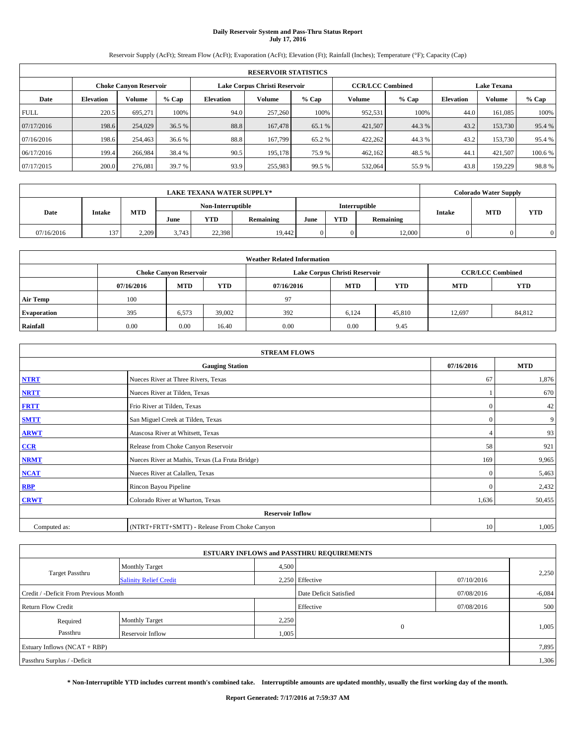# Daily Reservoir System and Pass-Thru Status Report
## July 17, 2016

Reservoir Supply (AcFt); Stream Flow (AcFt); Evaporation (AcFt); Elevation (Ft); Rainfall (Inches); Temperature (°F); Capacity (Cap)

| RESERVOIR STATISTICS | | | | | | | | | | | |
|---|---|---|---|---|---|---|---|---|---|---|---|
| | Choke Canyon Reservoir | | | Lake Corpus Christi Reservoir | | | CCR/LCC Combined | | Lake Texana | | |
| Date | Elevation | Volume | % Cap | Elevation | Volume | % Cap | Volume | % Cap | Elevation | Volume | % Cap |
| FULL | 220.5 | 695,271 | 100% | 94.0 | 257,260 | 100% | 952,531 | 100% | 44.0 | 161,085 | 100% |
| 07/17/2016 | 198.6 | 254,029 | 36.5 % | 88.8 | 167,478 | 65.1 % | 421,507 | 44.3 % | 43.2 | 153,730 | 95.4 % |
| 07/16/2016 | 198.6 | 254,463 | 36.6 % | 88.8 | 167,799 | 65.2 % | 422,262 | 44.3 % | 43.2 | 153,730 | 95.4 % |
| 06/17/2016 | 199.4 | 266,984 | 38.4 % | 90.5 | 195,178 | 75.9 % | 462,162 | 48.5 % | 44.1 | 421,507 | 100.6 % |
| 07/17/2015 | 200.0 | 276,081 | 39.7 % | 93.9 | 255,983 | 99.5 % | 532,064 | 55.9 % | 43.8 | 159,229 | 98.8 % |

| LAKE TEXANA WATER SUPPLY* | | | | | | | | | Colorado Water Supply | | |
|---|---|---|---|---|---|---|---|---|---|---|---|
| Date | Intake | MTD | Non-Interruptible | | | Interruptible | | | Intake | MTD | YTD |
| | | | June | YTD | Remaining | June | YTD | Remaining | | | |
| 07/16/2016 | 137 | 2,209 | 3,743 | 22,398 | 19,442 | 0 | 0 | 12,000 | 0 | 0 | 0 |

| Weather Related Information | | | | | | | | |
|---|---|---|---|---|---|---|---|---|
| | Choke Canyon Reservoir | | | Lake Corpus Christi Reservoir | | | CCR/LCC Combined | |
| | 07/16/2016 | MTD | YTD | 07/16/2016 | MTD | YTD | MTD | YTD |
| Air Temp | 100 | | | 97 | | | | |
| Evaporation | 395 | 6,573 | 39,002 | 392 | 6,124 | 45,810 | 12,697 | 84,812 |
| Rainfall | 0.00 | 0.00 | 16.40 | 0.00 | 0.00 | 9.45 | | |

| STREAM FLOWS | | | |
|---|---|---|---|
| | Gauging Station | 07/16/2016 | MTD |
| NTRT | Nueces River at Three Rivers, Texas | 67 | 1,876 |
| NRTT | Nueces River at Tilden, Texas | 1 | 670 |
| FRTT | Frio River at Tilden, Texas | 0 | 42 |
| SMTT | San Miguel Creek at Tilden, Texas | 0 | 9 |
| ARWT | Atascosa River at Whitsett, Texas | 4 | 93 |
| CCR | Release from Choke Canyon Reservoir | 58 | 921 |
| NRMT | Nueces River at Mathis, Texas (La Fruta Bridge) | 169 | 9,965 |
| NCAT | Nueces River at Calallen, Texas | 0 | 5,463 |
| RBP | Rincon Bayou Pipeline | 0 | 2,432 |
| CRWT | Colorado River at Wharton, Texas | 1,636 | 50,455 |
| Reservoir Inflow | | | |
| Computed as: | (NTRT+FRTT+SMTT) - Release From Choke Canyon | 10 | 1,005 |

| ESTUARY INFLOWS and PASSTHRU REQUIREMENTS | | | | | |
|---|---|---|---|---|---|
| Target Passthru | Monthly Target | 4,500 | | | 2,250 |
| | Salinity Relief Credit | 2,250 | Effective | 07/10/2016 | |
| Credit / -Deficit From Previous Month | | | Date Deficit Satisfied | 07/08/2016 | -6,084 |
| Return Flow Credit | | | Effective | 07/08/2016 | 500 |
| Required Passthru | Monthly Target | 2,250 | 0 | | 1,005 |
| | Reservoir Inflow | 1,005 | | | |
| Estuary Inflows (NCAT + RBP) | | | | | 7,895 |
| Passthru Surplus / -Deficit | | | | | 1,306 |

**\* Non-Interruptible YTD includes current month's combined take. Interruptible amounts are updated monthly, usually the first working day of the month.**

**Report Generated: 7/17/2016 at 7:59:37 AM**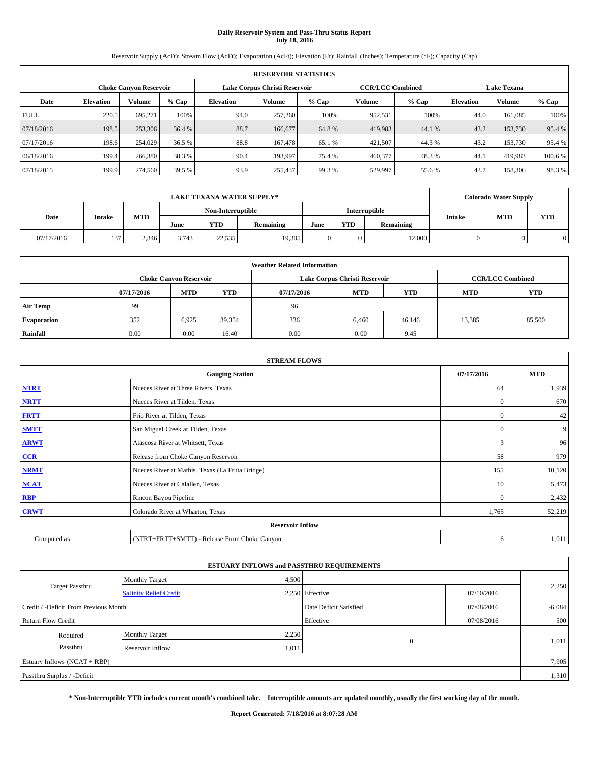**Daily Reservoir System and Pass-Thru Status Report**
**July 18, 2016**

Reservoir Supply (AcFt); Stream Flow (AcFt); Evaporation (AcFt); Elevation (Ft); Rainfall (Inches); Temperature (°F); Capacity (Cap)

| RESERVOIR STATISTICS | | | | | | | | | | | |
|---|---|---|---|---|---|---|---|---|---|---|---|
| | Choke Canyon Reservoir | | | Lake Corpus Christi Reservoir | | | CCR/LCC Combined | | Lake Texana | | |
| Date | Elevation | Volume | % Cap | Elevation | Volume | % Cap | Volume | % Cap | Elevation | Volume | % Cap |
| FULL | 220.5 | 695,271 | 100% | 94.0 | 257,260 | 100% | 952,531 | 100% | 44.0 | 161,085 | 100% |
| 07/18/2016 | 198.5 | 253,306 | 36.4 % | 88.7 | 166,677 | 64.8 % | 419,983 | 44.1 % | 43.2 | 153,730 | 95.4 % |
| 07/17/2016 | 198.6 | 254,029 | 36.5 % | 88.8 | 167,478 | 65.1 % | 421,507 | 44.3 % | 43.2 | 153,730 | 95.4 % |
| 06/18/2016 | 199.4 | 266,380 | 38.3 % | 90.4 | 193,997 | 75.4 % | 460,377 | 48.3 % | 44.1 | 419,983 | 100.6 % |
| 07/18/2015 | 199.9 | 274,560 | 39.5 % | 93.9 | 255,437 | 99.3 % | 529,997 | 55.6 % | 43.7 | 158,306 | 98.3 % |

| LAKE TEXANA WATER SUPPLY* | | | | | | | | | Colorado Water Supply | | |
|---|---|---|---|---|---|---|---|---|---|---|---|
| Date | Intake | MTD | Non-Interruptible | | | Interruptible | | | Intake | MTD | YTD |
| | | | June | YTD | Remaining | June | YTD | Remaining | | | |
| 07/17/2016 | 137 | 2,346 | 3,743 | 22,535 | 19,305 | 0 | 0 | 12,000 | 0 | 0 | 0 |

| Weather Related Information | | | | | | | | |
|---|---|---|---|---|---|---|---|---|
| | Choke Canyon Reservoir | | | Lake Corpus Christi Reservoir | | | CCR/LCC Combined | |
| | 07/17/2016 | MTD | YTD | 07/17/2016 | MTD | YTD | MTD | YTD |
| Air Temp | 99 | | | 96 | | | | |
| Evaporation | 352 | 6,925 | 39,354 | 336 | 6,460 | 46,146 | 13,385 | 85,500 |
| Rainfall | 0.00 | 0.00 | 16.40 | 0.00 | 0.00 | 9.45 | | |

| STREAM FLOWS | | | |
|---|---|---|---|
| | Gauging Station | 07/17/2016 | MTD |
| NTRT | Nueces River at Three Rivers, Texas | 64 | 1,939 |
| NRTT | Nueces River at Tilden, Texas | 0 | 670 |
| FRTT | Frio River at Tilden, Texas | 0 | 42 |
| SMTT | San Miguel Creek at Tilden, Texas | 0 | 9 |
| ARWT | Atascosa River at Whitsett, Texas | 3 | 96 |
| CCR | Release from Choke Canyon Reservoir | 58 | 979 |
| NRMT | Nueces River at Mathis, Texas (La Fruta Bridge) | 155 | 10,120 |
| NCAT | Nueces River at Calallen, Texas | 10 | 5,473 |
| RBP | Rincon Bayou Pipeline | 0 | 2,432 |
| CRWT | Colorado River at Wharton, Texas | 1,765 | 52,219 |
| | Reservoir Inflow | | |
| Computed as: | (NTRT+FRTT+SMTT) - Release From Choke Canyon | 6 | 1,011 |

| ESTUARY INFLOWS and PASSTHRU REQUIREMENTS | | | | | |
|---|---|---|---|---|---|
| Target Passthru | Monthly Target | 4,500 | | | 2,250 |
| | Salinity Relief Credit | 2,250 | Effective | 07/10/2016 | |
| Credit / -Deficit From Previous Month | | | Date Deficit Satisfied | 07/08/2016 | -6,084 |
| Return Flow Credit | | | Effective | 07/08/2016 | 500 |
| Required Passthru | Monthly Target | 2,250 | 0 | | 1,011 |
| | Reservoir Inflow | 1,011 | | | |
| Estuary Inflows (NCAT + RBP) | | | | | 7,905 |
| Passthru Surplus / -Deficit | | | | | 1,310 |

**\* Non-Interruptible YTD includes current month's combined take. Interruptible amounts are updated monthly, usually the first working day of the month.**

**Report Generated: 7/18/2016 at 8:07:28 AM**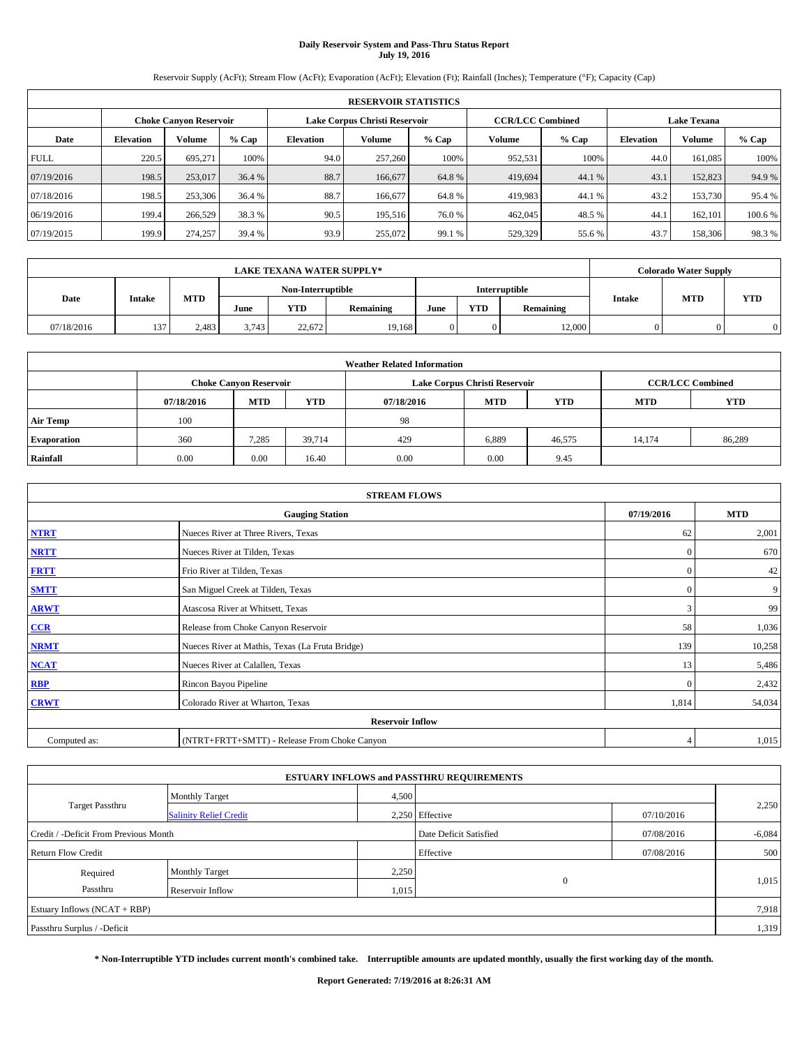# Daily Reservoir System and Pass-Thru Status Report
**July 19, 2016**

Reservoir Supply (AcFt); Stream Flow (AcFt); Evaporation (AcFt); Elevation (Ft); Rainfall (Inches); Temperature (°F); Capacity (Cap)

| RESERVOIR STATISTICS | | | | | | | | | | | |
|---|---|---|---|---|---|---|---|---|---|---|---|
| | Choke Canyon Reservoir | | | Lake Corpus Christi Reservoir | | | CCR/LCC Combined | | Lake Texana | | |
| Date | Elevation | Volume | % Cap | Elevation | Volume | % Cap | Volume | % Cap | Elevation | Volume | % Cap |
| FULL | 220.5 | 695,271 | 100% | 94.0 | 257,260 | 100% | 952,531 | 100% | 44.0 | 161,085 | 100% |
| 07/19/2016 | 198.5 | 253,017 | 36.4 % | 88.7 | 166,677 | 64.8 % | 419,694 | 44.1 % | 43.1 | 152,823 | 94.9 % |
| 07/18/2016 | 198.5 | 253,306 | 36.4 % | 88.7 | 166,677 | 64.8 % | 419,983 | 44.1 % | 43.2 | 153,730 | 95.4 % |
| 06/19/2016 | 199.4 | 266,529 | 38.3 % | 90.5 | 195,516 | 76.0 % | 462,045 | 48.5 % | 44.1 | 162,101 | 100.6 % |
| 07/19/2015 | 199.9 | 274,257 | 39.4 % | 93.9 | 255,072 | 99.1 % | 529,329 | 55.6 % | 43.7 | 158,306 | 98.3 % |

| LAKE TEXANA WATER SUPPLY* | | | | | | | | | Colorado Water Supply | | |
|---|---|---|---|---|---|---|---|---|---|---|---|
| | | | Non-Interruptible | | | Interruptible | | | | | |
| Date | Intake | MTD | June | YTD | Remaining | June | YTD | Remaining | Intake | MTD | YTD |
| 07/18/2016 | 137 | 2,483 | 3,743 | 22,672 | 19,168 | 0 | 0 | 12,000 | 0 | 0 | 0 |

| Weather Related Information | | | | | | | | |
|---|---|---|---|---|---|---|---|---|
| | Choke Canyon Reservoir | | | Lake Corpus Christi Reservoir | | | CCR/LCC Combined | |
| | 07/18/2016 | MTD | YTD | 07/18/2016 | MTD | YTD | MTD | YTD |
| Air Temp | 100 | | | 98 | | | | |
| Evaporation | 360 | 7,285 | 39,714 | 429 | 6,889 | 46,575 | 14,174 | 86,289 |
| Rainfall | 0.00 | 0.00 | 16.40 | 0.00 | 0.00 | 9.45 | | |

| STREAM FLOWS | | | |
|---|---|---|---|
| | Gauging Station | 07/19/2016 | MTD |
| NTRT | Nueces River at Three Rivers, Texas | 62 | 2,001 |
| NRTT | Nueces River at Tilden, Texas | 0 | 670 |
| FRTT | Frio River at Tilden, Texas | 0 | 42 |
| SMTT | San Miguel Creek at Tilden, Texas | 0 | 9 |
| ARWT | Atascosa River at Whitsett, Texas | 3 | 99 |
| CCR | Release from Choke Canyon Reservoir | 58 | 1,036 |
| NRMT | Nueces River at Mathis, Texas (La Fruta Bridge) | 139 | 10,258 |
| NCAT | Nueces River at Calallen, Texas | 13 | 5,486 |
| RBP | Rincon Bayou Pipeline | 0 | 2,432 |
| CRWT | Colorado River at Wharton, Texas | 1,814 | 54,034 |
| | Reservoir Inflow | | |
| Computed as: | (NTRT+FRTT+SMTT) - Release From Choke Canyon | 4 | 1,015 |

| ESTUARY INFLOWS and PASSTHRU REQUIREMENTS | | | | | |
|---|---|---|---|---|---|
| Target Passthru | Monthly Target | 4,500 | | | 2,250 |
| | Salinity Relief Credit | 2,250 | Effective | 07/10/2016 | |
| Credit / -Deficit From Previous Month | | | Date Deficit Satisfied | 07/08/2016 | -6,084 |
| Return Flow Credit | | | Effective | 07/08/2016 | 500 |
| Required Passthru | Monthly Target | 2,250 | 0 | | 1,015 |
| | Reservoir Inflow | 1,015 | | | |
| Estuary Inflows (NCAT + RBP) | | | | | 7,918 |
| Passthru Surplus / -Deficit | | | | | 1,319 |

**\* Non-Interruptible YTD includes current month's combined take. Interruptible amounts are updated monthly, usually the first working day of the month.**

**Report Generated: 7/19/2016 at 8:26:31 AM**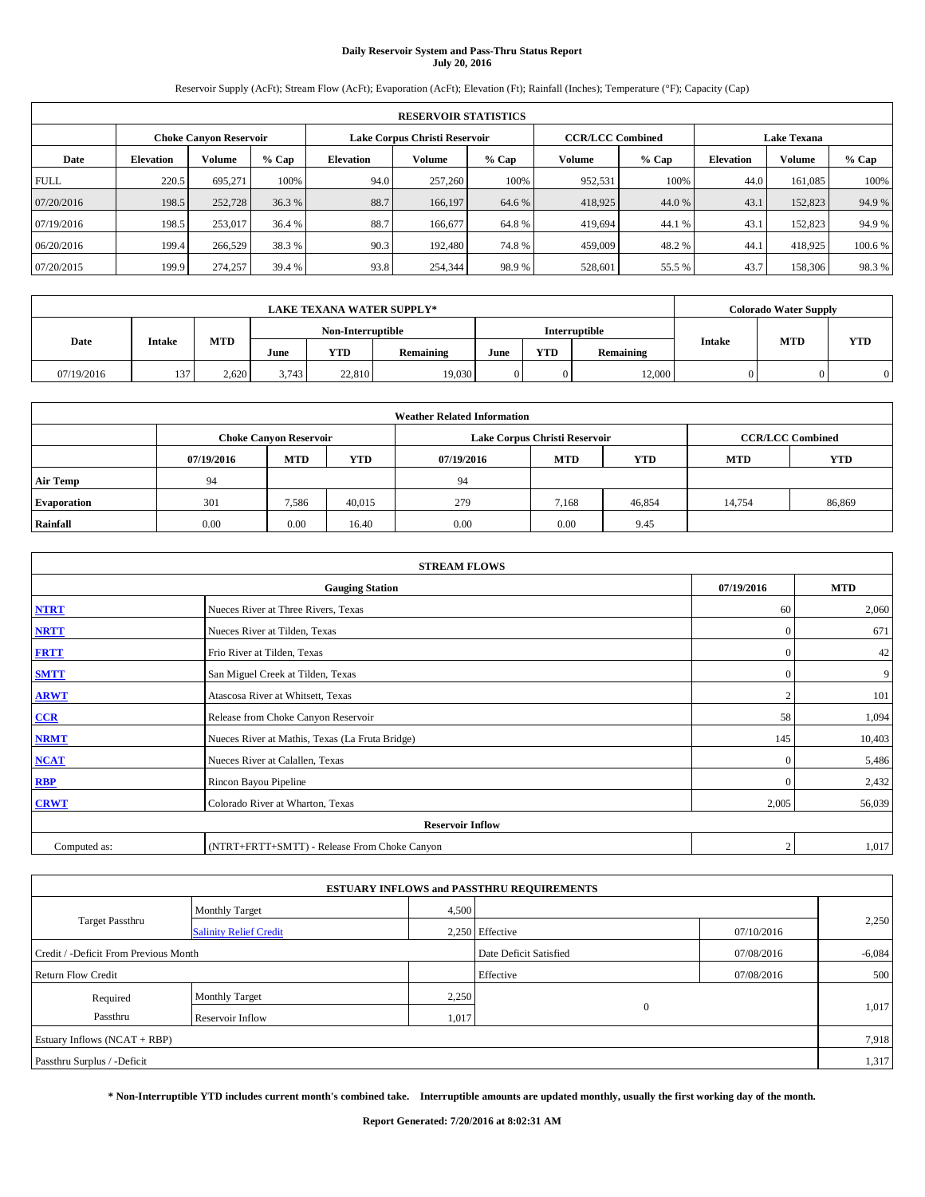# Daily Reservoir System and Pass-Thru Status Report
## July 20, 2016

Reservoir Supply (AcFt); Stream Flow (AcFt); Evaporation (AcFt); Elevation (Ft); Rainfall (Inches); Temperature (°F); Capacity (Cap)

| RESERVOIR STATISTICS | | | | | | | | | | | |
|---|---|---|---|---|---|---|---|---|---|---|---|
| | Choke Canyon Reservoir | | | Lake Corpus Christi Reservoir | | | CCR/LCC Combined | | Lake Texana | | |
| Date | Elevation | Volume | % Cap | Elevation | Volume | % Cap | Volume | % Cap | Elevation | Volume | % Cap |
| FULL | 220.5 | 695,271 | 100% | 94.0 | 257,260 | 100% | 952,531 | 100% | 44.0 | 161,085 | 100% |
| 07/20/2016 | 198.5 | 252,728 | 36.3 % | 88.7 | 166,197 | 64.6 % | 418,925 | 44.0 % | 43.1 | 152,823 | 94.9 % |
| 07/19/2016 | 198.5 | 253,017 | 36.4 % | 88.7 | 166,677 | 64.8 % | 419,694 | 44.1 % | 43.1 | 152,823 | 94.9 % |
| 06/20/2016 | 199.4 | 266,529 | 38.3 % | 90.3 | 192,480 | 74.8 % | 459,009 | 48.2 % | 44.1 | 418,925 | 100.6 % |
| 07/20/2015 | 199.9 | 274,257 | 39.4 % | 93.8 | 254,344 | 98.9 % | 528,601 | 55.5 % | 43.7 | 158,306 | 98.3 % |

| LAKE TEXANA WATER SUPPLY* | | | | | | | | | Colorado Water Supply | | |
|---|---|---|---|---|---|---|---|---|---|---|---|
| Date | Intake | MTD | Non-Interruptible | | | Interruptible | | | Intake | MTD | YTD |
| | | | June | YTD | Remaining | June | YTD | Remaining | | | |
| 07/19/2016 | 137 | 2,620 | 3,743 | 22,810 | 19,030 | 0 | 0 | 12,000 | 0 | 0 | 0 |

| Weather Related Information | | | | | | | | |
|---|---|---|---|---|---|---|---|---|
| | Choke Canyon Reservoir | | | Lake Corpus Christi Reservoir | | | CCR/LCC Combined | |
| | 07/19/2016 | MTD | YTD | 07/19/2016 | MTD | YTD | MTD | YTD |
| Air Temp | 94 | | | 94 | | | | |
| Evaporation | 301 | 7,586 | 40,015 | 279 | 7,168 | 46,854 | 14,754 | 86,869 |
| Rainfall | 0.00 | 0.00 | 16.40 | 0.00 | 0.00 | 9.45 | | |

| STREAM FLOWS | | | |
|---|---|---|---|
| Gauging Station | | 07/19/2016 | MTD |
| NTRT | Nueces River at Three Rivers, Texas | 60 | 2,060 |
| NRTT | Nueces River at Tilden, Texas | 0 | 671 |
| FRTT | Frio River at Tilden, Texas | 0 | 42 |
| SMTT | San Miguel Creek at Tilden, Texas | 0 | 9 |
| ARWT | Atascosa River at Whitsett, Texas | 2 | 101 |
| CCR | Release from Choke Canyon Reservoir | 58 | 1,094 |
| NRMT | Nueces River at Mathis, Texas (La Fruta Bridge) | 145 | 10,403 |
| NCAT | Nueces River at Calallen, Texas | 0 | 5,486 |
| RBP | Rincon Bayou Pipeline | 0 | 2,432 |
| CRWT | Colorado River at Wharton, Texas | 2,005 | 56,039 |
| Reservoir Inflow | | | |
| Computed as: | (NTRT+FRTT+SMTT) - Release From Choke Canyon | 2 | 1,017 |

| ESTUARY INFLOWS and PASSTHRU REQUIREMENTS | | | | | |
|---|---|---|---|---|---|
| Target Passthru | Monthly Target | 4,500 | | | 2,250 |
| | Salinity Relief Credit | 2,250 | Effective | 07/10/2016 | |
| Credit / -Deficit From Previous Month | | | Date Deficit Satisfied | 07/08/2016 | -6,084 |
| Return Flow Credit | | | Effective | 07/08/2016 | 500 |
| Required Passthru | Monthly Target | 2,250 | 0 | | 1,017 |
| | Reservoir Inflow | 1,017 | | | |
| Estuary Inflows (NCAT + RBP) | | | | | 7,918 |
| Passthru Surplus / -Deficit | | | | | 1,317 |

**\* Non-Interruptible YTD includes current month's combined take. Interruptible amounts are updated monthly, usually the first working day of the month.**

**Report Generated: 7/20/2016 at 8:02:31 AM**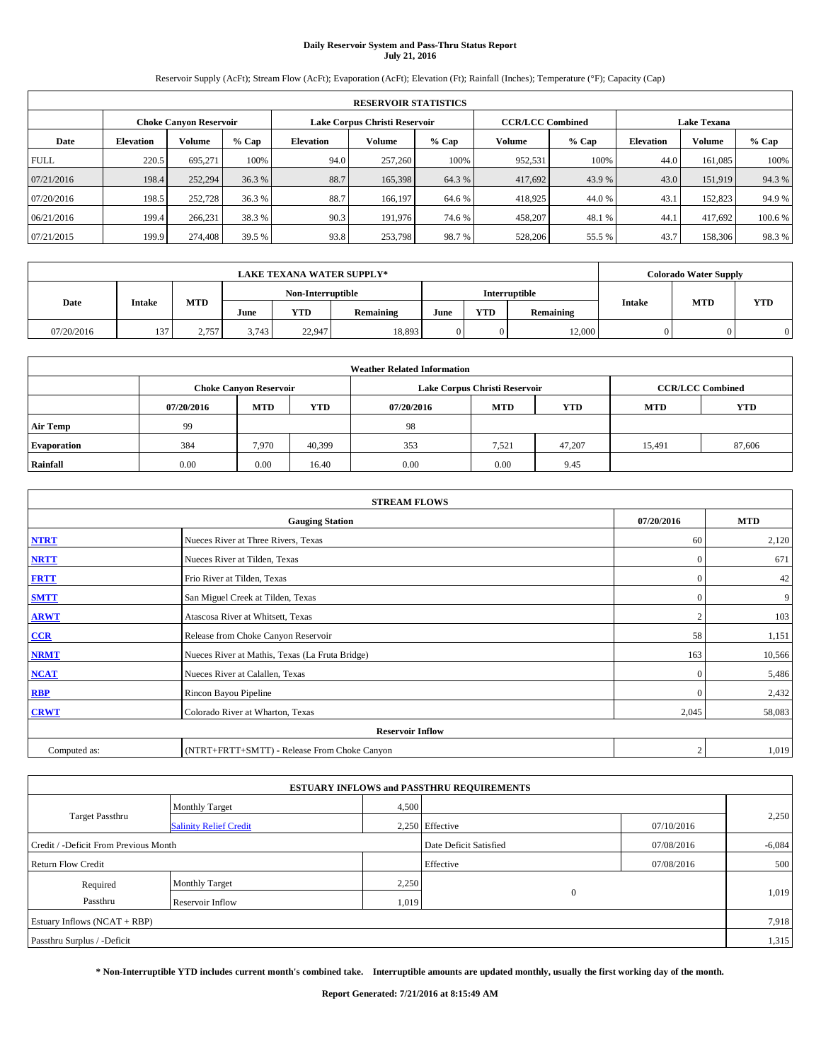**Daily Reservoir System and Pass-Thru Status Report**
**July 21, 2016**

Reservoir Supply (AcFt); Stream Flow (AcFt); Evaporation (AcFt); Elevation (Ft); Rainfall (Inches); Temperature (°F); Capacity (Cap)

| RESERVOIR STATISTICS | | | | | | | | | | | |
|---|---|---|---|---|---|---|---|---|---|---|---|
| | Choke Canyon Reservoir | | | Lake Corpus Christi Reservoir | | | CCR/LCC Combined | | Lake Texana | | |
| Date | Elevation | Volume | % Cap | Elevation | Volume | % Cap | Volume | % Cap | Elevation | Volume | % Cap |
| FULL | 220.5 | 695,271 | 100% | 94.0 | 257,260 | 100% | 952,531 | 100% | 44.0 | 161,085 | 100% |
| 07/21/2016 | 198.4 | 252,294 | 36.3 % | 88.7 | 165,398 | 64.3 % | 417,692 | 43.9 % | 43.0 | 151,919 | 94.3 % |
| 07/20/2016 | 198.5 | 252,728 | 36.3 % | 88.7 | 166,197 | 64.6 % | 418,925 | 44.0 % | 43.1 | 152,823 | 94.9 % |
| 06/21/2016 | 199.4 | 266,231 | 38.3 % | 90.3 | 191,976 | 74.6 % | 458,207 | 48.1 % | 44.1 | 417,692 | 100.6 % |
| 07/21/2015 | 199.9 | 274,408 | 39.5 % | 93.8 | 253,798 | 98.7 % | 528,206 | 55.5 % | 43.7 | 158,306 | 98.3 % |

| LAKE TEXANA WATER SUPPLY* | | | | | | | | | Colorado Water Supply | | |
|---|---|---|---|---|---|---|---|---|---|---|---|
| Date | Intake | MTD | Non-Interruptible | | | Interruptible | | | Intake | MTD | YTD |
| | | | June | YTD | Remaining | June | YTD | Remaining | | | |
| 07/20/2016 | 137 | 2,757 | 3,743 | 22,947 | 18,893 | 0 | 0 | 12,000 | 0 | 0 | 0 |

| Weather Related Information | | | | | | | | |
|---|---|---|---|---|---|---|---|---|
| | Choke Canyon Reservoir | | | Lake Corpus Christi Reservoir | | | CCR/LCC Combined | |
| | 07/20/2016 | MTD | YTD | 07/20/2016 | MTD | YTD | MTD | YTD |
| Air Temp | 99 | | | 98 | | | | |
| Evaporation | 384 | 7,970 | 40,399 | 353 | 7,521 | 47,207 | 15,491 | 87,606 |
| Rainfall | 0.00 | 0.00 | 16.40 | 0.00 | 0.00 | 9.45 | | |

| STREAM FLOWS | | | |
|---|---|---|---|
| Gauging Station | | 07/20/2016 | MTD |
| NTRT | Nueces River at Three Rivers, Texas | 60 | 2,120 |
| NRTT | Nueces River at Tilden, Texas | 0 | 671 |
| FRTT | Frio River at Tilden, Texas | 0 | 42 |
| SMTT | San Miguel Creek at Tilden, Texas | 0 | 9 |
| ARWT | Atascosa River at Whitsett, Texas | 2 | 103 |
| CCR | Release from Choke Canyon Reservoir | 58 | 1,151 |
| NRMT | Nueces River at Mathis, Texas (La Fruta Bridge) | 163 | 10,566 |
| NCAT | Nueces River at Calallen, Texas | 0 | 5,486 |
| RBP | Rincon Bayou Pipeline | 0 | 2,432 |
| CRWT | Colorado River at Wharton, Texas | 2,045 | 58,083 |
| Reservoir Inflow | | | |
| Computed as: | (NTRT+FRTT+SMTT) - Release From Choke Canyon | 2 | 1,019 |

| ESTUARY INFLOWS and PASSTHRU REQUIREMENTS | | | | | |
|---|---|---|---|---|---|
| Target Passthru | Monthly Target | 4,500 | | | 2,250 |
| | Salinity Relief Credit | 2,250 | Effective | 07/10/2016 | |
| Credit / -Deficit From Previous Month | | | Date Deficit Satisfied | 07/08/2016 | -6,084 |
| Return Flow Credit | | | Effective | 07/08/2016 | 500 |
| Required Passthru | Monthly Target | 2,250 | 0 | | 1,019 |
| | Reservoir Inflow | 1,019 | | | |
| Estuary Inflows (NCAT + RBP) | | | | | 7,918 |
| Passthru Surplus / -Deficit | | | | | 1,315 |

**\* Non-Interruptible YTD includes current month's combined take. Interruptible amounts are updated monthly, usually the first working day of the month.**

**Report Generated: 7/21/2016 at 8:15:49 AM**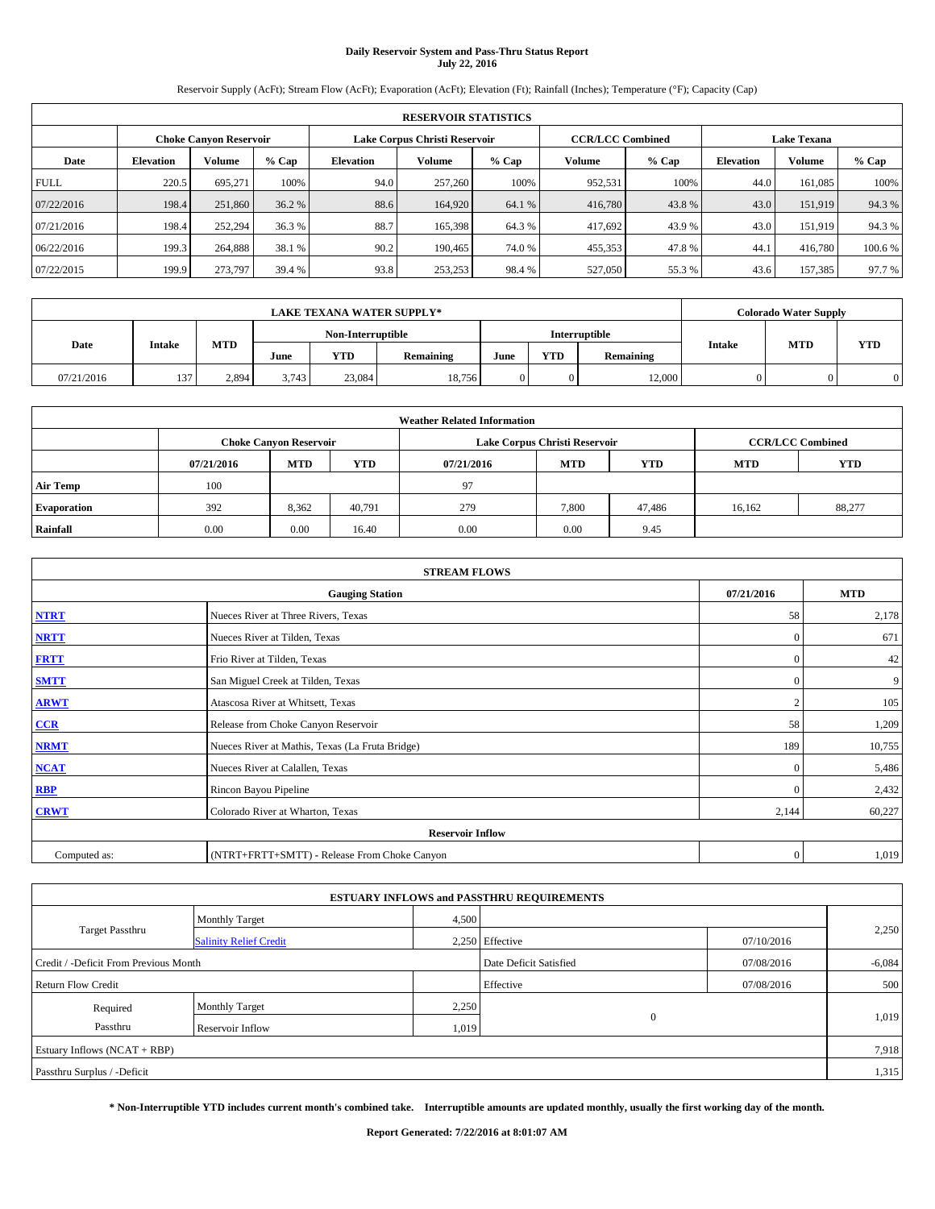# Daily Reservoir System and Pass-Thru Status Report
## July 22, 2016

Reservoir Supply (AcFt); Stream Flow (AcFt); Evaporation (AcFt); Elevation (Ft); Rainfall (Inches); Temperature (°F); Capacity (Cap)

| RESERVOIR STATISTICS | | | | | | | | | | | |
|---|---|---|---|---|---|---|---|---|---|---|---|
| | Choke Canyon Reservoir | | | Lake Corpus Christi Reservoir | | | CCR/LCC Combined | | Lake Texana | | |
| Date | Elevation | Volume | % Cap | Elevation | Volume | % Cap | Volume | % Cap | Elevation | Volume | % Cap |
| FULL | 220.5 | 695,271 | 100% | 94.0 | 257,260 | 100% | 952,531 | 100% | 44.0 | 161,085 | 100% |
| 07/22/2016 | 198.4 | 251,860 | 36.2 % | 88.6 | 164,920 | 64.1 % | 416,780 | 43.8 % | 43.0 | 151,919 | 94.3 % |
| 07/21/2016 | 198.4 | 252,294 | 36.3 % | 88.7 | 165,398 | 64.3 % | 417,692 | 43.9 % | 43.0 | 151,919 | 94.3 % |
| 06/22/2016 | 199.3 | 264,888 | 38.1 % | 90.2 | 190,465 | 74.0 % | 455,353 | 47.8 % | 44.1 | 416,780 | 100.6 % |
| 07/22/2015 | 199.9 | 273,797 | 39.4 % | 93.8 | 253,253 | 98.4 % | 527,050 | 55.3 % | 43.6 | 157,385 | 97.7 % |

| LAKE TEXANA WATER SUPPLY* | | | | | | | | | Colorado Water Supply | | |
|---|---|---|---|---|---|---|---|---|---|---|---|
| | | | Non-Interruptible | | | Interruptible | | | | | |
| Date | Intake | MTD | June | YTD | Remaining | June | YTD | Remaining | Intake | MTD | YTD |
| 07/21/2016 | 137 | 2,894 | 3,743 | 23,084 | 18,756 | 0 | 0 | 12,000 | 0 | 0 | 0 |

| Weather Related Information | | | | | | | | |
|---|---|---|---|---|---|---|---|---|
| | Choke Canyon Reservoir | | | Lake Corpus Christi Reservoir | | | CCR/LCC Combined | |
| | 07/21/2016 | MTD | YTD | 07/21/2016 | MTD | YTD | MTD | YTD |
| Air Temp | 100 | | | 97 | | | | |
| Evaporation | 392 | 8,362 | 40,791 | 279 | 7,800 | 47,486 | 16,162 | 88,277 |
| Rainfall | 0.00 | 0.00 | 16.40 | 0.00 | 0.00 | 9.45 | | |

| STREAM FLOWS | | | |
|---|---|---|---|
| | Gauging Station | 07/21/2016 | MTD |
| NTRT | Nueces River at Three Rivers, Texas | 58 | 2,178 |
| NRTT | Nueces River at Tilden, Texas | 0 | 671 |
| FRTT | Frio River at Tilden, Texas | 0 | 42 |
| SMTT | San Miguel Creek at Tilden, Texas | 0 | 9 |
| ARWT | Atascosa River at Whitsett, Texas | 2 | 105 |
| CCR | Release from Choke Canyon Reservoir | 58 | 1,209 |
| NRMT | Nueces River at Mathis, Texas (La Fruta Bridge) | 189 | 10,755 |
| NCAT | Nueces River at Calallen, Texas | 0 | 5,486 |
| RBP | Rincon Bayou Pipeline | 0 | 2,432 |
| CRWT | Colorado River at Wharton, Texas | 2,144 | 60,227 |
| | Reservoir Inflow | | |
| Computed as: | (NTRT+FRTT+SMTT) - Release From Choke Canyon | 0 | 1,019 |

| ESTUARY INFLOWS and PASSTHRU REQUIREMENTS | | | | | |
|---|---|---|---|---|---|
| Target Passthru | Monthly Target | 4,500 | | | 2,250 |
| | Salinity Relief Credit | 2,250 | Effective | 07/10/2016 | |
| Credit / -Deficit From Previous Month | | | Date Deficit Satisfied | 07/08/2016 | -6,084 |
| Return Flow Credit | | | Effective | 07/08/2016 | 500 |
| Required Passthru | Monthly Target | 2,250 | 0 | | 1,019 |
| | Reservoir Inflow | 1,019 | | | |
| Estuary Inflows (NCAT + RBP) | | | | | 7,918 |
| Passthru Surplus / -Deficit | | | | | 1,315 |

**\* Non-Interruptible YTD includes current month's combined take. Interruptible amounts are updated monthly, usually the first working day of the month.**

**Report Generated: 7/22/2016 at 8:01:07 AM**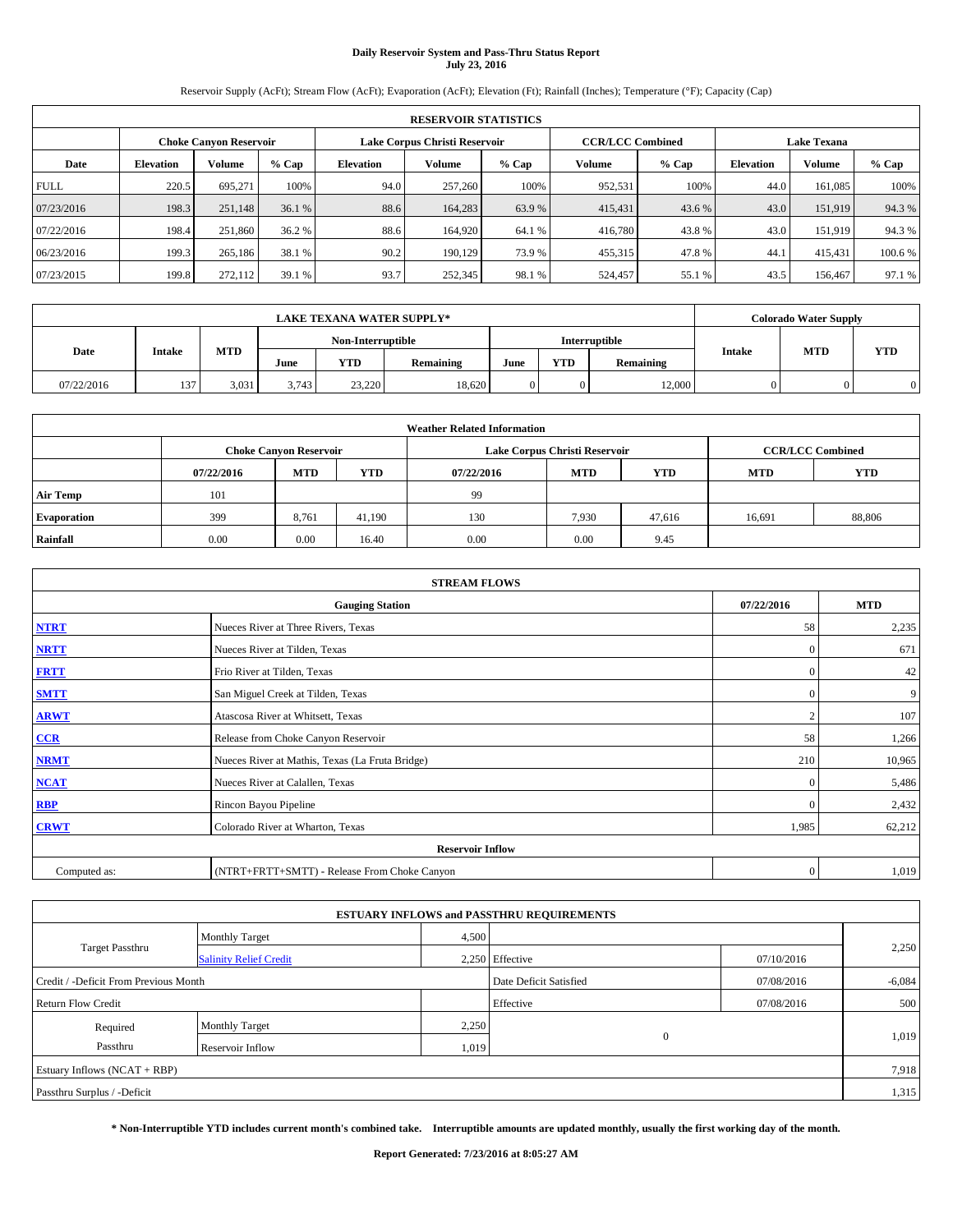**Daily Reservoir System and Pass-Thru Status Report**
**July 23, 2016**

Reservoir Supply (AcFt); Stream Flow (AcFt); Evaporation (AcFt); Elevation (Ft); Rainfall (Inches); Temperature (°F); Capacity (Cap)

| RESERVOIR STATISTICS | | | | | | | | | | | |
|---|---|---|---|---|---|---|---|---|---|---|---|
| | Choke Canyon Reservoir | | | Lake Corpus Christi Reservoir | | | CCR/LCC Combined | | Lake Texana | | |
| Date | Elevation | Volume | % Cap | Elevation | Volume | % Cap | Volume | % Cap | Elevation | Volume | % Cap |
| FULL | 220.5 | 695,271 | 100% | 94.0 | 257,260 | 100% | 952,531 | 100% | 44.0 | 161,085 | 100% |
| 07/23/2016 | 198.3 | 251,148 | 36.1 % | 88.6 | 164,283 | 63.9 % | 415,431 | 43.6 % | 43.0 | 151,919 | 94.3 % |
| 07/22/2016 | 198.4 | 251,860 | 36.2 % | 88.6 | 164,920 | 64.1 % | 416,780 | 43.8 % | 43.0 | 151,919 | 94.3 % |
| 06/23/2016 | 199.3 | 265,186 | 38.1 % | 90.2 | 190,129 | 73.9 % | 455,315 | 47.8 % | 44.1 | 415,431 | 100.6 % |
| 07/23/2015 | 199.8 | 272,112 | 39.1 % | 93.7 | 252,345 | 98.1 % | 524,457 | 55.1 % | 43.5 | 156,467 | 97.1 % |

| LAKE TEXANA WATER SUPPLY* | | | | | | | | | Colorado Water Supply | | |
|---|---|---|---|---|---|---|---|---|---|---|---|
| Date | Intake | MTD | Non-Interruptible | | | Interruptible | | | Intake | MTD | YTD |
| | | | June | YTD | Remaining | June | YTD | Remaining | | | |
| 07/22/2016 | 137 | 3,031 | 3,743 | 23,220 | 18,620 | 0 | 0 | 12,000 | 0 | 0 | 0 |

| Weather Related Information | | | | | | | | |
|---|---|---|---|---|---|---|---|---|
| | Choke Canyon Reservoir | | | Lake Corpus Christi Reservoir | | | CCR/LCC Combined | |
| | 07/22/2016 | MTD | YTD | 07/22/2016 | MTD | YTD | MTD | YTD |
| Air Temp | 101 | | | 99 | | | | |
| Evaporation | 399 | 8,761 | 41,190 | 130 | 7,930 | 47,616 | 16,691 | 88,806 |
| Rainfall | 0.00 | 0.00 | 16.40 | 0.00 | 0.00 | 9.45 | | |

| STREAM FLOWS | | | |
|---|---|---|---|
| Gauging Station | | 07/22/2016 | MTD |
| NTRT | Nueces River at Three Rivers, Texas | 58 | 2,235 |
| NRTT | Nueces River at Tilden, Texas | 0 | 671 |
| FRTT | Frio River at Tilden, Texas | 0 | 42 |
| SMTT | San Miguel Creek at Tilden, Texas | 0 | 9 |
| ARWT | Atascosa River at Whitsett, Texas | 2 | 107 |
| CCR | Release from Choke Canyon Reservoir | 58 | 1,266 |
| NRMT | Nueces River at Mathis, Texas (La Fruta Bridge) | 210 | 10,965 |
| NCAT | Nueces River at Calallen, Texas | 0 | 5,486 |
| RBP | Rincon Bayou Pipeline | 0 | 2,432 |
| CRWT | Colorado River at Wharton, Texas | 1,985 | 62,212 |
| Reservoir Inflow | | | |
| Computed as: | (NTRT+FRTT+SMTT) - Release From Choke Canyon | 0 | 1,019 |

| ESTUARY INFLOWS and PASSTHRU REQUIREMENTS | | | | | |
|---|---|---|---|---|---|
| Target Passthru | Monthly Target | 4,500 | | | 2,250 |
| | Salinity Relief Credit | 2,250 | Effective | 07/10/2016 | |
| Credit / -Deficit From Previous Month | | | Date Deficit Satisfied | 07/08/2016 | -6,084 |
| Return Flow Credit | | | Effective | 07/08/2016 | 500 |
| Required Passthru | Monthly Target | 2,250 | 0 | | 1,019 |
| | Reservoir Inflow | 1,019 | | | |
| Estuary Inflows (NCAT + RBP) | | | | | 7,918 |
| Passthru Surplus / -Deficit | | | | | 1,315 |

**\* Non-Interruptible YTD includes current month's combined take. Interruptible amounts are updated monthly, usually the first working day of the month.**

**Report Generated: 7/23/2016 at 8:05:27 AM**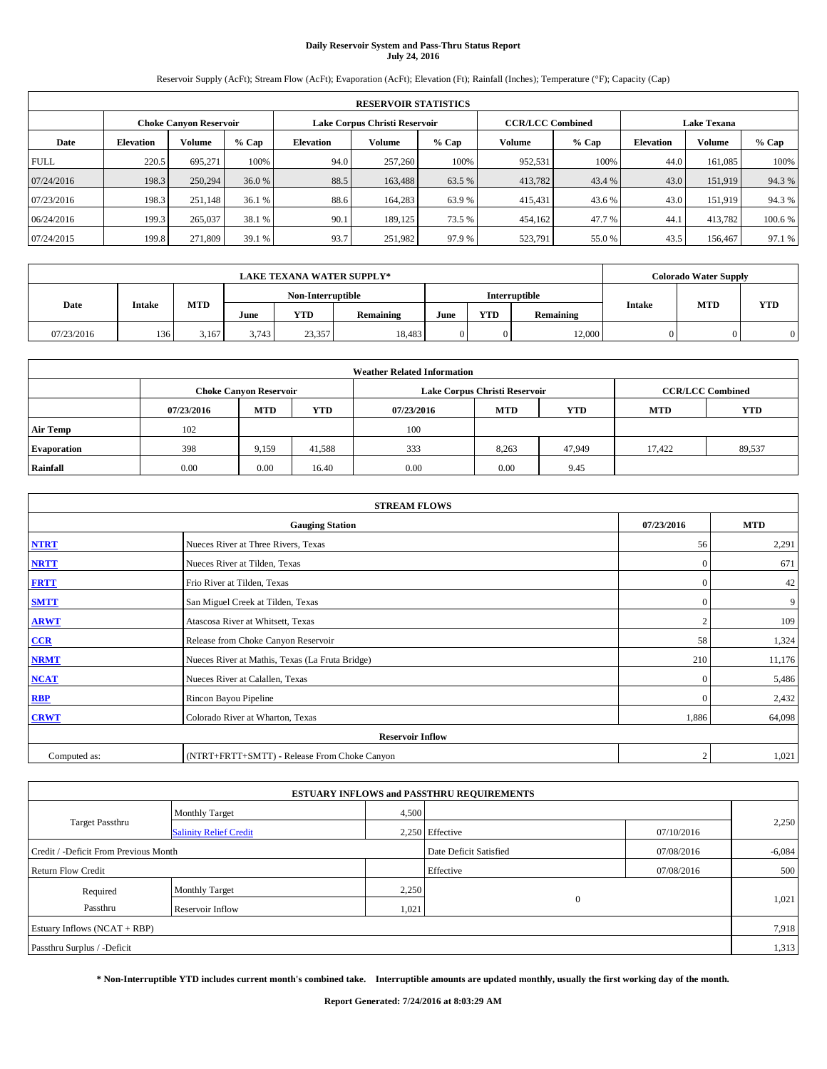# Daily Reservoir System and Pass-Thru Status Report
## July 24, 2016

Reservoir Supply (AcFt); Stream Flow (AcFt); Evaporation (AcFt); Elevation (Ft); Rainfall (Inches); Temperature (°F); Capacity (Cap)

| RESERVOIR STATISTICS | | | | | | | | | | | |
|---|---|---|---|---|---|---|---|---|---|---|---|
| | Choke Canyon Reservoir | | | Lake Corpus Christi Reservoir | | | CCR/LCC Combined | | Lake Texana | | |
| Date | Elevation | Volume | % Cap | Elevation | Volume | % Cap | Volume | % Cap | Elevation | Volume | % Cap |
| FULL | 220.5 | 695,271 | 100% | 94.0 | 257,260 | 100% | 952,531 | 100% | 44.0 | 161,085 | 100% |
| 07/24/2016 | 198.3 | 250,294 | 36.0 % | 88.5 | 163,488 | 63.5 % | 413,782 | 43.4 % | 43.0 | 151,919 | 94.3 % |
| 07/23/2016 | 198.3 | 251,148 | 36.1 % | 88.6 | 164,283 | 63.9 % | 415,431 | 43.6 % | 43.0 | 151,919 | 94.3 % |
| 06/24/2016 | 199.3 | 265,037 | 38.1 % | 90.1 | 189,125 | 73.5 % | 454,162 | 47.7 % | 44.1 | 413,782 | 100.6 % |
| 07/24/2015 | 199.8 | 271,809 | 39.1 % | 93.7 | 251,982 | 97.9 % | 523,791 | 55.0 % | 43.5 | 156,467 | 97.1 % |

| LAKE TEXANA WATER SUPPLY* | | | | | | | | | Colorado Water Supply | | |
|---|---|---|---|---|---|---|---|---|---|---|---|
| | | | Non-Interruptible | | | Interruptible | | | | | |
| Date | Intake | MTD | June | YTD | Remaining | June | YTD | Remaining | Intake | MTD | YTD |
| 07/23/2016 | 136 | 3,167 | 3,743 | 23,357 | 18,483 | 0 | 0 | 12,000 | 0 | 0 | 0 |

| Weather Related Information | | | | | | | | |
|---|---|---|---|---|---|---|---|---|
| | Choke Canyon Reservoir | | | Lake Corpus Christi Reservoir | | | CCR/LCC Combined | |
| | 07/23/2016 | MTD | YTD | 07/23/2016 | MTD | YTD | MTD | YTD |
| Air Temp | 102 | | | 100 | | | | |
| Evaporation | 398 | 9,159 | 41,588 | 333 | 8,263 | 47,949 | 17,422 | 89,537 |
| Rainfall | 0.00 | 0.00 | 16.40 | 0.00 | 0.00 | 9.45 | | |

| STREAM FLOWS | | | |
|---|---|---|---|
| | Gauging Station | 07/23/2016 | MTD |
| NTRT | Nueces River at Three Rivers, Texas | 56 | 2,291 |
| NRTT | Nueces River at Tilden, Texas | 0 | 671 |
| FRTT | Frio River at Tilden, Texas | 0 | 42 |
| SMTT | San Miguel Creek at Tilden, Texas | 0 | 9 |
| ARWT | Atascosa River at Whitsett, Texas | 2 | 109 |
| CCR | Release from Choke Canyon Reservoir | 58 | 1,324 |
| NRMT | Nueces River at Mathis, Texas (La Fruta Bridge) | 210 | 11,176 |
| NCAT | Nueces River at Calallen, Texas | 0 | 5,486 |
| RBP | Rincon Bayou Pipeline | 0 | 2,432 |
| CRWT | Colorado River at Wharton, Texas | 1,886 | 64,098 |
| Reservoir Inflow | | | |
| Computed as: | (NTRT+FRTT+SMTT) - Release From Choke Canyon | 2 | 1,021 |

| ESTUARY INFLOWS and PASSTHRU REQUIREMENTS | | | | | |
|---|---|---|---|---|---|
| Target Passthru | Monthly Target | 4,500 | | | 2,250 |
| | Salinity Relief Credit | 2,250 | Effective | 07/10/2016 | |
| Credit / -Deficit From Previous Month | | | Date Deficit Satisfied | 07/08/2016 | -6,084 |
| Return Flow Credit | | | Effective | 07/08/2016 | 500 |
| Required Passthru | Monthly Target | 2,250 | 0 | | 1,021 |
| | Reservoir Inflow | 1,021 | | | |
| Estuary Inflows (NCAT + RBP) | | | | | 7,918 |
| Passthru Surplus / -Deficit | | | | | 1,313 |

**\* Non-Interruptible YTD includes current month's combined take. Interruptible amounts are updated monthly, usually the first working day of the month.**

**Report Generated: 7/24/2016 at 8:03:29 AM**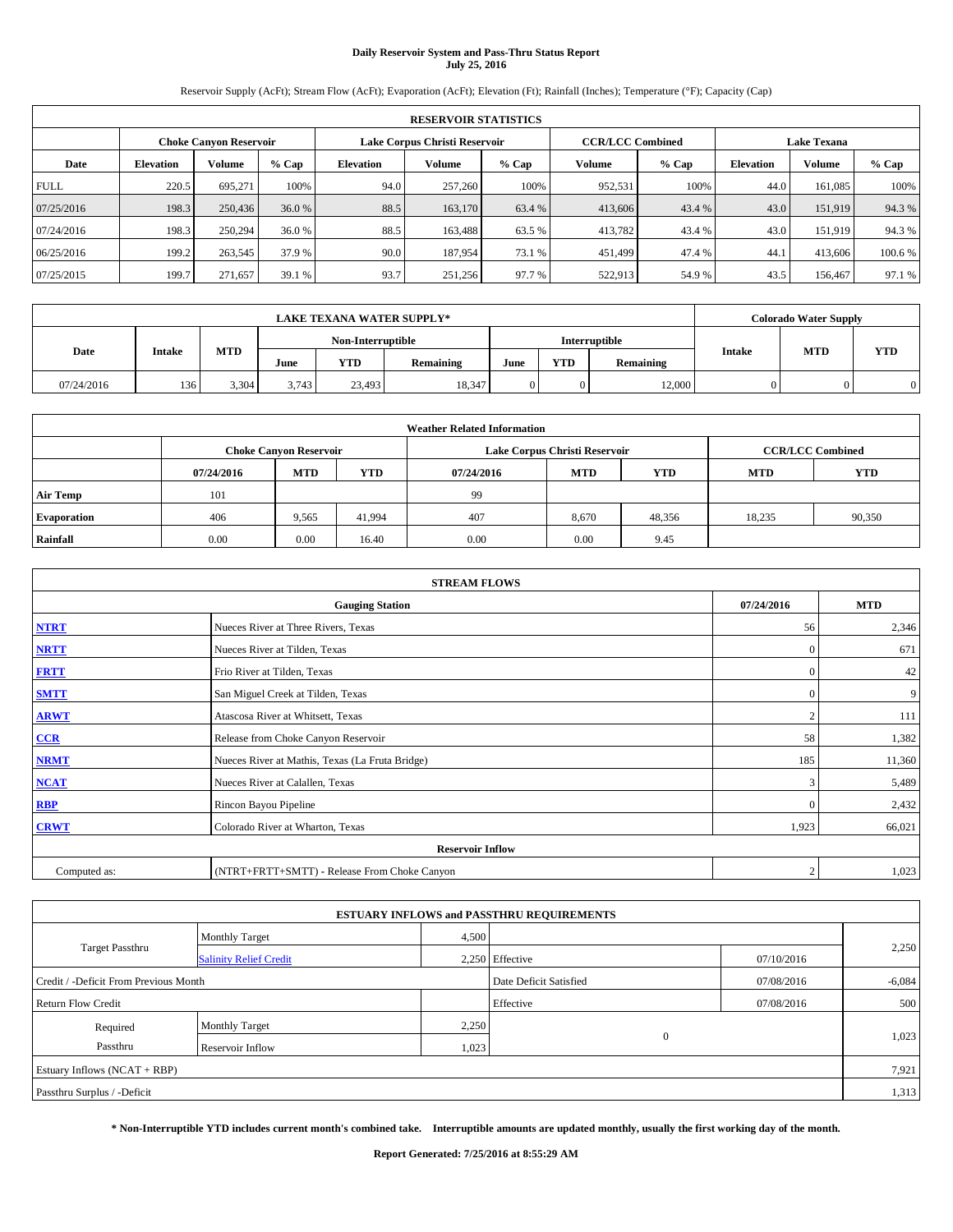# Daily Reservoir System and Pass-Thru Status Report
## July 25, 2016

Reservoir Supply (AcFt); Stream Flow (AcFt); Evaporation (AcFt); Elevation (Ft); Rainfall (Inches); Temperature (°F); Capacity (Cap)

| RESERVOIR STATISTICS | | | | | | | | | | | |
|---|---|---|---|---|---|---|---|---|---|---|---|
| | Choke Canyon Reservoir | | | Lake Corpus Christi Reservoir | | | CCR/LCC Combined | | Lake Texana | | |
| Date | Elevation | Volume | % Cap | Elevation | Volume | % Cap | Volume | % Cap | Elevation | Volume | % Cap |
| FULL | 220.5 | 695,271 | 100% | 94.0 | 257,260 | 100% | 952,531 | 100% | 44.0 | 161,085 | 100% |
| 07/25/2016 | 198.3 | 250,436 | 36.0 % | 88.5 | 163,170 | 63.4 % | 413,606 | 43.4 % | 43.0 | 151,919 | 94.3 % |
| 07/24/2016 | 198.3 | 250,294 | 36.0 % | 88.5 | 163,488 | 63.5 % | 413,782 | 43.4 % | 43.0 | 151,919 | 94.3 % |
| 06/25/2016 | 199.2 | 263,545 | 37.9 % | 90.0 | 187,954 | 73.1 % | 451,499 | 47.4 % | 44.1 | 413,606 | 100.6 % |
| 07/25/2015 | 199.7 | 271,657 | 39.1 % | 93.7 | 251,256 | 97.7 % | 522,913 | 54.9 % | 43.5 | 156,467 | 97.1 % |

| LAKE TEXANA WATER SUPPLY* | | | | | | | | | Colorado Water Supply | | |
|---|---|---|---|---|---|---|---|---|---|---|---|
| Date | Intake | MTD | Non-Interruptible | | | Interruptible | | | Intake | MTD | YTD |
| | | | June | YTD | Remaining | June | YTD | Remaining | | | |
| 07/24/2016 | 136 | 3,304 | 3,743 | 23,493 | 18,347 | 0 | 0 | 12,000 | 0 | 0 | 0 |

| Weather Related Information | | | | | | | | |
|---|---|---|---|---|---|---|---|---|
| | Choke Canyon Reservoir | | | Lake Corpus Christi Reservoir | | | CCR/LCC Combined | |
| | 07/24/2016 | MTD | YTD | 07/24/2016 | MTD | YTD | MTD | YTD |
| Air Temp | 101 | | | 99 | | | | |
| Evaporation | 406 | 9,565 | 41,994 | 407 | 8,670 | 48,356 | 18,235 | 90,350 |
| Rainfall | 0.00 | 0.00 | 16.40 | 0.00 | 0.00 | 9.45 | | |

| STREAM FLOWS | | | |
|---|---|---|---|
| | Gauging Station | 07/24/2016 | MTD |
| NTRT | Nueces River at Three Rivers, Texas | 56 | 2,346 |
| NRTT | Nueces River at Tilden, Texas | 0 | 671 |
| FRTT | Frio River at Tilden, Texas | 0 | 42 |
| SMTT | San Miguel Creek at Tilden, Texas | 0 | 9 |
| ARWT | Atascosa River at Whitsett, Texas | 2 | 111 |
| CCR | Release from Choke Canyon Reservoir | 58 | 1,382 |
| NRMT | Nueces River at Mathis, Texas (La Fruta Bridge) | 185 | 11,360 |
| NCAT | Nueces River at Calallen, Texas | 3 | 5,489 |
| RBP | Rincon Bayou Pipeline | 0 | 2,432 |
| CRWT | Colorado River at Wharton, Texas | 1,923 | 66,021 |
| | Reservoir Inflow | | |
| Computed as: | (NTRT+FRTT+SMTT) - Release From Choke Canyon | 2 | 1,023 |

| ESTUARY INFLOWS and PASSTHRU REQUIREMENTS | | | | | |
|---|---|---|---|---|---|
| Target Passthru | Monthly Target | 4,500 | | | 2,250 |
| | Salinity Relief Credit | 2,250 | Effective | 07/10/2016 | |
| Credit / -Deficit From Previous Month | | | Date Deficit Satisfied | 07/08/2016 | -6,084 |
| Return Flow Credit | | | Effective | 07/08/2016 | 500 |
| Required Passthru | Monthly Target | 2,250 | 0 | | 1,023 |
| | Reservoir Inflow | 1,023 | | | |
| Estuary Inflows (NCAT + RBP) | | | | | 7,921 |
| Passthru Surplus / -Deficit | | | | | 1,313 |

**\* Non-Interruptible YTD includes current month's combined take. Interruptible amounts are updated monthly, usually the first working day of the month.**

**Report Generated: 7/25/2016 at 8:55:29 AM**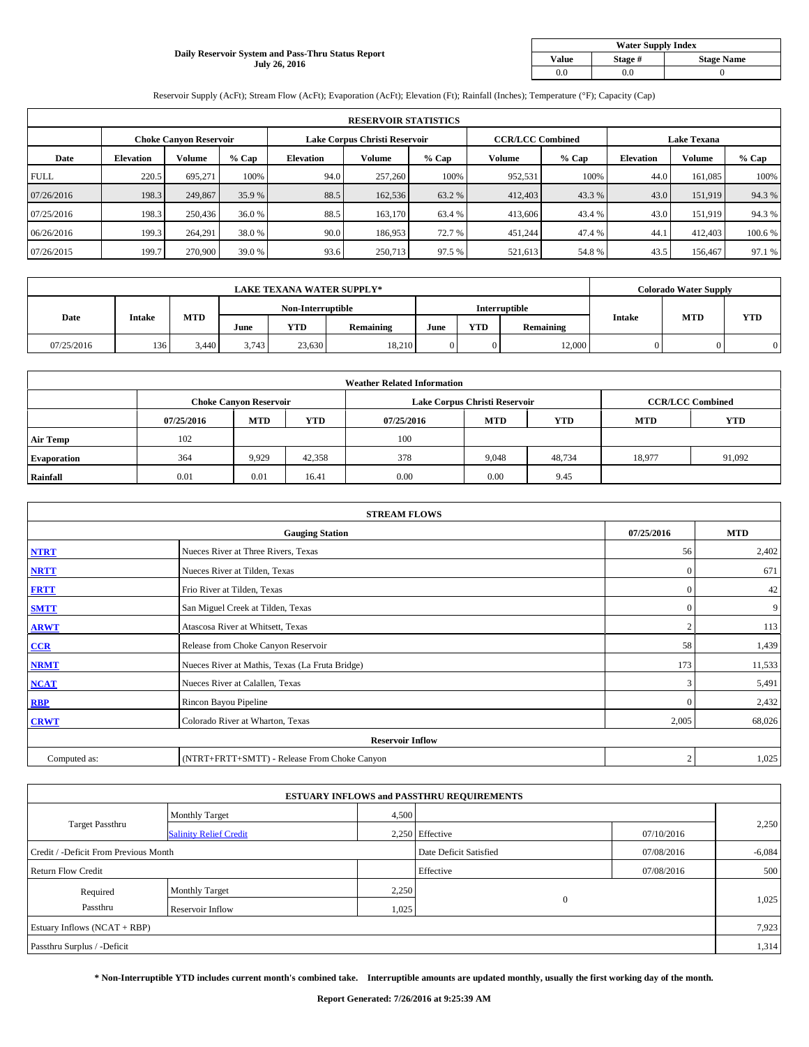**Daily Reservoir System and Pass-Thru Status Report**
**July 26, 2016**

| Water Supply Index | | |
|---|---|---|
| Value | Stage # | Stage Name |
| 0.0 | 0.0 | 0 |

Reservoir Supply (AcFt); Stream Flow (AcFt); Evaporation (AcFt); Elevation (Ft); Rainfall (Inches); Temperature (°F); Capacity (Cap)

| RESERVOIR STATISTICS | | | | | | | | | | | |
|---|---|---|---|---|---|---|---|---|---|---|---|
| | Choke Canyon Reservoir | | | Lake Corpus Christi Reservoir | | | CCR/LCC Combined | | Lake Texana | | |
| Date | Elevation | Volume | % Cap | Elevation | Volume | % Cap | Volume | % Cap | Elevation | Volume | % Cap |
| FULL | 220.5 | 695,271 | 100% | 94.0 | 257,260 | 100% | 952,531 | 100% | 44.0 | 161,085 | 100% |
| 07/26/2016 | 198.3 | 249,867 | 35.9 % | 88.5 | 162,536 | 63.2 % | 412,403 | 43.3 % | 43.0 | 151,919 | 94.3 % |
| 07/25/2016 | 198.3 | 250,436 | 36.0 % | 88.5 | 163,170 | 63.4 % | 413,606 | 43.4 % | 43.0 | 151,919 | 94.3 % |
| 06/26/2016 | 199.3 | 264,291 | 38.0 % | 90.0 | 186,953 | 72.7 % | 451,244 | 47.4 % | 44.1 | 412,403 | 100.6 % |
| 07/26/2015 | 199.7 | 270,900 | 39.0 % | 93.6 | 250,713 | 97.5 % | 521,613 | 54.8 % | 43.5 | 156,467 | 97.1 % |

| LAKE TEXANA WATER SUPPLY* | | | | | | | | | Colorado Water Supply | | |
|---|---|---|---|---|---|---|---|---|---|---|---|
| | | | Non-Interruptible | | | Interruptible | | | | | |
| Date | Intake | MTD | June | YTD | Remaining | June | YTD | Remaining | Intake | MTD | YTD |
| 07/25/2016 | 136 | 3,440 | 3,743 | 23,630 | 18,210 | 0 | 0 | 12,000 | 0 | 0 | 0 |

| Weather Related Information | | | | | | | | |
|---|---|---|---|---|---|---|---|---|
| | Choke Canyon Reservoir | | | Lake Corpus Christi Reservoir | | | CCR/LCC Combined | |
| | 07/25/2016 | MTD | YTD | 07/25/2016 | MTD | YTD | MTD | YTD |
| Air Temp | 102 | | | 100 | | | | |
| Evaporation | 364 | 9,929 | 42,358 | 378 | 9,048 | 48,734 | 18,977 | 91,092 |
| Rainfall | 0.01 | 0.01 | 16.41 | 0.00 | 0.00 | 9.45 | | |

| STREAM FLOWS | | | |
|---|---|---|---|
| | Gauging Station | 07/25/2016 | MTD |
| NTRT | Nueces River at Three Rivers, Texas | 56 | 2,402 |
| NRTT | Nueces River at Tilden, Texas | 0 | 671 |
| FRTT | Frio River at Tilden, Texas | 0 | 42 |
| SMTT | San Miguel Creek at Tilden, Texas | 0 | 9 |
| ARWT | Atascosa River at Whitsett, Texas | 2 | 113 |
| CCR | Release from Choke Canyon Reservoir | 58 | 1,439 |
| NRMT | Nueces River at Mathis, Texas (La Fruta Bridge) | 173 | 11,533 |
| NCAT | Nueces River at Calallen, Texas | 3 | 5,491 |
| RBP | Rincon Bayou Pipeline | 0 | 2,432 |
| CRWT | Colorado River at Wharton, Texas | 2,005 | 68,026 |
| Reservoir Inflow | | | |
| Computed as: | (NTRT+FRTT+SMTT) - Release From Choke Canyon | 2 | 1,025 |

| ESTUARY INFLOWS and PASSTHRU REQUIREMENTS | | | | | |
|---|---|---|---|---|---|
| Target Passthru | Monthly Target | 4,500 | | | 2,250 |
| | Salinity Relief Credit | 2,250 | Effective | 07/10/2016 | |
| Credit / -Deficit From Previous Month | | | Date Deficit Satisfied | 07/08/2016 | -6,084 |
| Return Flow Credit | | | Effective | 07/08/2016 | 500 |
| Required Passthru | Monthly Target | 2,250 | 0 | | 1,025 |
| | Reservoir Inflow | 1,025 | | | |
| Estuary Inflows (NCAT + RBP) | | | | | 7,923 |
| Passthru Surplus / -Deficit | | | | | 1,314 |

**\* Non-Interruptible YTD includes current month's combined take. Interruptible amounts are updated monthly, usually the first working day of the month.**

**Report Generated: 7/26/2016 at 9:25:39 AM**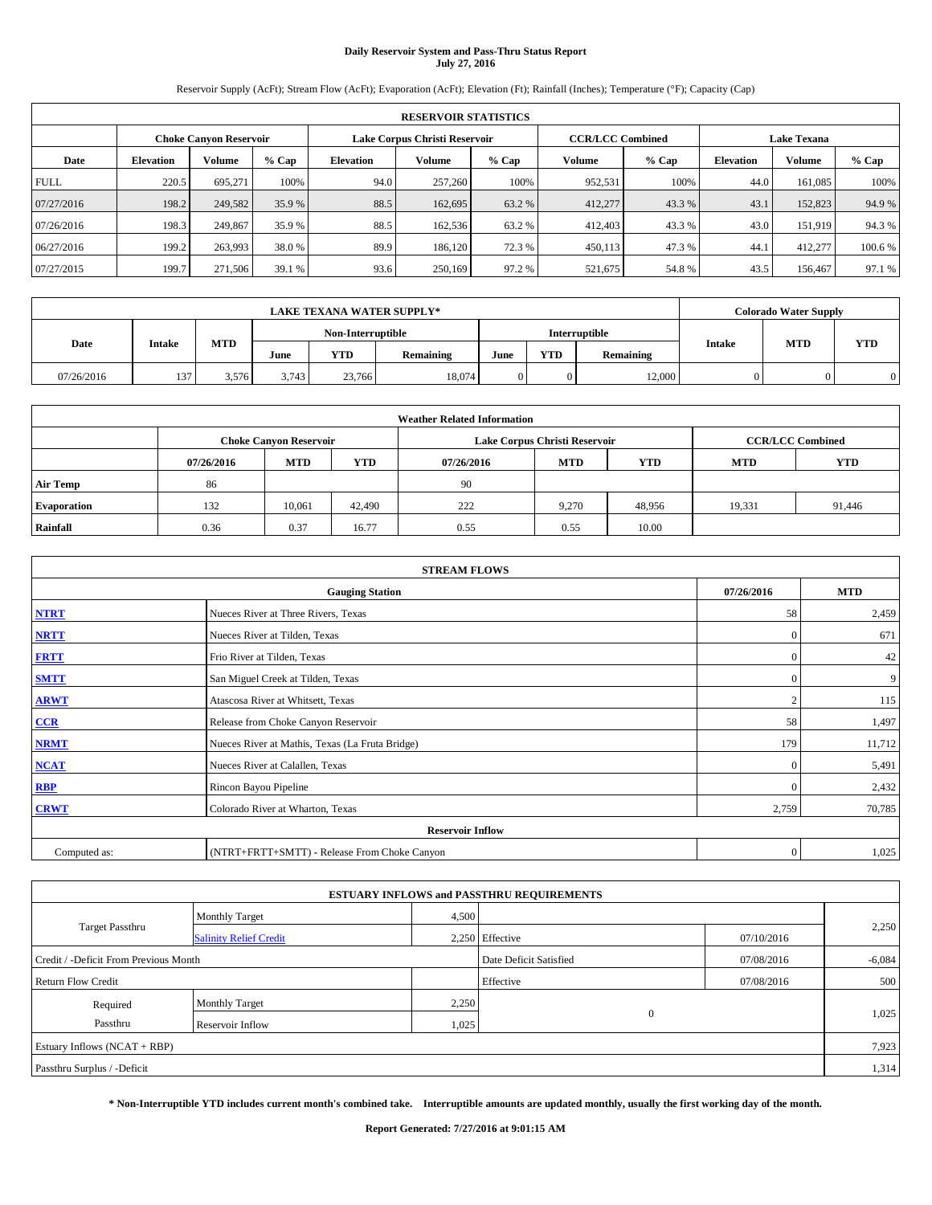**Daily Reservoir System and Pass-Thru Status Report**
**July 27, 2016**

Reservoir Supply (AcFt); Stream Flow (AcFt); Evaporation (AcFt); Elevation (Ft); Rainfall (Inches); Temperature (°F); Capacity (Cap)

| RESERVOIR STATISTICS | | | | | | | | | | | |
|---|---|---|---|---|---|---|---|---|---|---|---|
| | Choke Canyon Reservoir | | | Lake Corpus Christi Reservoir | | | CCR/LCC Combined | | Lake Texana | | |
| Date | Elevation | Volume | % Cap | Elevation | Volume | % Cap | Volume | % Cap | Elevation | Volume | % Cap |
| FULL | 220.5 | 695,271 | 100% | 94.0 | 257,260 | 100% | 952,531 | 100% | 44.0 | 161,085 | 100% |
| 07/27/2016 | 198.2 | 249,582 | 35.9 % | 88.5 | 162,695 | 63.2 % | 412,277 | 43.3 % | 43.1 | 152,823 | 94.9 % |
| 07/26/2016 | 198.3 | 249,867 | 35.9 % | 88.5 | 162,536 | 63.2 % | 412,403 | 43.3 % | 43.0 | 151,919 | 94.3 % |
| 06/27/2016 | 199.2 | 263,993 | 38.0 % | 89.9 | 186,120 | 72.3 % | 450,113 | 47.3 % | 44.1 | 412,277 | 100.6 % |
| 07/27/2015 | 199.7 | 271,506 | 39.1 % | 93.6 | 250,169 | 97.2 % | 521,675 | 54.8 % | 43.5 | 156,467 | 97.1 % |

| LAKE TEXANA WATER SUPPLY* | | | | | | | | | Colorado Water Supply | | |
|---|---|---|---|---|---|---|---|---|---|---|---|
| Date | Intake | MTD | Non-Interruptible | | | Interruptible | | | Intake | MTD | YTD |
| | | | June | YTD | Remaining | June | YTD | Remaining | | | |
| 07/26/2016 | 137 | 3,576 | 3,743 | 23,766 | 18,074 | 0 | 0 | 12,000 | 0 | 0 | 0 |

| Weather Related Information | | | | | | | | |
|---|---|---|---|---|---|---|---|---|
| | Choke Canyon Reservoir | | | Lake Corpus Christi Reservoir | | | CCR/LCC Combined | |
| | 07/26/2016 | MTD | YTD | 07/26/2016 | MTD | YTD | MTD | YTD |
| Air Temp | 86 | | | 90 | | | | |
| Evaporation | 132 | 10,061 | 42,490 | 222 | 9,270 | 48,956 | 19,331 | 91,446 |
| Rainfall | 0.36 | 0.37 | 16.77 | 0.55 | 0.55 | 10.00 | | |

| STREAM FLOWS | | | |
|---|---|---|---|
| | Gauging Station | 07/26/2016 | MTD |
| NTRT | Nueces River at Three Rivers, Texas | 58 | 2,459 |
| NRTT | Nueces River at Tilden, Texas | 0 | 671 |
| FRTT | Frio River at Tilden, Texas | 0 | 42 |
| SMTT | San Miguel Creek at Tilden, Texas | 0 | 9 |
| ARWT | Atascosa River at Whitsett, Texas | 2 | 115 |
| CCR | Release from Choke Canyon Reservoir | 58 | 1,497 |
| NRMT | Nueces River at Mathis, Texas (La Fruta Bridge) | 179 | 11,712 |
| NCAT | Nueces River at Calallen, Texas | 0 | 5,491 |
| RBP | Rincon Bayou Pipeline | 0 | 2,432 |
| CRWT | Colorado River at Wharton, Texas | 2,759 | 70,785 |
| **Reservoir Inflow** | | | |
| Computed as: | (NTRT+FRTT+SMTT) - Release From Choke Canyon | 0 | 1,025 |

| ESTUARY INFLOWS and PASSTHRU REQUIREMENTS | | | | | |
|---|---|---|---|---|---|
| Target Passthru | Monthly Target | 4,500 | | | 2,250 |
| | Salinity Relief Credit | 2,250 | Effective | 07/10/2016 | |
| Credit / -Deficit From Previous Month | | | Date Deficit Satisfied | 07/08/2016 | -6,084 |
| Return Flow Credit | | | Effective | 07/08/2016 | 500 |
| Required Passthru | Monthly Target | 2,250 | 0 | | 1,025 |
| | Reservoir Inflow | 1,025 | | | |
| Estuary Inflows (NCAT + RBP) | | | | | 7,923 |
| Passthru Surplus / -Deficit | | | | | 1,314 |

**\* Non-Interruptible YTD includes current month's combined take. Interruptible amounts are updated monthly, usually the first working day of the month.**

**Report Generated: 7/27/2016 at 9:01:15 AM**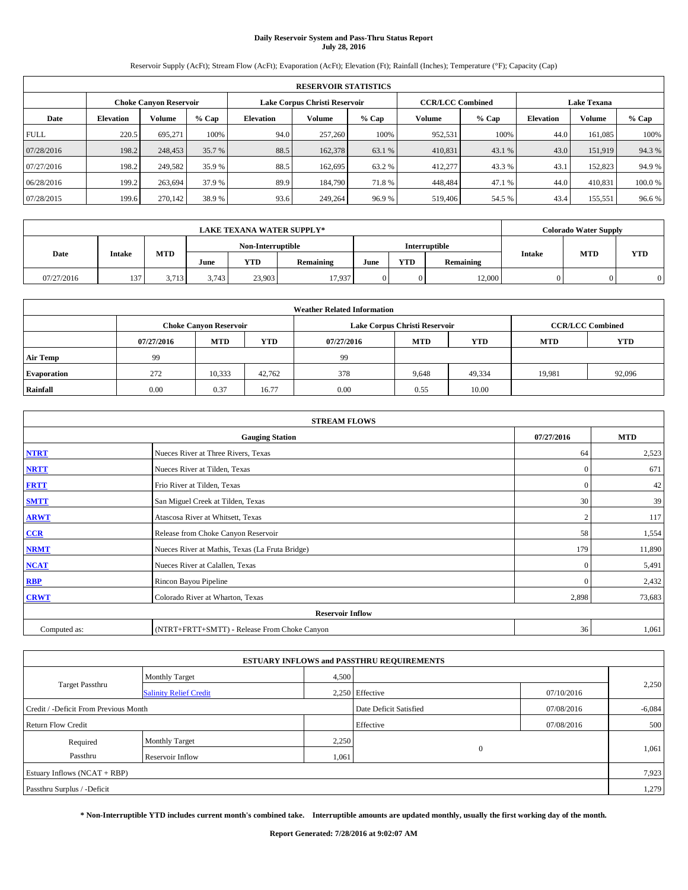**Daily Reservoir System and Pass-Thru Status Report**
**July 28, 2016**

Reservoir Supply (AcFt); Stream Flow (AcFt); Evaporation (AcFt); Elevation (Ft); Rainfall (Inches); Temperature (°F); Capacity (Cap)

| RESERVOIR STATISTICS | | | | | | | | | | | |
|---|---|---|---|---|---|---|---|---|---|---|---|
| | Choke Canyon Reservoir | | | Lake Corpus Christi Reservoir | | | CCR/LCC Combined | | Lake Texana | | |
| Date | Elevation | Volume | % Cap | Elevation | Volume | % Cap | Volume | % Cap | Elevation | Volume | % Cap |
| FULL | 220.5 | 695,271 | 100% | 94.0 | 257,260 | 100% | 952,531 | 100% | 44.0 | 161,085 | 100% |
| 07/28/2016 | 198.2 | 248,453 | 35.7 % | 88.5 | 162,378 | 63.1 % | 410,831 | 43.1 % | 43.0 | 151,919 | 94.3 % |
| 07/27/2016 | 198.2 | 249,582 | 35.9 % | 88.5 | 162,695 | 63.2 % | 412,277 | 43.3 % | 43.1 | 152,823 | 94.9 % |
| 06/28/2016 | 199.2 | 263,694 | 37.9 % | 89.9 | 184,790 | 71.8 % | 448,484 | 47.1 % | 44.0 | 410,831 | 100.0 % |
| 07/28/2015 | 199.6 | 270,142 | 38.9 % | 93.6 | 249,264 | 96.9 % | 519,406 | 54.5 % | 43.4 | 155,551 | 96.6 % |

| LAKE TEXANA WATER SUPPLY* | | | | | | | | | Colorado Water Supply | | |
|---|---|---|---|---|---|---|---|---|---|---|---|
| Date | Intake | MTD | Non-Interruptible | | | Interruptible | | | Intake | MTD | YTD |
| | | | June | YTD | Remaining | June | YTD | Remaining | | | |
| 07/27/2016 | 137 | 3,713 | 3,743 | 23,903 | 17,937 | 0 | 0 | 12,000 | 0 | 0 | 0 |

| Weather Related Information | | | | | | | | |
|---|---|---|---|---|---|---|---|---|
| | Choke Canyon Reservoir | | | Lake Corpus Christi Reservoir | | | CCR/LCC Combined | |
| | 07/27/2016 | MTD | YTD | 07/27/2016 | MTD | YTD | MTD | YTD |
| Air Temp | 99 | | | 99 | | | | |
| Evaporation | 272 | 10,333 | 42,762 | 378 | 9,648 | 49,334 | 19,981 | 92,096 |
| Rainfall | 0.00 | 0.37 | 16.77 | 0.00 | 0.55 | 10.00 | | |

| STREAM FLOWS | | | |
|---|---|---|---|
| | Gauging Station | 07/27/2016 | MTD |
| NTRT | Nueces River at Three Rivers, Texas | 64 | 2,523 |
| NRTT | Nueces River at Tilden, Texas | 0 | 671 |
| FRTT | Frio River at Tilden, Texas | 0 | 42 |
| SMTT | San Miguel Creek at Tilden, Texas | 30 | 39 |
| ARWT | Atascosa River at Whitsett, Texas | 2 | 117 |
| CCR | Release from Choke Canyon Reservoir | 58 | 1,554 |
| NRMT | Nueces River at Mathis, Texas (La Fruta Bridge) | 179 | 11,890 |
| NCAT | Nueces River at Calallen, Texas | 0 | 5,491 |
| RBP | Rincon Bayou Pipeline | 0 | 2,432 |
| CRWT | Colorado River at Wharton, Texas | 2,898 | 73,683 |
| Reservoir Inflow | | | |
| Computed as: | (NTRT+FRTT+SMTT) - Release From Choke Canyon | 36 | 1,061 |

| ESTUARY INFLOWS and PASSTHRU REQUIREMENTS | | | | | |
|---|---|---|---|---|---|
| Target Passthru | Monthly Target | 4,500 | | | 2,250 |
| | Salinity Relief Credit | 2,250 | Effective | 07/10/2016 | |
| Credit / -Deficit From Previous Month | | | Date Deficit Satisfied | 07/08/2016 | -6,084 |
| Return Flow Credit | | | Effective | 07/08/2016 | 500 |
| Required Passthru | Monthly Target | 2,250 | 0 | | 1,061 |
| | Reservoir Inflow | 1,061 | | | |
| Estuary Inflows (NCAT + RBP) | | | | | 7,923 |
| Passthru Surplus / -Deficit | | | | | 1,279 |

**\* Non-Interruptible YTD includes current month's combined take. Interruptible amounts are updated monthly, usually the first working day of the month.**

**Report Generated: 7/28/2016 at 9:02:07 AM**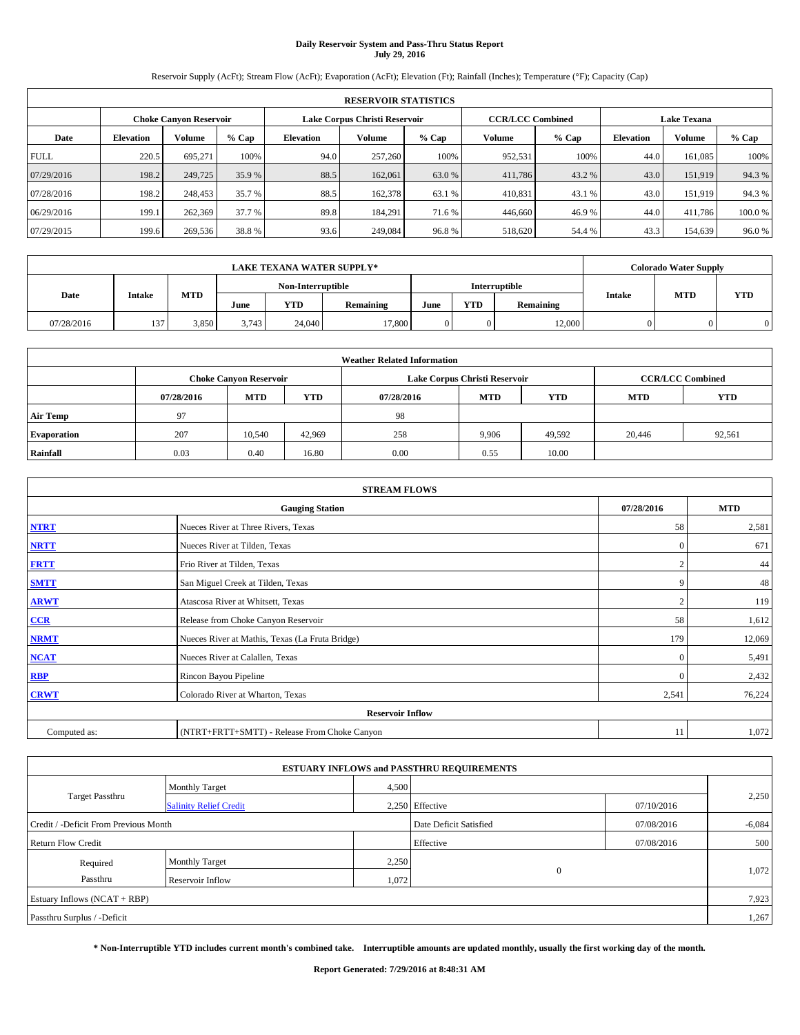# Daily Reservoir System and Pass-Thru Status Report
## July 29, 2016

Reservoir Supply (AcFt); Stream Flow (AcFt); Evaporation (AcFt); Elevation (Ft); Rainfall (Inches); Temperature (°F); Capacity (Cap)

| RESERVOIR STATISTICS | | | | | | | | | | | |
|---|---|---|---|---|---|---|---|---|---|---|---|
| | Choke Canyon Reservoir | | | Lake Corpus Christi Reservoir | | | CCR/LCC Combined | | Lake Texana | | |
| Date | Elevation | Volume | % Cap | Elevation | Volume | % Cap | Volume | % Cap | Elevation | Volume | % Cap |
| FULL | 220.5 | 695,271 | 100% | 94.0 | 257,260 | 100% | 952,531 | 100% | 44.0 | 161,085 | 100% |
| 07/29/2016 | 198.2 | 249,725 | 35.9 % | 88.5 | 162,061 | 63.0 % | 411,786 | 43.2 % | 43.0 | 151,919 | 94.3 % |
| 07/28/2016 | 198.2 | 248,453 | 35.7 % | 88.5 | 162,378 | 63.1 % | 410,831 | 43.1 % | 43.0 | 151,919 | 94.3 % |
| 06/29/2016 | 199.1 | 262,369 | 37.7 % | 89.8 | 184,291 | 71.6 % | 446,660 | 46.9 % | 44.0 | 411,786 | 100.0 % |
| 07/29/2015 | 199.6 | 269,536 | 38.8 % | 93.6 | 249,084 | 96.8 % | 518,620 | 54.4 % | 43.3 | 154,639 | 96.0 % |

| LAKE TEXANA WATER SUPPLY* | | | | | | | | | Colorado Water Supply | | |
|---|---|---|---|---|---|---|---|---|---|---|---|
| Date | Intake | MTD | Non-Interruptible | | | Interruptible | | | Intake | MTD | YTD |
| | | | June | YTD | Remaining | June | YTD | Remaining | | | |
| 07/28/2016 | 137 | 3,850 | 3,743 | 24,040 | 17,800 | 0 | 0 | 12,000 | 0 | 0 | 0 |

| Weather Related Information | | | | | | | | |
|---|---|---|---|---|---|---|---|---|
| | Choke Canyon Reservoir | | | Lake Corpus Christi Reservoir | | | CCR/LCC Combined | |
| | 07/28/2016 | MTD | YTD | 07/28/2016 | MTD | YTD | MTD | YTD |
| Air Temp | 97 | | | 98 | | | | |
| Evaporation | 207 | 10,540 | 42,969 | 258 | 9,906 | 49,592 | 20,446 | 92,561 |
| Rainfall | 0.03 | 0.40 | 16.80 | 0.00 | 0.55 | 10.00 | | |

| STREAM FLOWS | | | |
|---|---|---|---|
| | Gauging Station | 07/28/2016 | MTD |
| NTRT | Nueces River at Three Rivers, Texas | 58 | 2,581 |
| NRTT | Nueces River at Tilden, Texas | 0 | 671 |
| FRTT | Frio River at Tilden, Texas | 2 | 44 |
| SMTT | San Miguel Creek at Tilden, Texas | 9 | 48 |
| ARWT | Atascosa River at Whitsett, Texas | 2 | 119 |
| CCR | Release from Choke Canyon Reservoir | 58 | 1,612 |
| NRMT | Nueces River at Mathis, Texas (La Fruta Bridge) | 179 | 12,069 |
| NCAT | Nueces River at Calallen, Texas | 0 | 5,491 |
| RBP | Rincon Bayou Pipeline | 0 | 2,432 |
| CRWT | Colorado River at Wharton, Texas | 2,541 | 76,224 |
| Reservoir Inflow | | | |
| Computed as: | (NTRT+FRTT+SMTT) - Release From Choke Canyon | 11 | 1,072 |

| ESTUARY INFLOWS and PASSTHRU REQUIREMENTS | | | | | |
|---|---|---|---|---|---|
| Target Passthru | Monthly Target | 4,500 | | | 2,250 |
| | Salinity Relief Credit | 2,250 | Effective | 07/10/2016 | |
| Credit / -Deficit From Previous Month | | | Date Deficit Satisfied | 07/08/2016 | -6,084 |
| Return Flow Credit | | | Effective | 07/08/2016 | 500 |
| Required Passthru | Monthly Target | 2,250 | 0 | | 1,072 |
| | Reservoir Inflow | 1,072 | | | |
| Estuary Inflows (NCAT + RBP) | | | | | 7,923 |
| Passthru Surplus / -Deficit | | | | | 1,267 |

**\* Non-Interruptible YTD includes current month's combined take. Interruptible amounts are updated monthly, usually the first working day of the month.**

**Report Generated: 7/29/2016 at 8:48:31 AM**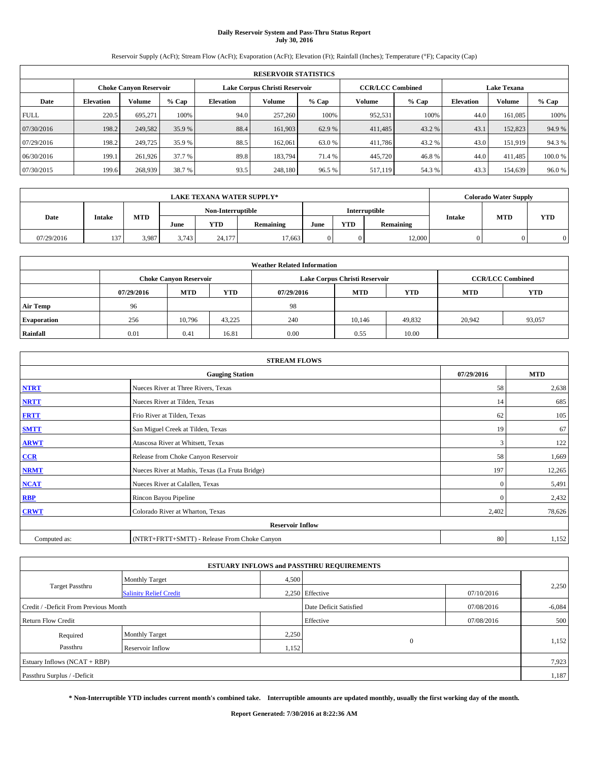**Daily Reservoir System and Pass-Thru Status Report**
**July 30, 2016**

Reservoir Supply (AcFt); Stream Flow (AcFt); Evaporation (AcFt); Elevation (Ft); Rainfall (Inches); Temperature (°F); Capacity (Cap)

| RESERVOIR STATISTICS | | | | | | | | | | | |
|---|---|---|---|---|---|---|---|---|---|---|---|
| | Choke Canyon Reservoir | | | Lake Corpus Christi Reservoir | | | CCR/LCC Combined | | Lake Texana | | |
| Date | Elevation | Volume | % Cap | Elevation | Volume | % Cap | Volume | % Cap | Elevation | Volume | % Cap |
| FULL | 220.5 | 695,271 | 100% | 94.0 | 257,260 | 100% | 952,531 | 100% | 44.0 | 161,085 | 100% |
| 07/30/2016 | 198.2 | 249,582 | 35.9 % | 88.4 | 161,903 | 62.9 % | 411,485 | 43.2 % | 43.1 | 152,823 | 94.9 % |
| 07/29/2016 | 198.2 | 249,725 | 35.9 % | 88.5 | 162,061 | 63.0 % | 411,786 | 43.2 % | 43.0 | 151,919 | 94.3 % |
| 06/30/2016 | 199.1 | 261,926 | 37.7 % | 89.8 | 183,794 | 71.4 % | 445,720 | 46.8 % | 44.0 | 411,485 | 100.0 % |
| 07/30/2015 | 199.6 | 268,939 | 38.7 % | 93.5 | 248,180 | 96.5 % | 517,119 | 54.3 % | 43.3 | 154,639 | 96.0 % |

| LAKE TEXANA WATER SUPPLY* | | | | | | | | | Colorado Water Supply | | |
|---|---|---|---|---|---|---|---|---|---|---|---|
| Date | Intake | MTD | Non-Interruptible | | | Interruptible | | | Intake | MTD | YTD |
| | | | June | YTD | Remaining | June | YTD | Remaining | | | |
| 07/29/2016 | 137 | 3,987 | 3,743 | 24,177 | 17,663 | 0 | 0 | 12,000 | 0 | 0 | 0 |

| Weather Related Information | | | | | | | | |
|---|---|---|---|---|---|---|---|---|
| | Choke Canyon Reservoir | | | Lake Corpus Christi Reservoir | | | CCR/LCC Combined | |
| | 07/29/2016 | MTD | YTD | 07/29/2016 | MTD | YTD | MTD | YTD |
| Air Temp | 96 | | | 98 | | | | |
| Evaporation | 256 | 10,796 | 43,225 | 240 | 10,146 | 49,832 | 20,942 | 93,057 |
| Rainfall | 0.01 | 0.41 | 16.81 | 0.00 | 0.55 | 10.00 | | |

| STREAM FLOWS | | | |
|---|---|---|---|
| | Gauging Station | 07/29/2016 | MTD |
| NTRT | Nueces River at Three Rivers, Texas | 58 | 2,638 |
| NRTT | Nueces River at Tilden, Texas | 14 | 685 |
| FRTT | Frio River at Tilden, Texas | 62 | 105 |
| SMTT | San Miguel Creek at Tilden, Texas | 19 | 67 |
| ARWT | Atascosa River at Whitsett, Texas | 3 | 122 |
| CCR | Release from Choke Canyon Reservoir | 58 | 1,669 |
| NRMT | Nueces River at Mathis, Texas (La Fruta Bridge) | 197 | 12,265 |
| NCAT | Nueces River at Calallen, Texas | 0 | 5,491 |
| RBP | Rincon Bayou Pipeline | 0 | 2,432 |
| CRWT | Colorado River at Wharton, Texas | 2,402 | 78,626 |
| Reservoir Inflow | | | |
| Computed as: | (NTRT+FRTT+SMTT) - Release From Choke Canyon | 80 | 1,152 |

| ESTUARY INFLOWS and PASSTHRU REQUIREMENTS | | | | | |
|---|---|---|---|---|---|
| Target Passthru | Monthly Target | 4,500 | | | 2,250 |
| | Salinity Relief Credit | 2,250 | Effective | 07/10/2016 | |
| Credit / -Deficit From Previous Month | | | Date Deficit Satisfied | 07/08/2016 | -6,084 |
| Return Flow Credit | | | Effective | 07/08/2016 | 500 |
| Required Passthru | Monthly Target | 2,250 | 0 | | 1,152 |
| | Reservoir Inflow | 1,152 | | | |
| Estuary Inflows (NCAT + RBP) | | | | | 7,923 |
| Passthru Surplus / -Deficit | | | | | 1,187 |

**\* Non-Interruptible YTD includes current month's combined take. Interruptible amounts are updated monthly, usually the first working day of the month.**

**Report Generated: 7/30/2016 at 8:22:36 AM**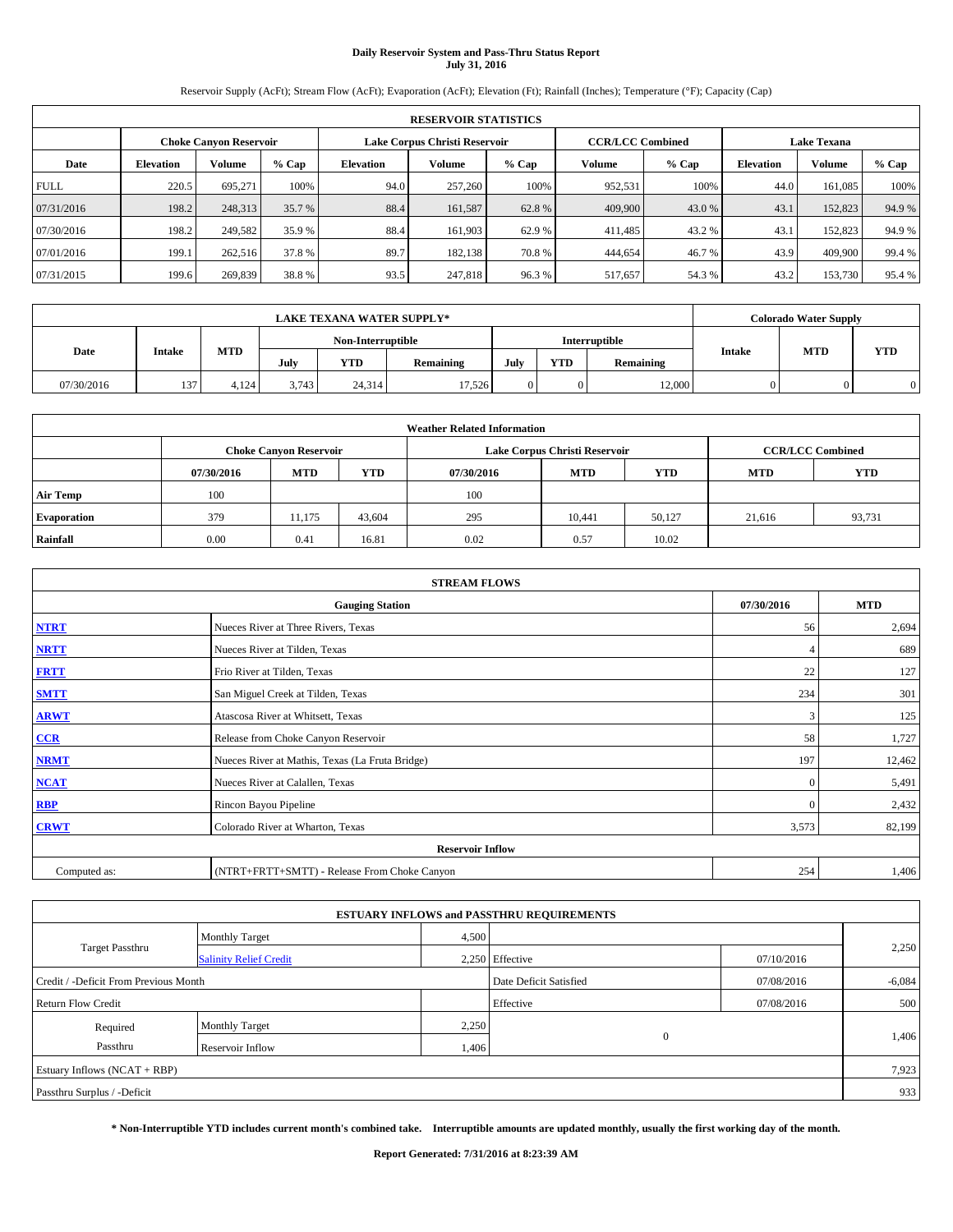**Daily Reservoir System and Pass-Thru Status Report**
**July 31, 2016**

Reservoir Supply (AcFt); Stream Flow (AcFt); Evaporation (AcFt); Elevation (Ft); Rainfall (Inches); Temperature (°F); Capacity (Cap)

| RESERVOIR STATISTICS | | | | | | | | | | | |
|---|---|---|---|---|---|---|---|---|---|---|---|
| | Choke Canyon Reservoir | | | Lake Corpus Christi Reservoir | | | CCR/LCC Combined | | Lake Texana | | |
| Date | Elevation | Volume | % Cap | Elevation | Volume | % Cap | Volume | % Cap | Elevation | Volume | % Cap |
| FULL | 220.5 | 695,271 | 100% | 94.0 | 257,260 | 100% | 952,531 | 100% | 44.0 | 161,085 | 100% |
| 07/31/2016 | 198.2 | 248,313 | 35.7 % | 88.4 | 161,587 | 62.8 % | 409,900 | 43.0 % | 43.1 | 152,823 | 94.9 % |
| 07/30/2016 | 198.2 | 249,582 | 35.9 % | 88.4 | 161,903 | 62.9 % | 411,485 | 43.2 % | 43.1 | 152,823 | 94.9 % |
| 07/01/2016 | 199.1 | 262,516 | 37.8 % | 89.7 | 182,138 | 70.8 % | 444,654 | 46.7 % | 43.9 | 409,900 | 99.4 % |
| 07/31/2015 | 199.6 | 269,839 | 38.8 % | 93.5 | 247,818 | 96.3 % | 517,657 | 54.3 % | 43.2 | 153,730 | 95.4 % |

| LAKE TEXANA WATER SUPPLY* | | | | | | | | | Colorado Water Supply | | |
|---|---|---|---|---|---|---|---|---|---|---|---|
| | | | Non-Interruptible | | | Interruptible | | | | | |
| Date | Intake | MTD | July | YTD | Remaining | July | YTD | Remaining | Intake | MTD | YTD |
| 07/30/2016 | 137 | 4,124 | 3,743 | 24,314 | 17,526 | 0 | 0 | 12,000 | 0 | 0 | 0 |

| Weather Related Information | | | | | | | | |
|---|---|---|---|---|---|---|---|---|
| | Choke Canyon Reservoir | | | Lake Corpus Christi Reservoir | | | CCR/LCC Combined | |
| | 07/30/2016 | MTD | YTD | 07/30/2016 | MTD | YTD | MTD | YTD |
| Air Temp | 100 | | | 100 | | | | |
| Evaporation | 379 | 11,175 | 43,604 | 295 | 10,441 | 50,127 | 21,616 | 93,731 |
| Rainfall | 0.00 | 0.41 | 16.81 | 0.02 | 0.57 | 10.02 | | |

| STREAM FLOWS | | | |
|---|---|---|---|
| | Gauging Station | 07/30/2016 | MTD |
| NTRT | Nueces River at Three Rivers, Texas | 56 | 2,694 |
| NRTT | Nueces River at Tilden, Texas | 4 | 689 |
| FRTT | Frio River at Tilden, Texas | 22 | 127 |
| SMTT | San Miguel Creek at Tilden, Texas | 234 | 301 |
| ARWT | Atascosa River at Whitsett, Texas | 3 | 125 |
| CCR | Release from Choke Canyon Reservoir | 58 | 1,727 |
| NRMT | Nueces River at Mathis, Texas (La Fruta Bridge) | 197 | 12,462 |
| NCAT | Nueces River at Calallen, Texas | 0 | 5,491 |
| RBP | Rincon Bayou Pipeline | 0 | 2,432 |
| CRWT | Colorado River at Wharton, Texas | 3,573 | 82,199 |
| Reservoir Inflow | | | |
| Computed as: | (NTRT+FRTT+SMTT) - Release From Choke Canyon | 254 | 1,406 |

| ESTUARY INFLOWS and PASSTHRU REQUIREMENTS | | | | | |
|---|---|---|---|---|---|
| Target Passthru | Monthly Target | 4,500 | | | 2,250 |
| | Salinity Relief Credit | 2,250 | Effective | 07/10/2016 | |
| Credit / -Deficit From Previous Month | | | Date Deficit Satisfied | 07/08/2016 | -6,084 |
| Return Flow Credit | | | Effective | 07/08/2016 | 500 |
| Required Passthru | Monthly Target | 2,250 | 0 | | 1,406 |
| | Reservoir Inflow | 1,406 | | | |
| Estuary Inflows (NCAT + RBP) | | | | | 7,923 |
| Passthru Surplus / -Deficit | | | | | 933 |

**\* Non-Interruptible YTD includes current month's combined take. Interruptible amounts are updated monthly, usually the first working day of the month.**

**Report Generated: 7/31/2016 at 8:23:39 AM**